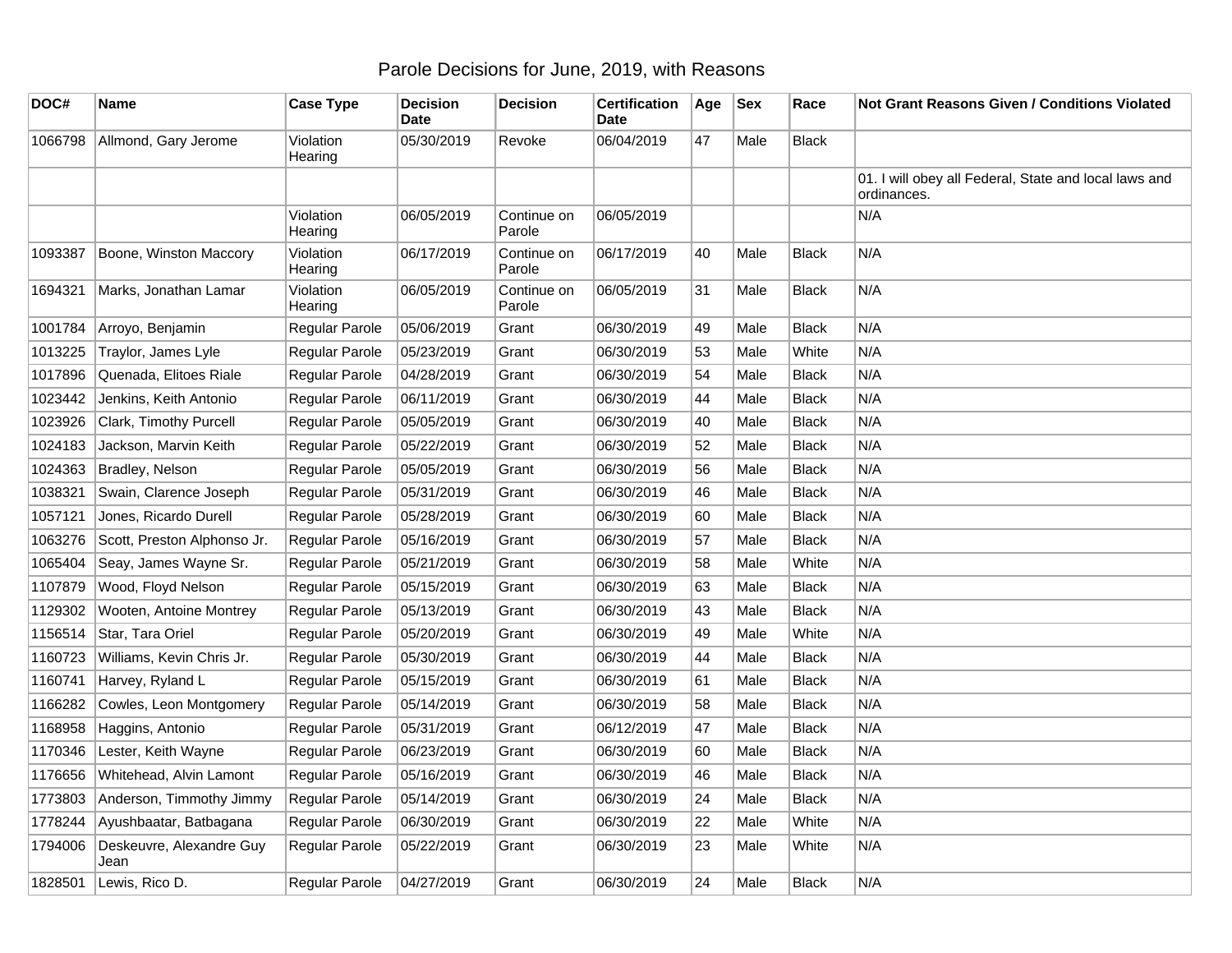# Parole Decisions for June, 2019, with Reasons

| DOC# | Name | Case Type | Decision Date | Decision | Certification Date | Age | Sex | Race | Not Grant Reasons Given / Conditions Violated |
|---|---|---|---|---|---|---|---|---|---|
| 1066798 | Allmond, Gary Jerome | Violation Hearing | 05/30/2019 | Revoke | 06/04/2019 | 47 | Male | Black | |
| | | | | | | | | | 01. I will obey all Federal, State and local laws and ordinances. |
| | | Violation Hearing | 06/05/2019 | Continue on Parole | 06/05/2019 | | | | N/A |
| 1093387 | Boone, Winston Maccory | Violation Hearing | 06/17/2019 | Continue on Parole | 06/17/2019 | 40 | Male | Black | N/A |
| 1694321 | Marks, Jonathan Lamar | Violation Hearing | 06/05/2019 | Continue on Parole | 06/05/2019 | 31 | Male | Black | N/A |
| 1001784 | Arroyo, Benjamin | Regular Parole | 05/06/2019 | Grant | 06/30/2019 | 49 | Male | Black | N/A |
| 1013225 | Traylor, James Lyle | Regular Parole | 05/23/2019 | Grant | 06/30/2019 | 53 | Male | White | N/A |
| 1017896 | Quenada, Elitoes Riale | Regular Parole | 04/28/2019 | Grant | 06/30/2019 | 54 | Male | Black | N/A |
| 1023442 | Jenkins, Keith Antonio | Regular Parole | 06/11/2019 | Grant | 06/30/2019 | 44 | Male | Black | N/A |
| 1023926 | Clark, Timothy Purcell | Regular Parole | 05/05/2019 | Grant | 06/30/2019 | 40 | Male | Black | N/A |
| 1024183 | Jackson, Marvin Keith | Regular Parole | 05/22/2019 | Grant | 06/30/2019 | 52 | Male | Black | N/A |
| 1024363 | Bradley, Nelson | Regular Parole | 05/05/2019 | Grant | 06/30/2019 | 56 | Male | Black | N/A |
| 1038321 | Swain, Clarence Joseph | Regular Parole | 05/31/2019 | Grant | 06/30/2019 | 46 | Male | Black | N/A |
| 1057121 | Jones, Ricardo Durell | Regular Parole | 05/28/2019 | Grant | 06/30/2019 | 60 | Male | Black | N/A |
| 1063276 | Scott, Preston Alphonso Jr. | Regular Parole | 05/16/2019 | Grant | 06/30/2019 | 57 | Male | Black | N/A |
| 1065404 | Seay, James Wayne Sr. | Regular Parole | 05/21/2019 | Grant | 06/30/2019 | 58 | Male | White | N/A |
| 1107879 | Wood, Floyd Nelson | Regular Parole | 05/15/2019 | Grant | 06/30/2019 | 63 | Male | Black | N/A |
| 1129302 | Wooten, Antoine Montrey | Regular Parole | 05/13/2019 | Grant | 06/30/2019 | 43 | Male | Black | N/A |
| 1156514 | Star, Tara Oriel | Regular Parole | 05/20/2019 | Grant | 06/30/2019 | 49 | Male | White | N/A |
| 1160723 | Williams, Kevin Chris Jr. | Regular Parole | 05/30/2019 | Grant | 06/30/2019 | 44 | Male | Black | N/A |
| 1160741 | Harvey, Ryland L | Regular Parole | 05/15/2019 | Grant | 06/30/2019 | 61 | Male | Black | N/A |
| 1166282 | Cowles, Leon Montgomery | Regular Parole | 05/14/2019 | Grant | 06/30/2019 | 58 | Male | Black | N/A |
| 1168958 | Haggins, Antonio | Regular Parole | 05/31/2019 | Grant | 06/12/2019 | 47 | Male | Black | N/A |
| 1170346 | Lester, Keith Wayne | Regular Parole | 06/23/2019 | Grant | 06/30/2019 | 60 | Male | Black | N/A |
| 1176656 | Whitehead, Alvin Lamont | Regular Parole | 05/16/2019 | Grant | 06/30/2019 | 46 | Male | Black | N/A |
| 1773803 | Anderson, Timmothy Jimmy | Regular Parole | 05/14/2019 | Grant | 06/30/2019 | 24 | Male | Black | N/A |
| 1778244 | Ayushbaatar, Batbagana | Regular Parole | 06/30/2019 | Grant | 06/30/2019 | 22 | Male | White | N/A |
| 1794006 | Deskeuvre, Alexandre Guy Jean | Regular Parole | 05/22/2019 | Grant | 06/30/2019 | 23 | Male | White | N/A |
| 1828501 | Lewis, Rico D. | Regular Parole | 04/27/2019 | Grant | 06/30/2019 | 24 | Male | Black | N/A |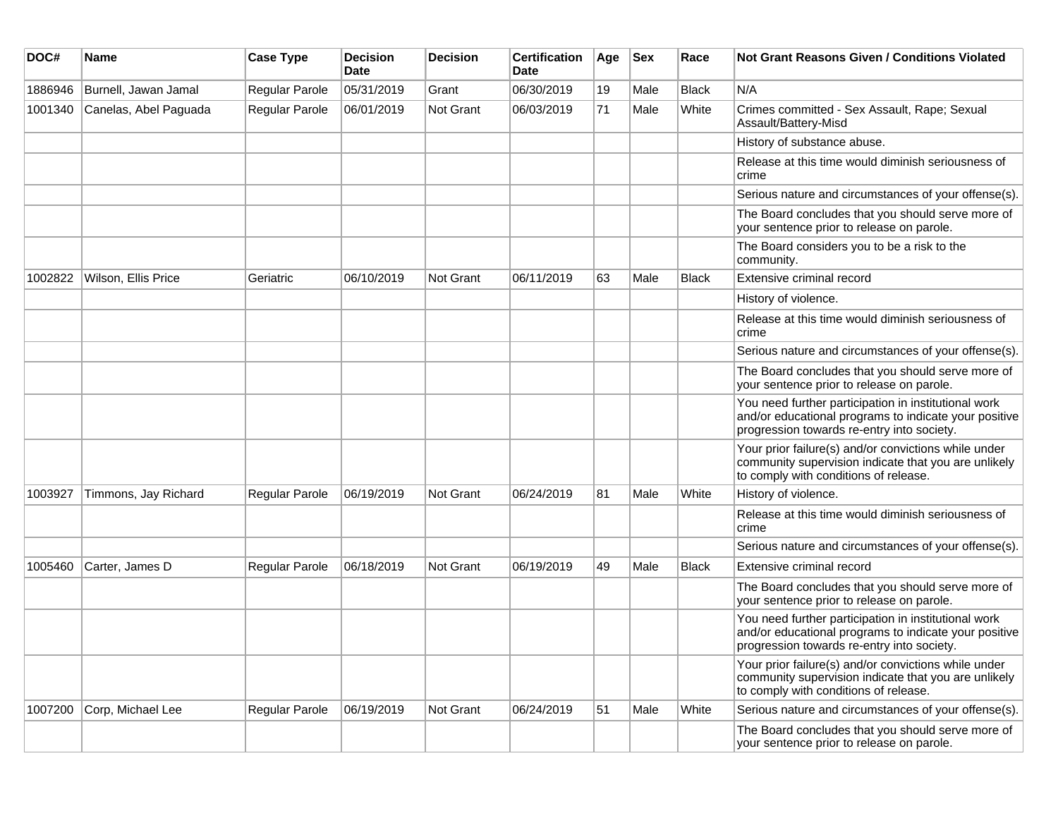| DOC# | Name | Case Type | Decision Date | Decision | Certification Date | Age | Sex | Race | Not Grant Reasons Given / Conditions Violated |
|---|---|---|---|---|---|---|---|---|---|
| 1886946 | Burnell, Jawan Jamal | Regular Parole | 05/31/2019 | Grant | 06/30/2019 | 19 | Male | Black | N/A |
| 1001340 | Canelas, Abel Paguada | Regular Parole | 06/01/2019 | Not Grant | 06/03/2019 | 71 | Male | White | Crimes committed - Sex Assault, Rape; Sexual Assault/Battery-Misd |
| | | | | | | | | | History of substance abuse. |
| | | | | | | | | | Release at this time would diminish seriousness of crime |
| | | | | | | | | | Serious nature and circumstances of your offense(s). |
| | | | | | | | | | The Board concludes that you should serve more of your sentence prior to release on parole. |
| | | | | | | | | | The Board considers you to be a risk to the community. |
| 1002822 | Wilson, Ellis Price | Geriatric | 06/10/2019 | Not Grant | 06/11/2019 | 63 | Male | Black | Extensive criminal record |
| | | | | | | | | | History of violence. |
| | | | | | | | | | Release at this time would diminish seriousness of crime |
| | | | | | | | | | Serious nature and circumstances of your offense(s). |
| | | | | | | | | | The Board concludes that you should serve more of your sentence prior to release on parole. |
| | | | | | | | | | You need further participation in institutional work and/or educational programs to indicate your positive progression towards re-entry into society. |
| | | | | | | | | | Your prior failure(s) and/or convictions while under community supervision indicate that you are unlikely to comply with conditions of release. |
| 1003927 | Timmons, Jay Richard | Regular Parole | 06/19/2019 | Not Grant | 06/24/2019 | 81 | Male | White | History of violence. |
| | | | | | | | | | Release at this time would diminish seriousness of crime |
| | | | | | | | | | Serious nature and circumstances of your offense(s). |
| 1005460 | Carter, James D | Regular Parole | 06/18/2019 | Not Grant | 06/19/2019 | 49 | Male | Black | Extensive criminal record |
| | | | | | | | | | The Board concludes that you should serve more of your sentence prior to release on parole. |
| | | | | | | | | | You need further participation in institutional work and/or educational programs to indicate your positive progression towards re-entry into society. |
| | | | | | | | | | Your prior failure(s) and/or convictions while under community supervision indicate that you are unlikely to comply with conditions of release. |
| 1007200 | Corp, Michael Lee | Regular Parole | 06/19/2019 | Not Grant | 06/24/2019 | 51 | Male | White | Serious nature and circumstances of your offense(s). |
| | | | | | | | | | The Board concludes that you should serve more of your sentence prior to release on parole. |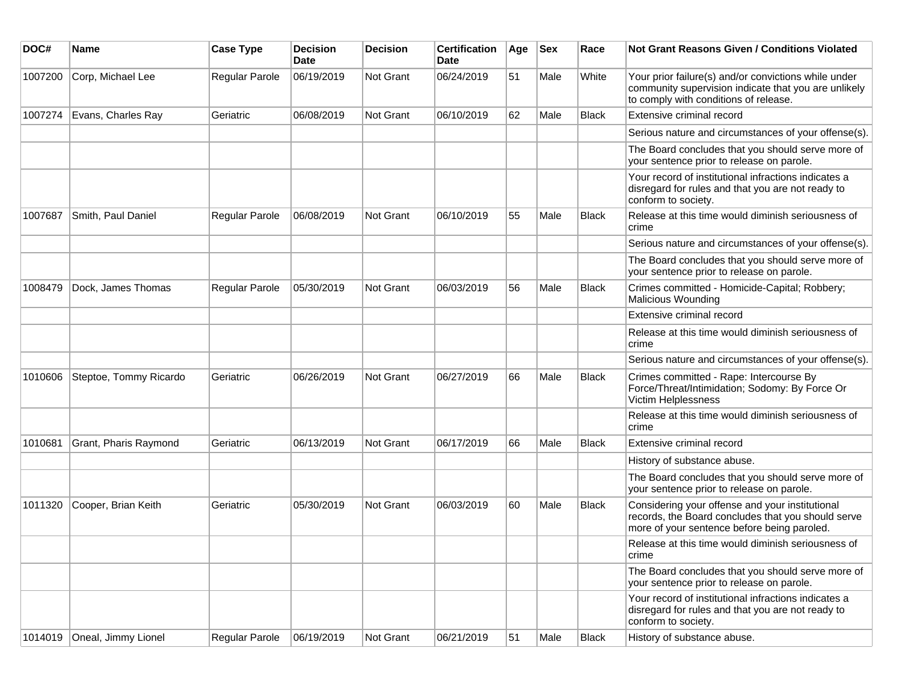| DOC# | Name | Case Type | Decision Date | Decision | Certification Date | Age | Sex | Race | Not Grant Reasons Given / Conditions Violated |
|---|---|---|---|---|---|---|---|---|---|
| 1007200 | Corp, Michael Lee | Regular Parole | 06/19/2019 | Not Grant | 06/24/2019 | 51 | Male | White | Your prior failure(s) and/or convictions while under community supervision indicate that you are unlikely to comply with conditions of release. |
| 1007274 | Evans, Charles Ray | Geriatric | 06/08/2019 | Not Grant | 06/10/2019 | 62 | Male | Black | Extensive criminal record |
| | | | | | | | | | Serious nature and circumstances of your offense(s). |
| | | | | | | | | | The Board concludes that you should serve more of your sentence prior to release on parole. |
| | | | | | | | | | Your record of institutional infractions indicates a disregard for rules and that you are not ready to conform to society. |
| 1007687 | Smith, Paul Daniel | Regular Parole | 06/08/2019 | Not Grant | 06/10/2019 | 55 | Male | Black | Release at this time would diminish seriousness of crime |
| | | | | | | | | | Serious nature and circumstances of your offense(s). |
| | | | | | | | | | The Board concludes that you should serve more of your sentence prior to release on parole. |
| 1008479 | Dock, James Thomas | Regular Parole | 05/30/2019 | Not Grant | 06/03/2019 | 56 | Male | Black | Crimes committed - Homicide-Capital; Robbery; Malicious Wounding |
| | | | | | | | | | Extensive criminal record |
| | | | | | | | | | Release at this time would diminish seriousness of crime |
| | | | | | | | | | Serious nature and circumstances of your offense(s). |
| 1010606 | Steptoe, Tommy Ricardo | Geriatric | 06/26/2019 | Not Grant | 06/27/2019 | 66 | Male | Black | Crimes committed - Rape: Intercourse By Force/Threat/Intimidation; Sodomy: By Force Or Victim Helplessness |
| | | | | | | | | | Release at this time would diminish seriousness of crime |
| 1010681 | Grant, Pharis Raymond | Geriatric | 06/13/2019 | Not Grant | 06/17/2019 | 66 | Male | Black | Extensive criminal record |
| | | | | | | | | | History of substance abuse. |
| | | | | | | | | | The Board concludes that you should serve more of your sentence prior to release on parole. |
| 1011320 | Cooper, Brian Keith | Geriatric | 05/30/2019 | Not Grant | 06/03/2019 | 60 | Male | Black | Considering your offense and your institutional records, the Board concludes that you should serve more of your sentence before being paroled. |
| | | | | | | | | | Release at this time would diminish seriousness of crime |
| | | | | | | | | | The Board concludes that you should serve more of your sentence prior to release on parole. |
| | | | | | | | | | Your record of institutional infractions indicates a disregard for rules and that you are not ready to conform to society. |
| 1014019 | Oneal, Jimmy Lionel | Regular Parole | 06/19/2019 | Not Grant | 06/21/2019 | 51 | Male | Black | History of substance abuse. |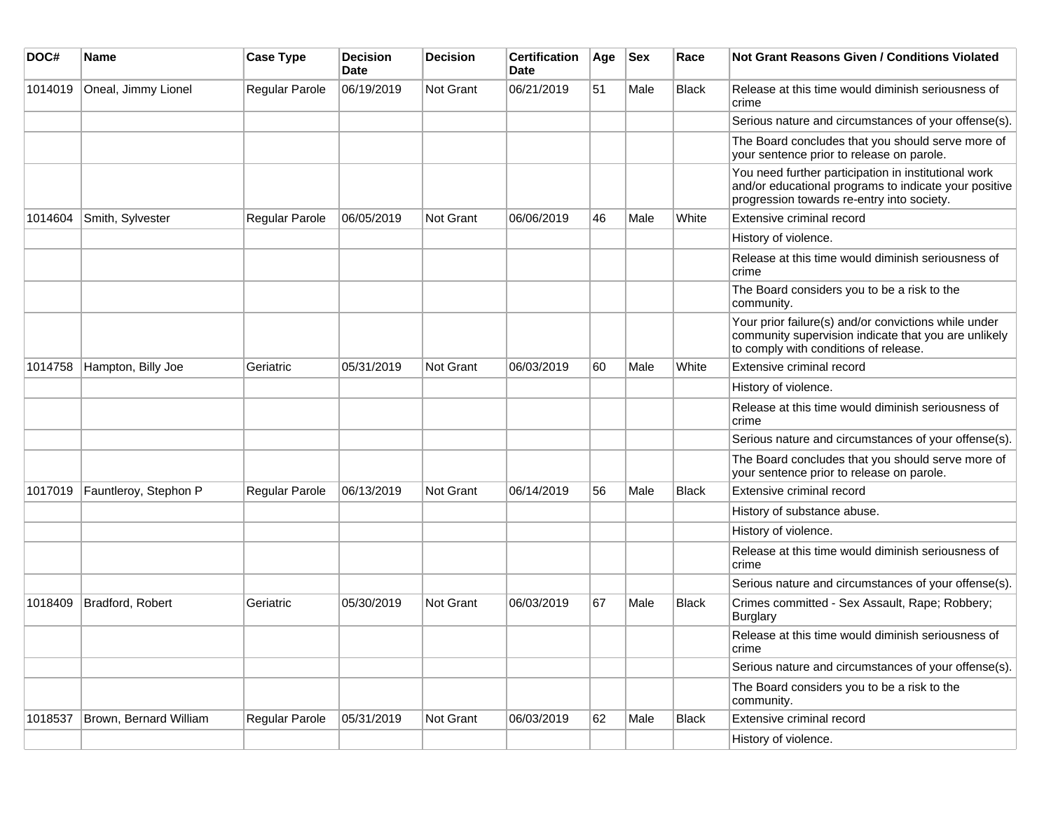| DOC# | Name | Case Type | Decision Date | Decision | Certification Date | Age | Sex | Race | Not Grant Reasons Given / Conditions Violated |
|---|---|---|---|---|---|---|---|---|---|
| 1014019 | Oneal, Jimmy Lionel | Regular Parole | 06/19/2019 | Not Grant | 06/21/2019 | 51 | Male | Black | Release at this time would diminish seriousness of crime |
| | | | | | | | | | Serious nature and circumstances of your offense(s). |
| | | | | | | | | | The Board concludes that you should serve more of your sentence prior to release on parole. |
| | | | | | | | | | You need further participation in institutional work and/or educational programs to indicate your positive progression towards re-entry into society. |
| 1014604 | Smith, Sylvester | Regular Parole | 06/05/2019 | Not Grant | 06/06/2019 | 46 | Male | White | Extensive criminal record |
| | | | | | | | | | History of violence. |
| | | | | | | | | | Release at this time would diminish seriousness of crime |
| | | | | | | | | | The Board considers you to be a risk to the community. |
| | | | | | | | | | Your prior failure(s) and/or convictions while under community supervision indicate that you are unlikely to comply with conditions of release. |
| 1014758 | Hampton, Billy Joe | Geriatric | 05/31/2019 | Not Grant | 06/03/2019 | 60 | Male | White | Extensive criminal record |
| | | | | | | | | | History of violence. |
| | | | | | | | | | Release at this time would diminish seriousness of crime |
| | | | | | | | | | Serious nature and circumstances of your offense(s). |
| | | | | | | | | | The Board concludes that you should serve more of your sentence prior to release on parole. |
| 1017019 | Fauntleroy, Stephon P | Regular Parole | 06/13/2019 | Not Grant | 06/14/2019 | 56 | Male | Black | Extensive criminal record |
| | | | | | | | | | History of substance abuse. |
| | | | | | | | | | History of violence. |
| | | | | | | | | | Release at this time would diminish seriousness of crime |
| | | | | | | | | | Serious nature and circumstances of your offense(s). |
| 1018409 | Bradford, Robert | Geriatric | 05/30/2019 | Not Grant | 06/03/2019 | 67 | Male | Black | Crimes committed - Sex Assault, Rape; Robbery; Burglary |
| | | | | | | | | | Release at this time would diminish seriousness of crime |
| | | | | | | | | | Serious nature and circumstances of your offense(s). |
| | | | | | | | | | The Board considers you to be a risk to the community. |
| 1018537 | Brown, Bernard William | Regular Parole | 05/31/2019 | Not Grant | 06/03/2019 | 62 | Male | Black | Extensive criminal record |
| | | | | | | | | | History of violence. |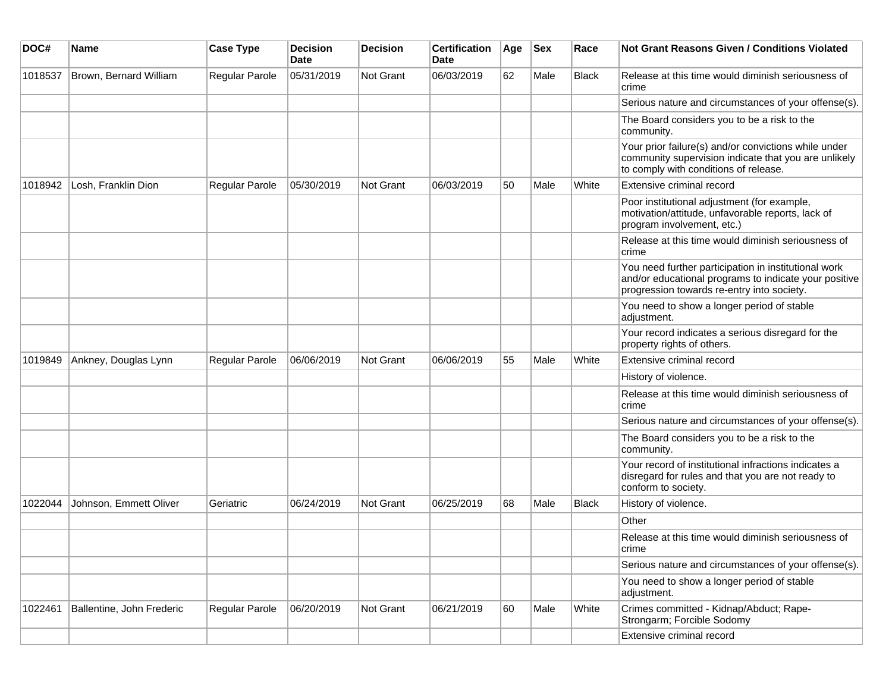| DOC# | Name | Case Type | Decision Date | Decision | Certification Date | Age | Sex | Race | Not Grant Reasons Given / Conditions Violated |
|---|---|---|---|---|---|---|---|---|---|
| 1018537 | Brown, Bernard William | Regular Parole | 05/31/2019 | Not Grant | 06/03/2019 | 62 | Male | Black | Release at this time would diminish seriousness of crime |
| | | | | | | | | | Serious nature and circumstances of your offense(s). |
| | | | | | | | | | The Board considers you to be a risk to the community. |
| | | | | | | | | | Your prior failure(s) and/or convictions while under community supervision indicate that you are unlikely to comply with conditions of release. |
| 1018942 | Losh, Franklin Dion | Regular Parole | 05/30/2019 | Not Grant | 06/03/2019 | 50 | Male | White | Extensive criminal record |
| | | | | | | | | | Poor institutional adjustment (for example, motivation/attitude, unfavorable reports, lack of program involvement, etc.) |
| | | | | | | | | | Release at this time would diminish seriousness of crime |
| | | | | | | | | | You need further participation in institutional work and/or educational programs to indicate your positive progression towards re-entry into society. |
| | | | | | | | | | You need to show a longer period of stable adjustment. |
| | | | | | | | | | Your record indicates a serious disregard for the property rights of others. |
| 1019849 | Ankney, Douglas Lynn | Regular Parole | 06/06/2019 | Not Grant | 06/06/2019 | 55 | Male | White | Extensive criminal record |
| | | | | | | | | | History of violence. |
| | | | | | | | | | Release at this time would diminish seriousness of crime |
| | | | | | | | | | Serious nature and circumstances of your offense(s). |
| | | | | | | | | | The Board considers you to be a risk to the community. |
| | | | | | | | | | Your record of institutional infractions indicates a disregard for rules and that you are not ready to conform to society. |
| 1022044 | Johnson, Emmett Oliver | Geriatric | 06/24/2019 | Not Grant | 06/25/2019 | 68 | Male | Black | History of violence. |
| | | | | | | | | | Other |
| | | | | | | | | | Release at this time would diminish seriousness of crime |
| | | | | | | | | | Serious nature and circumstances of your offense(s). |
| | | | | | | | | | You need to show a longer period of stable adjustment. |
| 1022461 | Ballentine, John Frederic | Regular Parole | 06/20/2019 | Not Grant | 06/21/2019 | 60 | Male | White | Crimes committed - Kidnap/Abduct; Rape-Strongarm; Forcible Sodomy |
| | | | | | | | | | Extensive criminal record |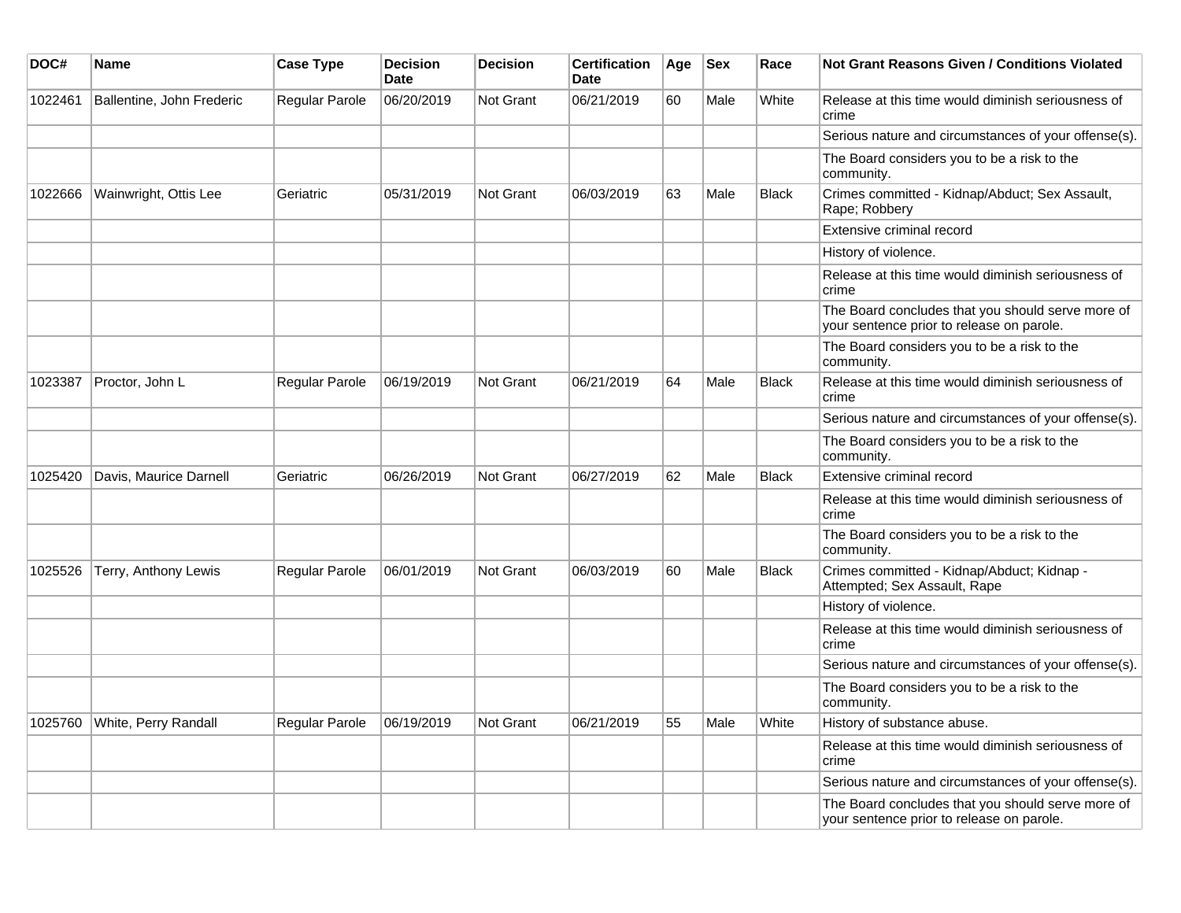| DOC# | Name | Case Type | Decision Date | Decision | Certification Date | Age | Sex | Race | Not Grant Reasons Given / Conditions Violated |
|---|---|---|---|---|---|---|---|---|---|
| 1022461 | Ballentine, John Frederic | Regular Parole | 06/20/2019 | Not Grant | 06/21/2019 | 60 | Male | White | Release at this time would diminish seriousness of crime |
| | | | | | | | | | Serious nature and circumstances of your offense(s). |
| | | | | | | | | | The Board considers you to be a risk to the community. |
| 1022666 | Wainwright, Ottis Lee | Geriatric | 05/31/2019 | Not Grant | 06/03/2019 | 63 | Male | Black | Crimes committed - Kidnap/Abduct; Sex Assault, Rape; Robbery |
| | | | | | | | | | Extensive criminal record |
| | | | | | | | | | History of violence. |
| | | | | | | | | | Release at this time would diminish seriousness of crime |
| | | | | | | | | | The Board concludes that you should serve more of your sentence prior to release on parole. |
| | | | | | | | | | The Board considers you to be a risk to the community. |
| 1023387 | Proctor, John L | Regular Parole | 06/19/2019 | Not Grant | 06/21/2019 | 64 | Male | Black | Release at this time would diminish seriousness of crime |
| | | | | | | | | | Serious nature and circumstances of your offense(s). |
| | | | | | | | | | The Board considers you to be a risk to the community. |
| 1025420 | Davis, Maurice Darnell | Geriatric | 06/26/2019 | Not Grant | 06/27/2019 | 62 | Male | Black | Extensive criminal record |
| | | | | | | | | | Release at this time would diminish seriousness of crime |
| | | | | | | | | | The Board considers you to be a risk to the community. |
| 1025526 | Terry, Anthony Lewis | Regular Parole | 06/01/2019 | Not Grant | 06/03/2019 | 60 | Male | Black | Crimes committed - Kidnap/Abduct; Kidnap - Attempted; Sex Assault, Rape |
| | | | | | | | | | History of violence. |
| | | | | | | | | | Release at this time would diminish seriousness of crime |
| | | | | | | | | | Serious nature and circumstances of your offense(s). |
| | | | | | | | | | The Board considers you to be a risk to the community. |
| 1025760 | White, Perry Randall | Regular Parole | 06/19/2019 | Not Grant | 06/21/2019 | 55 | Male | White | History of substance abuse. |
| | | | | | | | | | Release at this time would diminish seriousness of crime |
| | | | | | | | | | Serious nature and circumstances of your offense(s). |
| | | | | | | | | | The Board concludes that you should serve more of your sentence prior to release on parole. |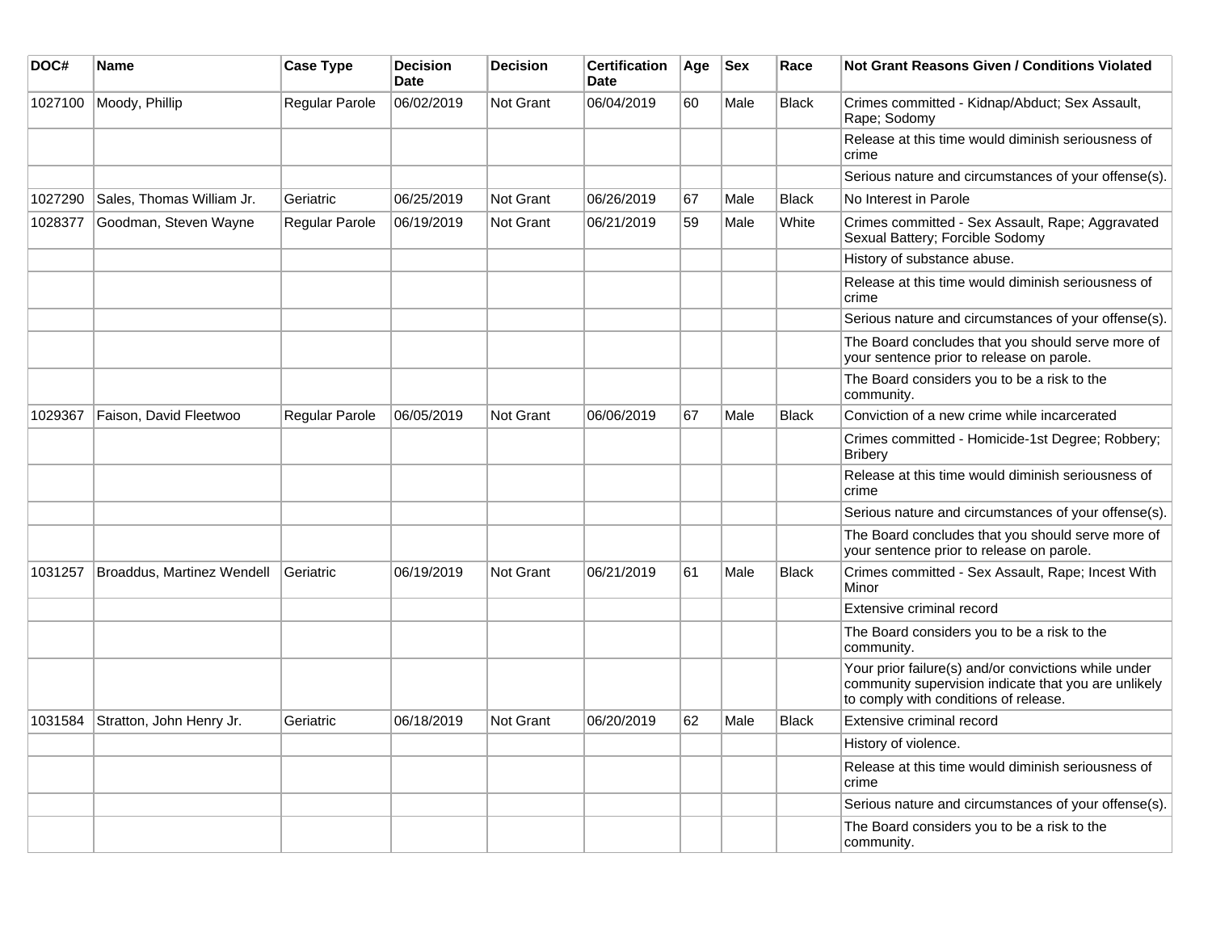| DOC# | Name | Case Type | Decision Date | Decision | Certification Date | Age | Sex | Race | Not Grant Reasons Given / Conditions Violated |
|---|---|---|---|---|---|---|---|---|---|
| 1027100 | Moody, Phillip | Regular Parole | 06/02/2019 | Not Grant | 06/04/2019 | 60 | Male | Black | Crimes committed - Kidnap/Abduct; Sex Assault, Rape; Sodomy |
| | | | | | | | | | Release at this time would diminish seriousness of crime |
| | | | | | | | | | Serious nature and circumstances of your offense(s). |
| 1027290 | Sales, Thomas William Jr. | Geriatric | 06/25/2019 | Not Grant | 06/26/2019 | 67 | Male | Black | No Interest in Parole |
| 1028377 | Goodman, Steven Wayne | Regular Parole | 06/19/2019 | Not Grant | 06/21/2019 | 59 | Male | White | Crimes committed - Sex Assault, Rape; Aggravated Sexual Battery; Forcible Sodomy |
| | | | | | | | | | History of substance abuse. |
| | | | | | | | | | Release at this time would diminish seriousness of crime |
| | | | | | | | | | Serious nature and circumstances of your offense(s). |
| | | | | | | | | | The Board concludes that you should serve more of your sentence prior to release on parole. |
| | | | | | | | | | The Board considers you to be a risk to the community. |
| 1029367 | Faison, David Fleetwoo | Regular Parole | 06/05/2019 | Not Grant | 06/06/2019 | 67 | Male | Black | Conviction of a new crime while incarcerated |
| | | | | | | | | | Crimes committed - Homicide-1st Degree; Robbery; Bribery |
| | | | | | | | | | Release at this time would diminish seriousness of crime |
| | | | | | | | | | Serious nature and circumstances of your offense(s). |
| | | | | | | | | | The Board concludes that you should serve more of your sentence prior to release on parole. |
| 1031257 | Broaddus, Martinez Wendell | Geriatric | 06/19/2019 | Not Grant | 06/21/2019 | 61 | Male | Black | Crimes committed - Sex Assault, Rape; Incest With Minor |
| | | | | | | | | | Extensive criminal record |
| | | | | | | | | | The Board considers you to be a risk to the community. |
| | | | | | | | | | Your prior failure(s) and/or convictions while under community supervision indicate that you are unlikely to comply with conditions of release. |
| 1031584 | Stratton, John Henry Jr. | Geriatric | 06/18/2019 | Not Grant | 06/20/2019 | 62 | Male | Black | Extensive criminal record |
| | | | | | | | | | History of violence. |
| | | | | | | | | | Release at this time would diminish seriousness of crime |
| | | | | | | | | | Serious nature and circumstances of your offense(s). |
| | | | | | | | | | The Board considers you to be a risk to the community. |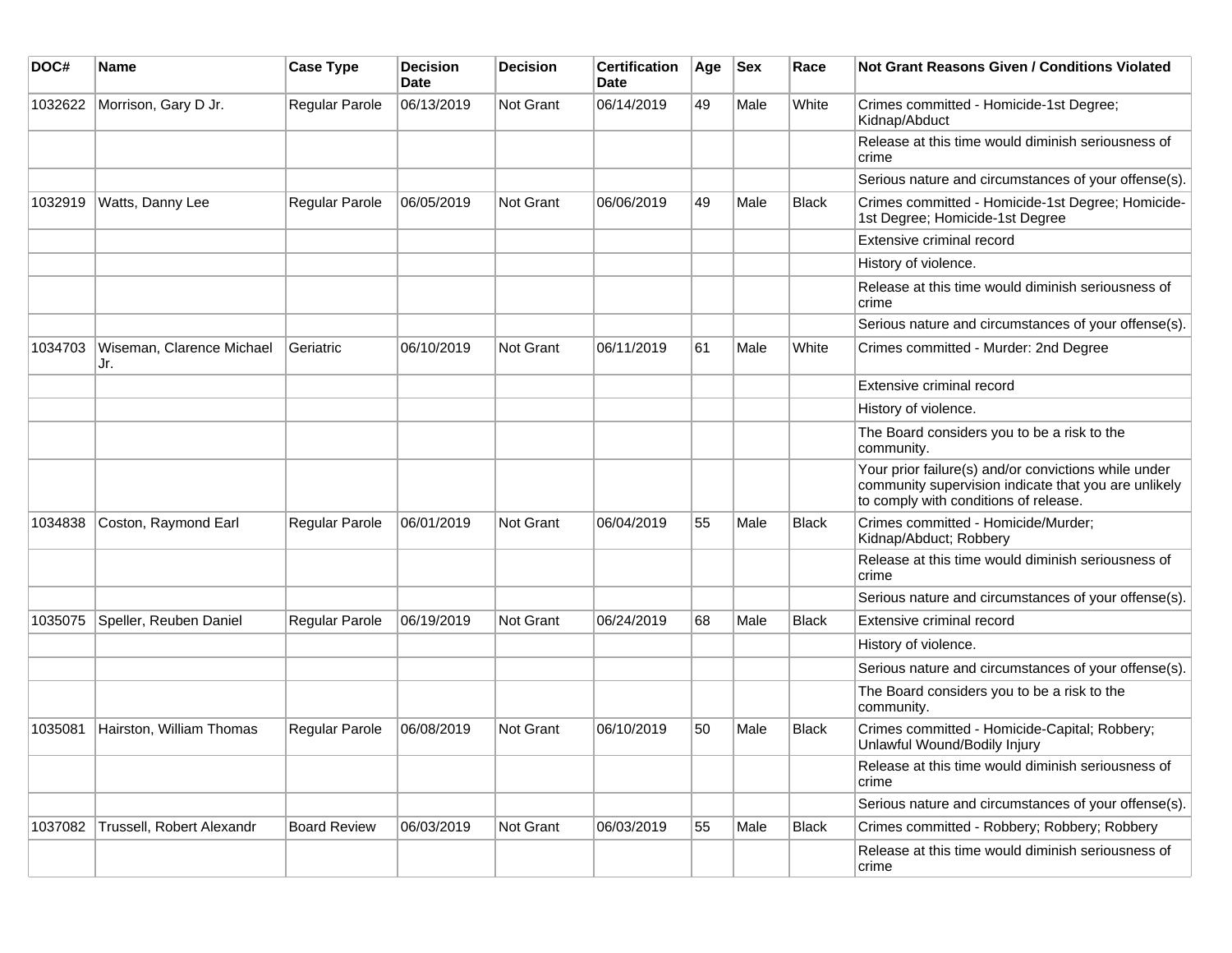| DOC# | Name | Case Type | Decision Date | Decision | Certification Date | Age | Sex | Race | Not Grant Reasons Given / Conditions Violated |
|---|---|---|---|---|---|---|---|---|---|
| 1032622 | Morrison, Gary D Jr. | Regular Parole | 06/13/2019 | Not Grant | 06/14/2019 | 49 | Male | White | Crimes committed - Homicide-1st Degree; Kidnap/Abduct |
| | | | | | | | | | Release at this time would diminish seriousness of crime |
| | | | | | | | | | Serious nature and circumstances of your offense(s). |
| 1032919 | Watts, Danny Lee | Regular Parole | 06/05/2019 | Not Grant | 06/06/2019 | 49 | Male | Black | Crimes committed - Homicide-1st Degree; Homicide-1st Degree; Homicide-1st Degree |
| | | | | | | | | | Extensive criminal record |
| | | | | | | | | | History of violence. |
| | | | | | | | | | Release at this time would diminish seriousness of crime |
| | | | | | | | | | Serious nature and circumstances of your offense(s). |
| 1034703 | Wiseman, Clarence Michael Jr. | Geriatric | 06/10/2019 | Not Grant | 06/11/2019 | 61 | Male | White | Crimes committed - Murder: 2nd Degree |
| | | | | | | | | | Extensive criminal record |
| | | | | | | | | | History of violence. |
| | | | | | | | | | The Board considers you to be a risk to the community. |
| | | | | | | | | | Your prior failure(s) and/or convictions while under community supervision indicate that you are unlikely to comply with conditions of release. |
| 1034838 | Coston, Raymond Earl | Regular Parole | 06/01/2019 | Not Grant | 06/04/2019 | 55 | Male | Black | Crimes committed - Homicide/Murder; Kidnap/Abduct; Robbery |
| | | | | | | | | | Release at this time would diminish seriousness of crime |
| | | | | | | | | | Serious nature and circumstances of your offense(s). |
| 1035075 | Speller, Reuben Daniel | Regular Parole | 06/19/2019 | Not Grant | 06/24/2019 | 68 | Male | Black | Extensive criminal record |
| | | | | | | | | | History of violence. |
| | | | | | | | | | Serious nature and circumstances of your offense(s). |
| | | | | | | | | | The Board considers you to be a risk to the community. |
| 1035081 | Hairston, William Thomas | Regular Parole | 06/08/2019 | Not Grant | 06/10/2019 | 50 | Male | Black | Crimes committed - Homicide-Capital; Robbery; Unlawful Wound/Bodily Injury |
| | | | | | | | | | Release at this time would diminish seriousness of crime |
| | | | | | | | | | Serious nature and circumstances of your offense(s). |
| 1037082 | Trussell, Robert Alexandr | Board Review | 06/03/2019 | Not Grant | 06/03/2019 | 55 | Male | Black | Crimes committed - Robbery; Robbery; Robbery |
| | | | | | | | | | Release at this time would diminish seriousness of crime |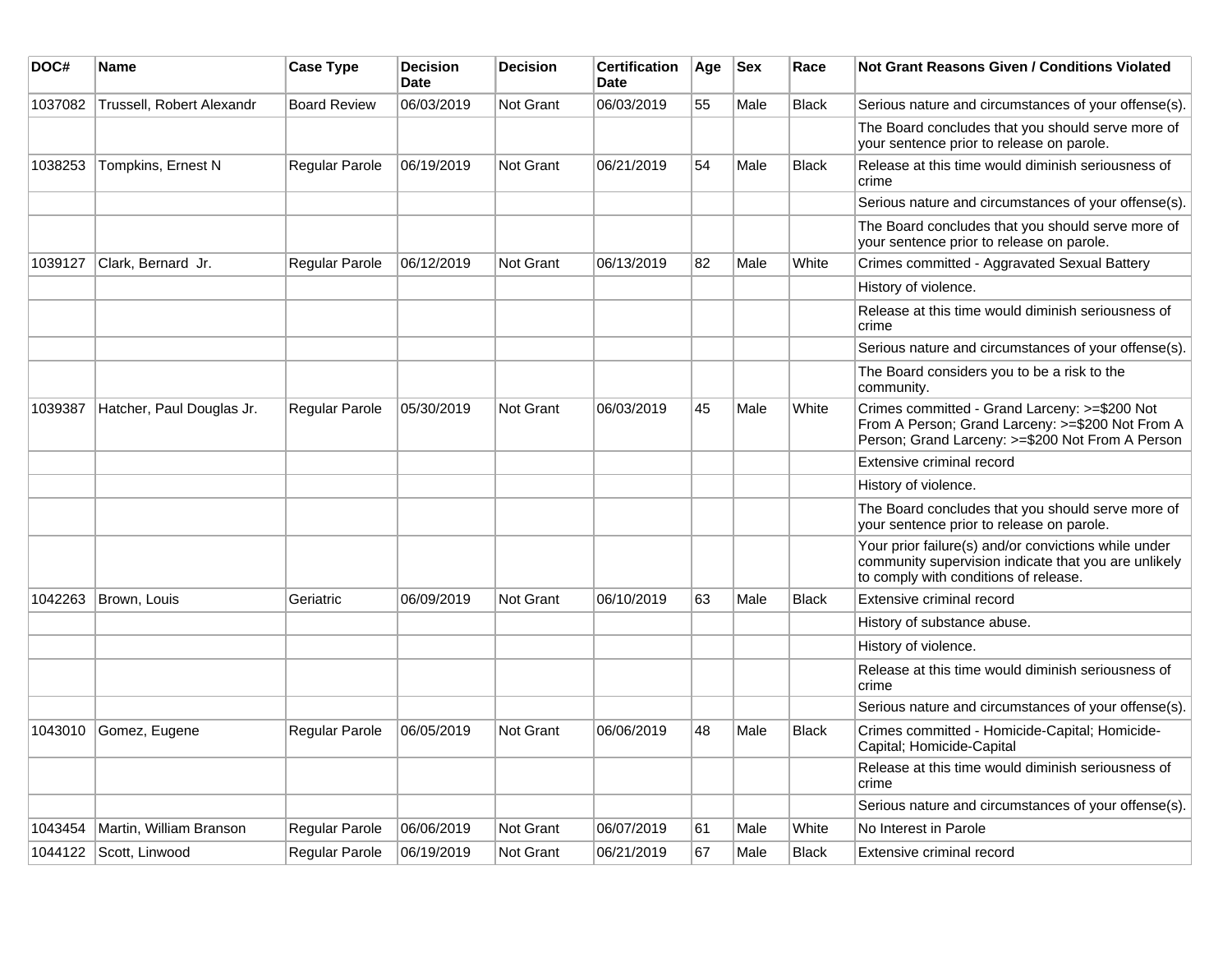| DOC# | Name | Case Type | Decision Date | Decision | Certification Date | Age | Sex | Race | Not Grant Reasons Given / Conditions Violated |
|---|---|---|---|---|---|---|---|---|---|
| 1037082 | Trussell, Robert Alexandr | Board Review | 06/03/2019 | Not Grant | 06/03/2019 | 55 | Male | Black | Serious nature and circumstances of your offense(s). |
| | | | | | | | | | The Board concludes that you should serve more of your sentence prior to release on parole. |
| 1038253 | Tompkins, Ernest N | Regular Parole | 06/19/2019 | Not Grant | 06/21/2019 | 54 | Male | Black | Release at this time would diminish seriousness of crime |
| | | | | | | | | | Serious nature and circumstances of your offense(s). |
| | | | | | | | | | The Board concludes that you should serve more of your sentence prior to release on parole. |
| 1039127 | Clark, Bernard Jr. | Regular Parole | 06/12/2019 | Not Grant | 06/13/2019 | 82 | Male | White | Crimes committed - Aggravated Sexual Battery |
| | | | | | | | | | History of violence. |
| | | | | | | | | | Release at this time would diminish seriousness of crime |
| | | | | | | | | | Serious nature and circumstances of your offense(s). |
| | | | | | | | | | The Board considers you to be a risk to the community. |
| 1039387 | Hatcher, Paul Douglas Jr. | Regular Parole | 05/30/2019 | Not Grant | 06/03/2019 | 45 | Male | White | Crimes committed - Grand Larceny: >=$200 Not From A Person; Grand Larceny: >=$200 Not From A Person; Grand Larceny: >=$200 Not From A Person |
| | | | | | | | | | Extensive criminal record |
| | | | | | | | | | History of violence. |
| | | | | | | | | | The Board concludes that you should serve more of your sentence prior to release on parole. |
| | | | | | | | | | Your prior failure(s) and/or convictions while under community supervision indicate that you are unlikely to comply with conditions of release. |
| 1042263 | Brown, Louis | Geriatric | 06/09/2019 | Not Grant | 06/10/2019 | 63 | Male | Black | Extensive criminal record |
| | | | | | | | | | History of substance abuse. |
| | | | | | | | | | History of violence. |
| | | | | | | | | | Release at this time would diminish seriousness of crime |
| | | | | | | | | | Serious nature and circumstances of your offense(s). |
| 1043010 | Gomez, Eugene | Regular Parole | 06/05/2019 | Not Grant | 06/06/2019 | 48 | Male | Black | Crimes committed - Homicide-Capital; Homicide-Capital; Homicide-Capital |
| | | | | | | | | | Release at this time would diminish seriousness of crime |
| | | | | | | | | | Serious nature and circumstances of your offense(s). |
| 1043454 | Martin, William Branson | Regular Parole | 06/06/2019 | Not Grant | 06/07/2019 | 61 | Male | White | No Interest in Parole |
| 1044122 | Scott, Linwood | Regular Parole | 06/19/2019 | Not Grant | 06/21/2019 | 67 | Male | Black | Extensive criminal record |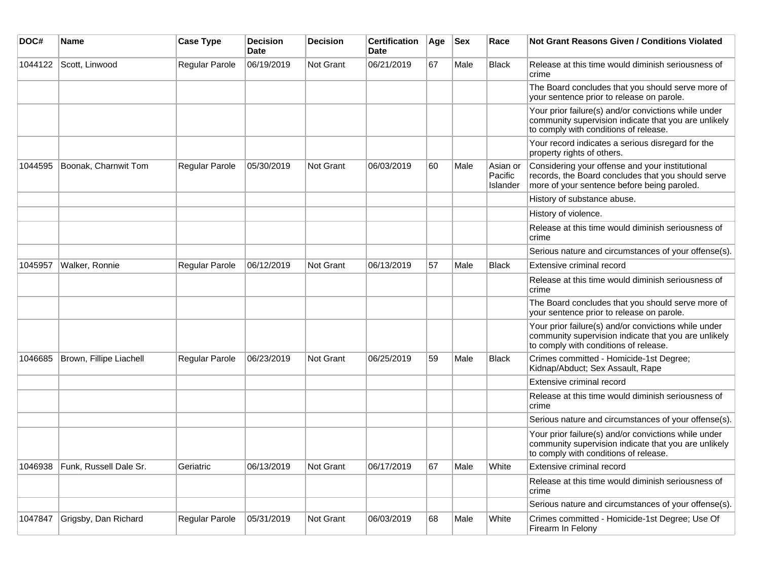| DOC# | Name | Case Type | Decision Date | Decision | Certification Date | Age | Sex | Race | Not Grant Reasons Given / Conditions Violated |
|---|---|---|---|---|---|---|---|---|---|
| 1044122 | Scott, Linwood | Regular Parole | 06/19/2019 | Not Grant | 06/21/2019 | 67 | Male | Black | Release at this time would diminish seriousness of crime |
| | | | | | | | | | The Board concludes that you should serve more of your sentence prior to release on parole. |
| | | | | | | | | | Your prior failure(s) and/or convictions while under community supervision indicate that you are unlikely to comply with conditions of release. |
| | | | | | | | | | Your record indicates a serious disregard for the property rights of others. |
| 1044595 | Boonak, Charnwit Tom | Regular Parole | 05/30/2019 | Not Grant | 06/03/2019 | 60 | Male | Asian or Pacific Islander | Considering your offense and your institutional records, the Board concludes that you should serve more of your sentence before being paroled. |
| | | | | | | | | | History of substance abuse. |
| | | | | | | | | | History of violence. |
| | | | | | | | | | Release at this time would diminish seriousness of crime |
| | | | | | | | | | Serious nature and circumstances of your offense(s). |
| 1045957 | Walker, Ronnie | Regular Parole | 06/12/2019 | Not Grant | 06/13/2019 | 57 | Male | Black | Extensive criminal record |
| | | | | | | | | | Release at this time would diminish seriousness of crime |
| | | | | | | | | | The Board concludes that you should serve more of your sentence prior to release on parole. |
| | | | | | | | | | Your prior failure(s) and/or convictions while under community supervision indicate that you are unlikely to comply with conditions of release. |
| 1046685 | Brown, Fillipe Liachell | Regular Parole | 06/23/2019 | Not Grant | 06/25/2019 | 59 | Male | Black | Crimes committed - Homicide-1st Degree; Kidnap/Abduct; Sex Assault, Rape |
| | | | | | | | | | Extensive criminal record |
| | | | | | | | | | Release at this time would diminish seriousness of crime |
| | | | | | | | | | Serious nature and circumstances of your offense(s). |
| | | | | | | | | | Your prior failure(s) and/or convictions while under community supervision indicate that you are unlikely to comply with conditions of release. |
| 1046938 | Funk, Russell Dale Sr. | Geriatric | 06/13/2019 | Not Grant | 06/17/2019 | 67 | Male | White | Extensive criminal record |
| | | | | | | | | | Release at this time would diminish seriousness of crime |
| | | | | | | | | | Serious nature and circumstances of your offense(s). |
| 1047847 | Grigsby, Dan Richard | Regular Parole | 05/31/2019 | Not Grant | 06/03/2019 | 68 | Male | White | Crimes committed - Homicide-1st Degree; Use Of Firearm In Felony |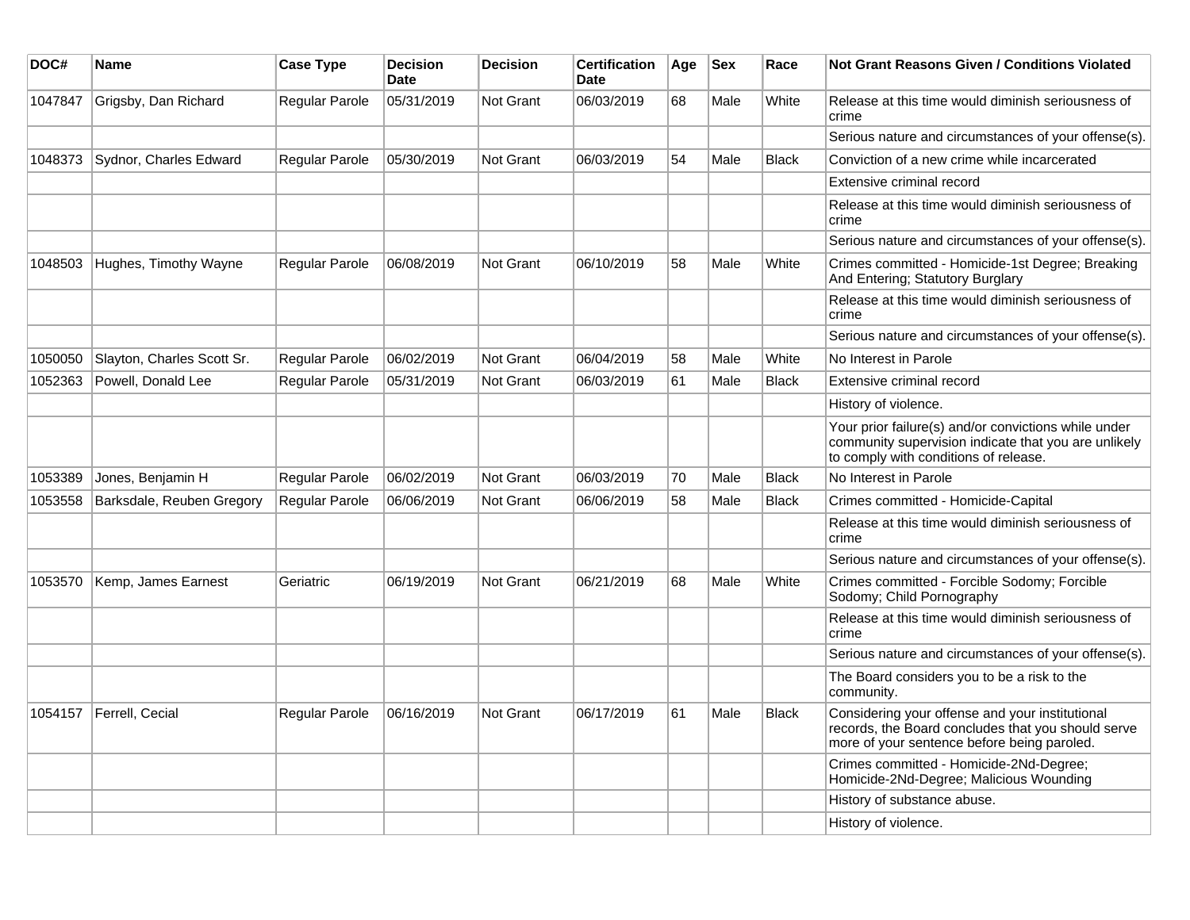| DOC# | Name | Case Type | Decision Date | Decision | Certification Date | Age | Sex | Race | Not Grant Reasons Given / Conditions Violated |
|---|---|---|---|---|---|---|---|---|---|
| 1047847 | Grigsby, Dan Richard | Regular Parole | 05/31/2019 | Not Grant | 06/03/2019 | 68 | Male | White | Release at this time would diminish seriousness of crime |
| | | | | | | | | | Serious nature and circumstances of your offense(s). |
| 1048373 | Sydnor, Charles Edward | Regular Parole | 05/30/2019 | Not Grant | 06/03/2019 | 54 | Male | Black | Conviction of a new crime while incarcerated |
| | | | | | | | | | Extensive criminal record |
| | | | | | | | | | Release at this time would diminish seriousness of crime |
| | | | | | | | | | Serious nature and circumstances of your offense(s). |
| 1048503 | Hughes, Timothy Wayne | Regular Parole | 06/08/2019 | Not Grant | 06/10/2019 | 58 | Male | White | Crimes committed - Homicide-1st Degree; Breaking And Entering; Statutory Burglary |
| | | | | | | | | | Release at this time would diminish seriousness of crime |
| | | | | | | | | | Serious nature and circumstances of your offense(s). |
| 1050050 | Slayton, Charles Scott Sr. | Regular Parole | 06/02/2019 | Not Grant | 06/04/2019 | 58 | Male | White | No Interest in Parole |
| 1052363 | Powell, Donald Lee | Regular Parole | 05/31/2019 | Not Grant | 06/03/2019 | 61 | Male | Black | Extensive criminal record |
| | | | | | | | | | History of violence. |
| | | | | | | | | | Your prior failure(s) and/or convictions while under community supervision indicate that you are unlikely to comply with conditions of release. |
| 1053389 | Jones, Benjamin H | Regular Parole | 06/02/2019 | Not Grant | 06/03/2019 | 70 | Male | Black | No Interest in Parole |
| 1053558 | Barksdale, Reuben Gregory | Regular Parole | 06/06/2019 | Not Grant | 06/06/2019 | 58 | Male | Black | Crimes committed - Homicide-Capital |
| | | | | | | | | | Release at this time would diminish seriousness of crime |
| | | | | | | | | | Serious nature and circumstances of your offense(s). |
| 1053570 | Kemp, James Earnest | Geriatric | 06/19/2019 | Not Grant | 06/21/2019 | 68 | Male | White | Crimes committed - Forcible Sodomy; Forcible Sodomy; Child Pornography |
| | | | | | | | | | Release at this time would diminish seriousness of crime |
| | | | | | | | | | Serious nature and circumstances of your offense(s). |
| | | | | | | | | | The Board considers you to be a risk to the community. |
| 1054157 | Ferrell, Cecial | Regular Parole | 06/16/2019 | Not Grant | 06/17/2019 | 61 | Male | Black | Considering your offense and your institutional records, the Board concludes that you should serve more of your sentence before being paroled. |
| | | | | | | | | | Crimes committed - Homicide-2Nd-Degree; Homicide-2Nd-Degree; Malicious Wounding |
| | | | | | | | | | History of substance abuse. |
| | | | | | | | | | History of violence. |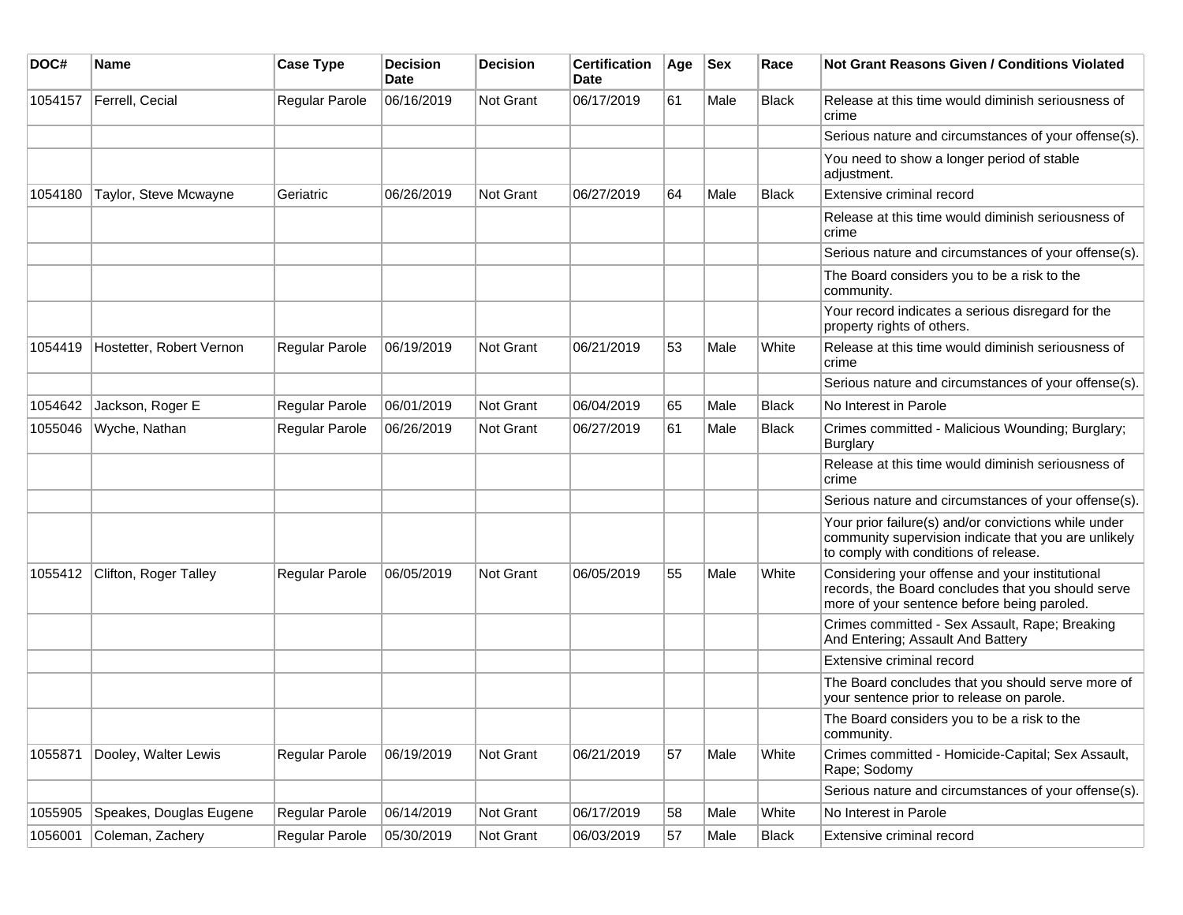| DOC# | Name | Case Type | Decision Date | Decision | Certification Date | Age | Sex | Race | Not Grant Reasons Given / Conditions Violated |
|---|---|---|---|---|---|---|---|---|---|
| 1054157 | Ferrell, Cecial | Regular Parole | 06/16/2019 | Not Grant | 06/17/2019 | 61 | Male | Black | Release at this time would diminish seriousness of crime |
| | | | | | | | | | Serious nature and circumstances of your offense(s). |
| | | | | | | | | | You need to show a longer period of stable adjustment. |
| 1054180 | Taylor, Steve Mcwayne | Geriatric | 06/26/2019 | Not Grant | 06/27/2019 | 64 | Male | Black | Extensive criminal record |
| | | | | | | | | | Release at this time would diminish seriousness of crime |
| | | | | | | | | | Serious nature and circumstances of your offense(s). |
| | | | | | | | | | The Board considers you to be a risk to the community. |
| | | | | | | | | | Your record indicates a serious disregard for the property rights of others. |
| 1054419 | Hostetter, Robert Vernon | Regular Parole | 06/19/2019 | Not Grant | 06/21/2019 | 53 | Male | White | Release at this time would diminish seriousness of crime |
| | | | | | | | | | Serious nature and circumstances of your offense(s). |
| 1054642 | Jackson, Roger E | Regular Parole | 06/01/2019 | Not Grant | 06/04/2019 | 65 | Male | Black | No Interest in Parole |
| 1055046 | Wyche, Nathan | Regular Parole | 06/26/2019 | Not Grant | 06/27/2019 | 61 | Male | Black | Crimes committed - Malicious Wounding; Burglary; Burglary |
| | | | | | | | | | Release at this time would diminish seriousness of crime |
| | | | | | | | | | Serious nature and circumstances of your offense(s). |
| | | | | | | | | | Your prior failure(s) and/or convictions while under community supervision indicate that you are unlikely to comply with conditions of release. |
| 1055412 | Clifton, Roger Talley | Regular Parole | 06/05/2019 | Not Grant | 06/05/2019 | 55 | Male | White | Considering your offense and your institutional records, the Board concludes that you should serve more of your sentence before being paroled. |
| | | | | | | | | | Crimes committed - Sex Assault, Rape; Breaking And Entering; Assault And Battery |
| | | | | | | | | | Extensive criminal record |
| | | | | | | | | | The Board concludes that you should serve more of your sentence prior to release on parole. |
| | | | | | | | | | The Board considers you to be a risk to the community. |
| 1055871 | Dooley, Walter Lewis | Regular Parole | 06/19/2019 | Not Grant | 06/21/2019 | 57 | Male | White | Crimes committed - Homicide-Capital; Sex Assault, Rape; Sodomy |
| | | | | | | | | | Serious nature and circumstances of your offense(s). |
| 1055905 | Speakes, Douglas Eugene | Regular Parole | 06/14/2019 | Not Grant | 06/17/2019 | 58 | Male | White | No Interest in Parole |
| 1056001 | Coleman, Zachery | Regular Parole | 05/30/2019 | Not Grant | 06/03/2019 | 57 | Male | Black | Extensive criminal record |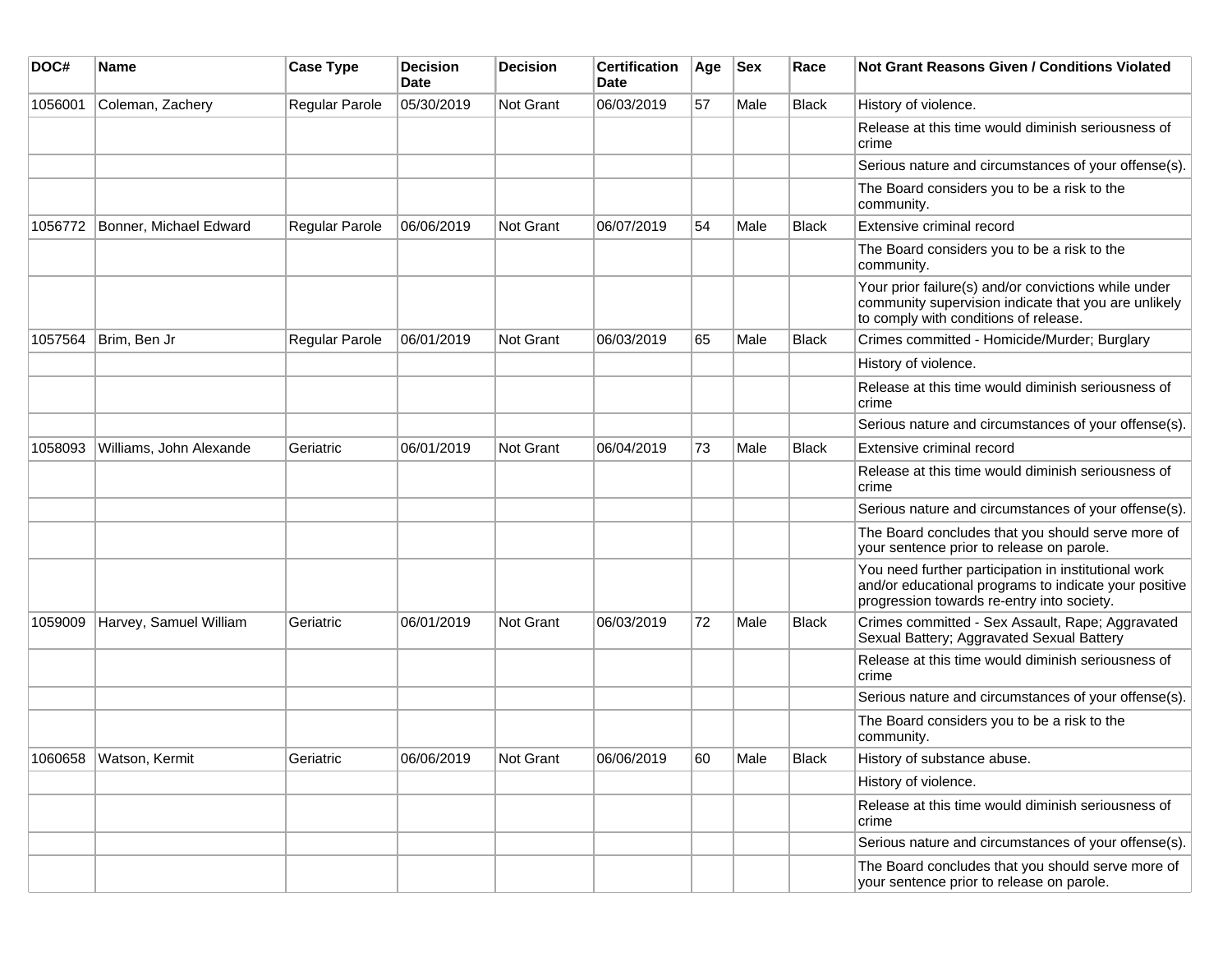| DOC# | Name | Case Type | Decision Date | Decision | Certification Date | Age | Sex | Race | Not Grant Reasons Given / Conditions Violated |
|---|---|---|---|---|---|---|---|---|---|
| 1056001 | Coleman, Zachery | Regular Parole | 05/30/2019 | Not Grant | 06/03/2019 | 57 | Male | Black | History of violence. |
| | | | | | | | | | Release at this time would diminish seriousness of crime |
| | | | | | | | | | Serious nature and circumstances of your offense(s). |
| | | | | | | | | | The Board considers you to be a risk to the community. |
| 1056772 | Bonner, Michael Edward | Regular Parole | 06/06/2019 | Not Grant | 06/07/2019 | 54 | Male | Black | Extensive criminal record |
| | | | | | | | | | The Board considers you to be a risk to the community. |
| | | | | | | | | | Your prior failure(s) and/or convictions while under community supervision indicate that you are unlikely to comply with conditions of release. |
| 1057564 | Brim, Ben Jr | Regular Parole | 06/01/2019 | Not Grant | 06/03/2019 | 65 | Male | Black | Crimes committed - Homicide/Murder; Burglary |
| | | | | | | | | | History of violence. |
| | | | | | | | | | Release at this time would diminish seriousness of crime |
| | | | | | | | | | Serious nature and circumstances of your offense(s). |
| 1058093 | Williams, John Alexande | Geriatric | 06/01/2019 | Not Grant | 06/04/2019 | 73 | Male | Black | Extensive criminal record |
| | | | | | | | | | Release at this time would diminish seriousness of crime |
| | | | | | | | | | Serious nature and circumstances of your offense(s). |
| | | | | | | | | | The Board concludes that you should serve more of your sentence prior to release on parole. |
| | | | | | | | | | You need further participation in institutional work and/or educational programs to indicate your positive progression towards re-entry into society. |
| 1059009 | Harvey, Samuel William | Geriatric | 06/01/2019 | Not Grant | 06/03/2019 | 72 | Male | Black | Crimes committed - Sex Assault, Rape; Aggravated Sexual Battery; Aggravated Sexual Battery |
| | | | | | | | | | Release at this time would diminish seriousness of crime |
| | | | | | | | | | Serious nature and circumstances of your offense(s). |
| | | | | | | | | | The Board considers you to be a risk to the community. |
| 1060658 | Watson, Kermit | Geriatric | 06/06/2019 | Not Grant | 06/06/2019 | 60 | Male | Black | History of substance abuse. |
| | | | | | | | | | History of violence. |
| | | | | | | | | | Release at this time would diminish seriousness of crime |
| | | | | | | | | | Serious nature and circumstances of your offense(s). |
| | | | | | | | | | The Board concludes that you should serve more of your sentence prior to release on parole. |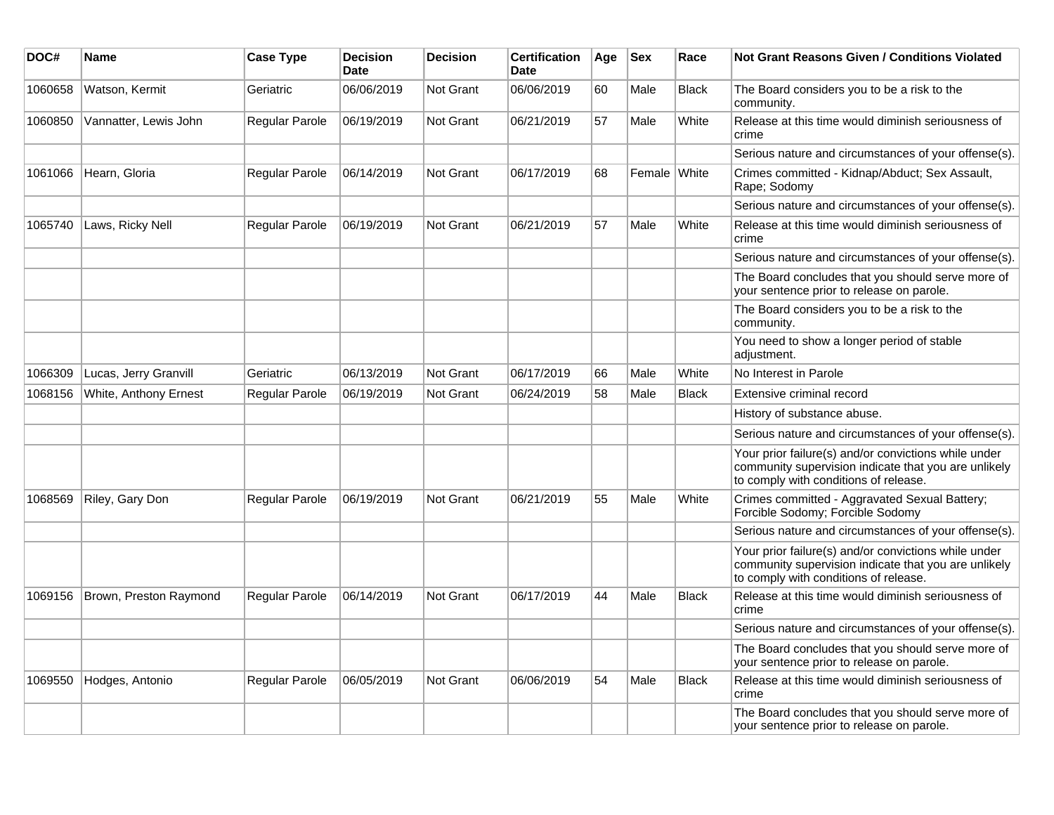| DOC# | Name | Case Type | Decision Date | Decision | Certification Date | Age | Sex | Race | Not Grant Reasons Given / Conditions Violated |
|---|---|---|---|---|---|---|---|---|---|
| 1060658 | Watson, Kermit | Geriatric | 06/06/2019 | Not Grant | 06/06/2019 | 60 | Male | Black | The Board considers you to be a risk to the community. |
| 1060850 | Vannatter, Lewis John | Regular Parole | 06/19/2019 | Not Grant | 06/21/2019 | 57 | Male | White | Release at this time would diminish seriousness of crime |
| | | | | | | | | | Serious nature and circumstances of your offense(s). |
| 1061066 | Hearn, Gloria | Regular Parole | 06/14/2019 | Not Grant | 06/17/2019 | 68 | Female | White | Crimes committed - Kidnap/Abduct; Sex Assault, Rape; Sodomy |
| | | | | | | | | | Serious nature and circumstances of your offense(s). |
| 1065740 | Laws, Ricky Nell | Regular Parole | 06/19/2019 | Not Grant | 06/21/2019 | 57 | Male | White | Release at this time would diminish seriousness of crime |
| | | | | | | | | | Serious nature and circumstances of your offense(s). |
| | | | | | | | | | The Board concludes that you should serve more of your sentence prior to release on parole. |
| | | | | | | | | | The Board considers you to be a risk to the community. |
| | | | | | | | | | You need to show a longer period of stable adjustment. |
| 1066309 | Lucas, Jerry Granvill | Geriatric | 06/13/2019 | Not Grant | 06/17/2019 | 66 | Male | White | No Interest in Parole |
| 1068156 | White, Anthony Ernest | Regular Parole | 06/19/2019 | Not Grant | 06/24/2019 | 58 | Male | Black | Extensive criminal record |
| | | | | | | | | | History of substance abuse. |
| | | | | | | | | | Serious nature and circumstances of your offense(s). |
| | | | | | | | | | Your prior failure(s) and/or convictions while under community supervision indicate that you are unlikely to comply with conditions of release. |
| 1068569 | Riley, Gary Don | Regular Parole | 06/19/2019 | Not Grant | 06/21/2019 | 55 | Male | White | Crimes committed - Aggravated Sexual Battery; Forcible Sodomy; Forcible Sodomy |
| | | | | | | | | | Serious nature and circumstances of your offense(s). |
| | | | | | | | | | Your prior failure(s) and/or convictions while under community supervision indicate that you are unlikely to comply with conditions of release. |
| 1069156 | Brown, Preston Raymond | Regular Parole | 06/14/2019 | Not Grant | 06/17/2019 | 44 | Male | Black | Release at this time would diminish seriousness of crime |
| | | | | | | | | | Serious nature and circumstances of your offense(s). |
| | | | | | | | | | The Board concludes that you should serve more of your sentence prior to release on parole. |
| 1069550 | Hodges, Antonio | Regular Parole | 06/05/2019 | Not Grant | 06/06/2019 | 54 | Male | Black | Release at this time would diminish seriousness of crime |
| | | | | | | | | | The Board concludes that you should serve more of your sentence prior to release on parole. |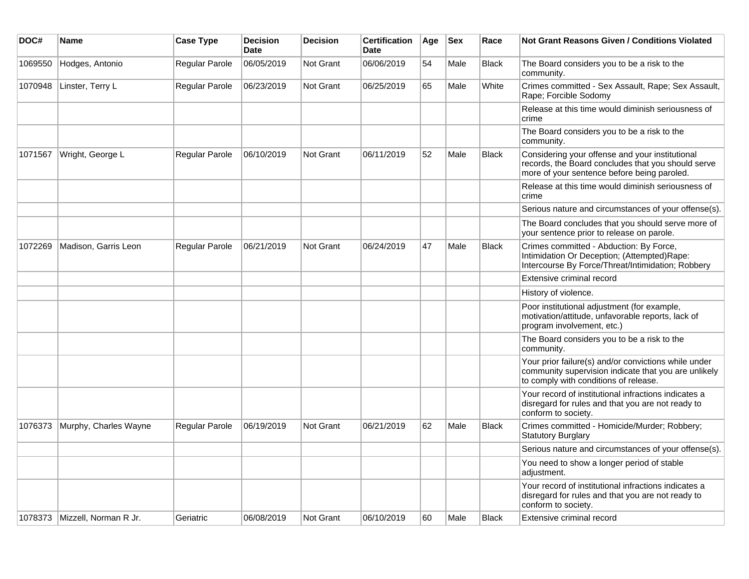| DOC# | Name | Case Type | Decision Date | Decision | Certification Date | Age | Sex | Race | Not Grant Reasons Given / Conditions Violated |
|---|---|---|---|---|---|---|---|---|---|
| 1069550 | Hodges, Antonio | Regular Parole | 06/05/2019 | Not Grant | 06/06/2019 | 54 | Male | Black | The Board considers you to be a risk to the community. |
| 1070948 | Linster, Terry L | Regular Parole | 06/23/2019 | Not Grant | 06/25/2019 | 65 | Male | White | Crimes committed - Sex Assault, Rape; Sex Assault, Rape; Forcible Sodomy |
| | | | | | | | | | Release at this time would diminish seriousness of crime |
| | | | | | | | | | The Board considers you to be a risk to the community. |
| 1071567 | Wright, George L | Regular Parole | 06/10/2019 | Not Grant | 06/11/2019 | 52 | Male | Black | Considering your offense and your institutional records, the Board concludes that you should serve more of your sentence before being paroled. |
| | | | | | | | | | Release at this time would diminish seriousness of crime |
| | | | | | | | | | Serious nature and circumstances of your offense(s). |
| | | | | | | | | | The Board concludes that you should serve more of your sentence prior to release on parole. |
| 1072269 | Madison, Garris Leon | Regular Parole | 06/21/2019 | Not Grant | 06/24/2019 | 47 | Male | Black | Crimes committed - Abduction: By Force, Intimidation Or Deception; (Attempted)Rape: Intercourse By Force/Threat/Intimidation; Robbery |
| | | | | | | | | | Extensive criminal record |
| | | | | | | | | | History of violence. |
| | | | | | | | | | Poor institutional adjustment (for example, motivation/attitude, unfavorable reports, lack of program involvement, etc.) |
| | | | | | | | | | The Board considers you to be a risk to the community. |
| | | | | | | | | | Your prior failure(s) and/or convictions while under community supervision indicate that you are unlikely to comply with conditions of release. |
| | | | | | | | | | Your record of institutional infractions indicates a disregard for rules and that you are not ready to conform to society. |
| 1076373 | Murphy, Charles Wayne | Regular Parole | 06/19/2019 | Not Grant | 06/21/2019 | 62 | Male | Black | Crimes committed - Homicide/Murder; Robbery; Statutory Burglary |
| | | | | | | | | | Serious nature and circumstances of your offense(s). |
| | | | | | | | | | You need to show a longer period of stable adjustment. |
| | | | | | | | | | Your record of institutional infractions indicates a disregard for rules and that you are not ready to conform to society. |
| 1078373 | Mizzell, Norman R Jr. | Geriatric | 06/08/2019 | Not Grant | 06/10/2019 | 60 | Male | Black | Extensive criminal record |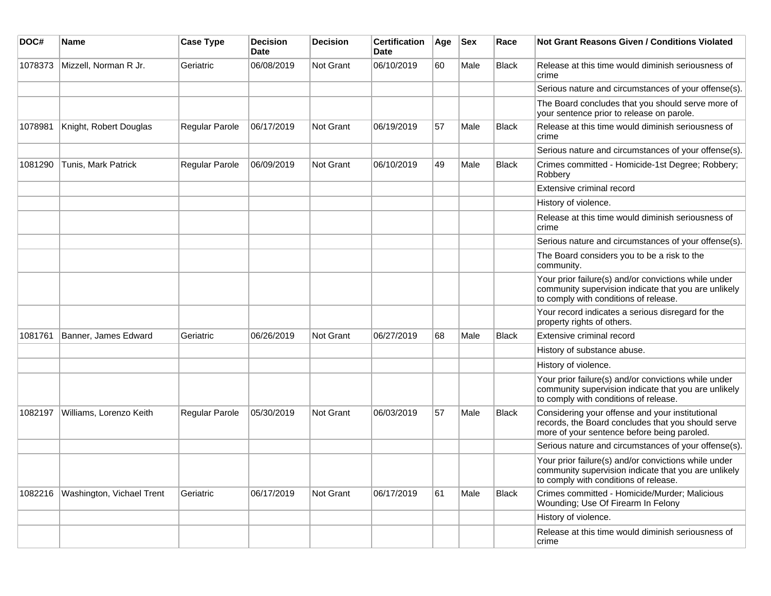| DOC# | Name | Case Type | Decision Date | Decision | Certification Date | Age | Sex | Race | Not Grant Reasons Given / Conditions Violated |
|---|---|---|---|---|---|---|---|---|---|
| 1078373 | Mizzell, Norman R Jr. | Geriatric | 06/08/2019 | Not Grant | 06/10/2019 | 60 | Male | Black | Release at this time would diminish seriousness of crime |
| | | | | | | | | | Serious nature and circumstances of your offense(s). |
| | | | | | | | | | The Board concludes that you should serve more of your sentence prior to release on parole. |
| 1078981 | Knight, Robert Douglas | Regular Parole | 06/17/2019 | Not Grant | 06/19/2019 | 57 | Male | Black | Release at this time would diminish seriousness of crime |
| | | | | | | | | | Serious nature and circumstances of your offense(s). |
| 1081290 | Tunis, Mark Patrick | Regular Parole | 06/09/2019 | Not Grant | 06/10/2019 | 49 | Male | Black | Crimes committed - Homicide-1st Degree; Robbery; Robbery |
| | | | | | | | | | Extensive criminal record |
| | | | | | | | | | History of violence. |
| | | | | | | | | | Release at this time would diminish seriousness of crime |
| | | | | | | | | | Serious nature and circumstances of your offense(s). |
| | | | | | | | | | The Board considers you to be a risk to the community. |
| | | | | | | | | | Your prior failure(s) and/or convictions while under community supervision indicate that you are unlikely to comply with conditions of release. |
| | | | | | | | | | Your record indicates a serious disregard for the property rights of others. |
| 1081761 | Banner, James Edward | Geriatric | 06/26/2019 | Not Grant | 06/27/2019 | 68 | Male | Black | Extensive criminal record |
| | | | | | | | | | History of substance abuse. |
| | | | | | | | | | History of violence. |
| | | | | | | | | | Your prior failure(s) and/or convictions while under community supervision indicate that you are unlikely to comply with conditions of release. |
| 1082197 | Williams, Lorenzo Keith | Regular Parole | 05/30/2019 | Not Grant | 06/03/2019 | 57 | Male | Black | Considering your offense and your institutional records, the Board concludes that you should serve more of your sentence before being paroled. |
| | | | | | | | | | Serious nature and circumstances of your offense(s). |
| | | | | | | | | | Your prior failure(s) and/or convictions while under community supervision indicate that you are unlikely to comply with conditions of release. |
| 1082216 | Washington, Vichael Trent | Geriatric | 06/17/2019 | Not Grant | 06/17/2019 | 61 | Male | Black | Crimes committed - Homicide/Murder; Malicious Wounding; Use Of Firearm In Felony |
| | | | | | | | | | History of violence. |
| | | | | | | | | | Release at this time would diminish seriousness of crime |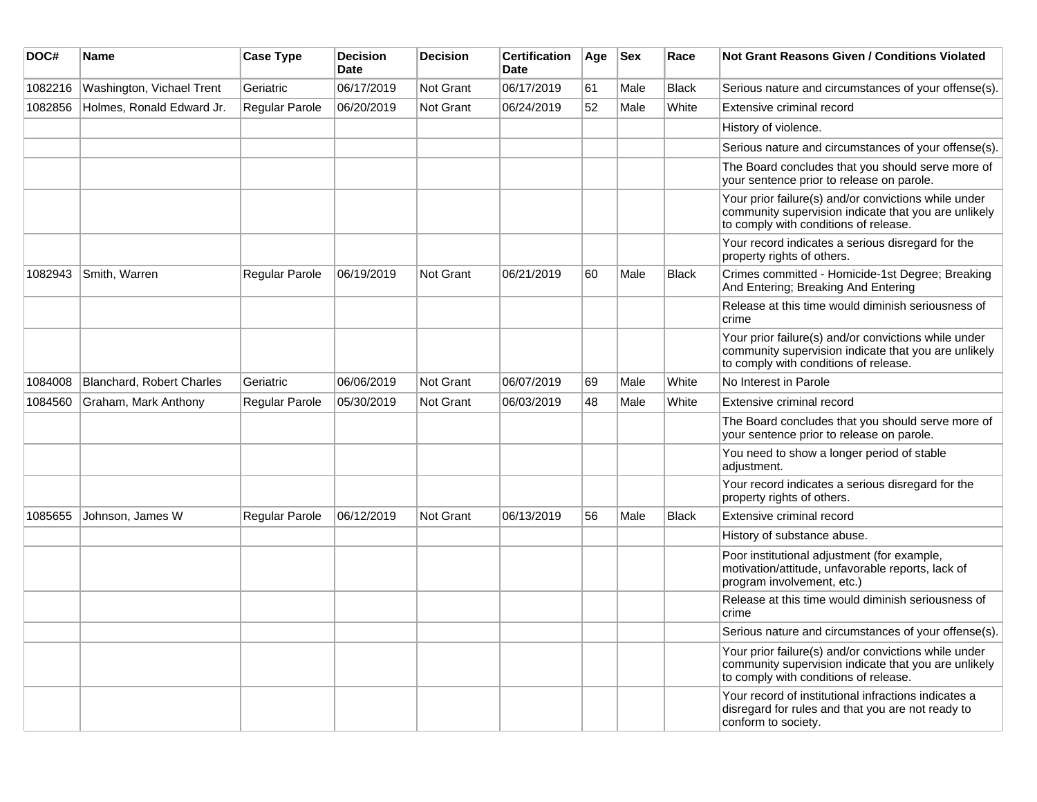| DOC# | Name | Case Type | Decision Date | Decision | Certification Date | Age | Sex | Race | Not Grant Reasons Given / Conditions Violated |
|---|---|---|---|---|---|---|---|---|---|
| 1082216 | Washington, Vichael Trent | Geriatric | 06/17/2019 | Not Grant | 06/17/2019 | 61 | Male | Black | Serious nature and circumstances of your offense(s). |
| 1082856 | Holmes, Ronald Edward Jr. | Regular Parole | 06/20/2019 | Not Grant | 06/24/2019 | 52 | Male | White | Extensive criminal record |
| | | | | | | | | | History of violence. |
| | | | | | | | | | Serious nature and circumstances of your offense(s). |
| | | | | | | | | | The Board concludes that you should serve more of your sentence prior to release on parole. |
| | | | | | | | | | Your prior failure(s) and/or convictions while under community supervision indicate that you are unlikely to comply with conditions of release. |
| | | | | | | | | | Your record indicates a serious disregard for the property rights of others. |
| 1082943 | Smith, Warren | Regular Parole | 06/19/2019 | Not Grant | 06/21/2019 | 60 | Male | Black | Crimes committed - Homicide-1st Degree; Breaking And Entering; Breaking And Entering |
| | | | | | | | | | Release at this time would diminish seriousness of crime |
| | | | | | | | | | Your prior failure(s) and/or convictions while under community supervision indicate that you are unlikely to comply with conditions of release. |
| 1084008 | Blanchard, Robert Charles | Geriatric | 06/06/2019 | Not Grant | 06/07/2019 | 69 | Male | White | No Interest in Parole |
| 1084560 | Graham, Mark Anthony | Regular Parole | 05/30/2019 | Not Grant | 06/03/2019 | 48 | Male | White | Extensive criminal record |
| | | | | | | | | | The Board concludes that you should serve more of your sentence prior to release on parole. |
| | | | | | | | | | You need to show a longer period of stable adjustment. |
| | | | | | | | | | Your record indicates a serious disregard for the property rights of others. |
| 1085655 | Johnson, James W | Regular Parole | 06/12/2019 | Not Grant | 06/13/2019 | 56 | Male | Black | Extensive criminal record |
| | | | | | | | | | History of substance abuse. |
| | | | | | | | | | Poor institutional adjustment (for example, motivation/attitude, unfavorable reports, lack of program involvement, etc.) |
| | | | | | | | | | Release at this time would diminish seriousness of crime |
| | | | | | | | | | Serious nature and circumstances of your offense(s). |
| | | | | | | | | | Your prior failure(s) and/or convictions while under community supervision indicate that you are unlikely to comply with conditions of release. |
| | | | | | | | | | Your record of institutional infractions indicates a disregard for rules and that you are not ready to conform to society. |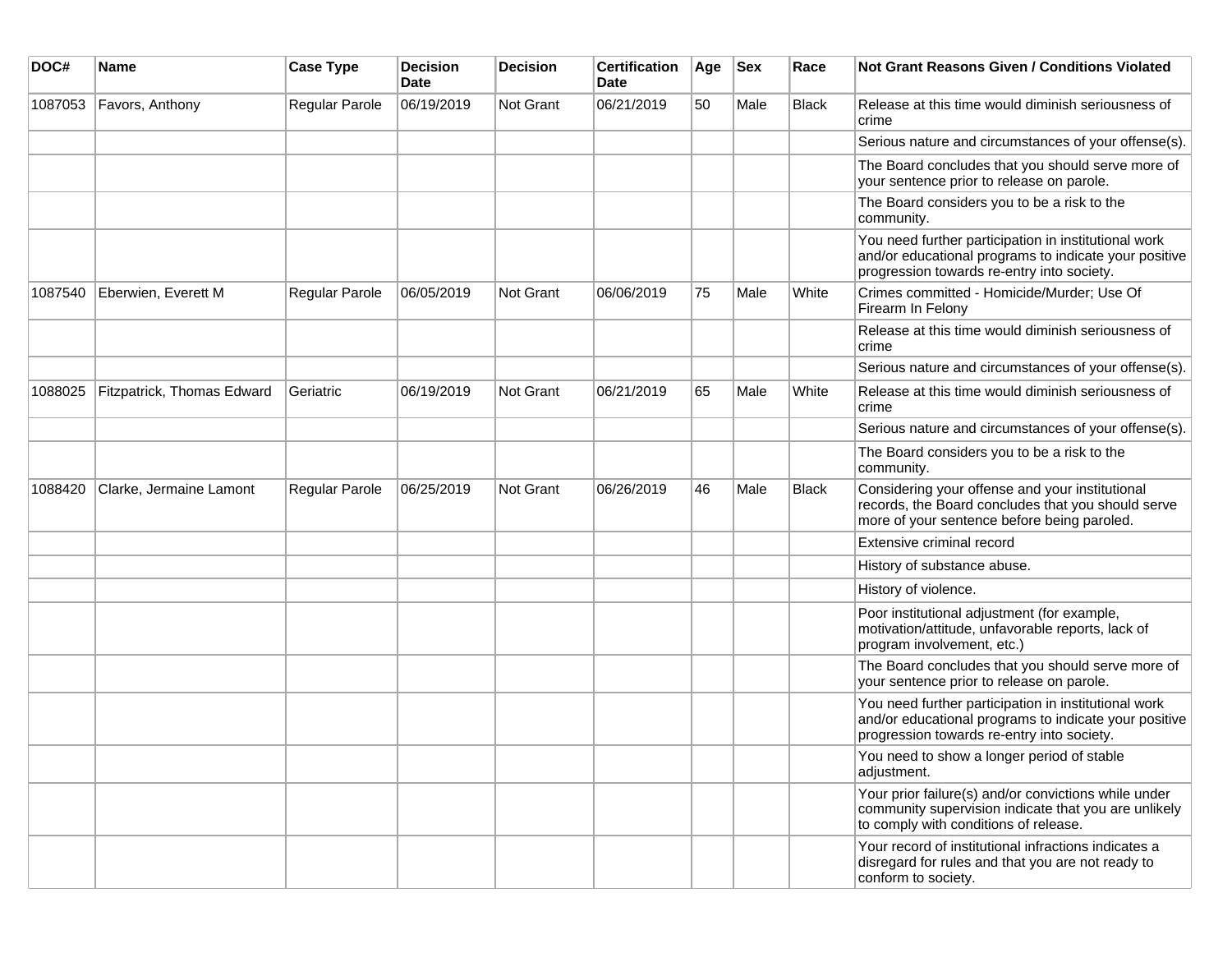| DOC# | Name | Case Type | Decision Date | Decision | Certification Date | Age | Sex | Race | Not Grant Reasons Given / Conditions Violated |
|---|---|---|---|---|---|---|---|---|---|
| 1087053 | Favors, Anthony | Regular Parole | 06/19/2019 | Not Grant | 06/21/2019 | 50 | Male | Black | Release at this time would diminish seriousness of crime |
| | | | | | | | | | Serious nature and circumstances of your offense(s). |
| | | | | | | | | | The Board concludes that you should serve more of your sentence prior to release on parole. |
| | | | | | | | | | The Board considers you to be a risk to the community. |
| | | | | | | | | | You need further participation in institutional work and/or educational programs to indicate your positive progression towards re-entry into society. |
| 1087540 | Eberwien, Everett M | Regular Parole | 06/05/2019 | Not Grant | 06/06/2019 | 75 | Male | White | Crimes committed - Homicide/Murder; Use Of Firearm In Felony |
| | | | | | | | | | Release at this time would diminish seriousness of crime |
| | | | | | | | | | Serious nature and circumstances of your offense(s). |
| 1088025 | Fitzpatrick, Thomas Edward | Geriatric | 06/19/2019 | Not Grant | 06/21/2019 | 65 | Male | White | Release at this time would diminish seriousness of crime |
| | | | | | | | | | Serious nature and circumstances of your offense(s). |
| | | | | | | | | | The Board considers you to be a risk to the community. |
| 1088420 | Clarke, Jermaine Lamont | Regular Parole | 06/25/2019 | Not Grant | 06/26/2019 | 46 | Male | Black | Considering your offense and your institutional records, the Board concludes that you should serve more of your sentence before being paroled. |
| | | | | | | | | | Extensive criminal record |
| | | | | | | | | | History of substance abuse. |
| | | | | | | | | | History of violence. |
| | | | | | | | | | Poor institutional adjustment (for example, motivation/attitude, unfavorable reports, lack of program involvement, etc.) |
| | | | | | | | | | The Board concludes that you should serve more of your sentence prior to release on parole. |
| | | | | | | | | | You need further participation in institutional work and/or educational programs to indicate your positive progression towards re-entry into society. |
| | | | | | | | | | You need to show a longer period of stable adjustment. |
| | | | | | | | | | Your prior failure(s) and/or convictions while under community supervision indicate that you are unlikely to comply with conditions of release. |
| | | | | | | | | | Your record of institutional infractions indicates a disregard for rules and that you are not ready to conform to society. |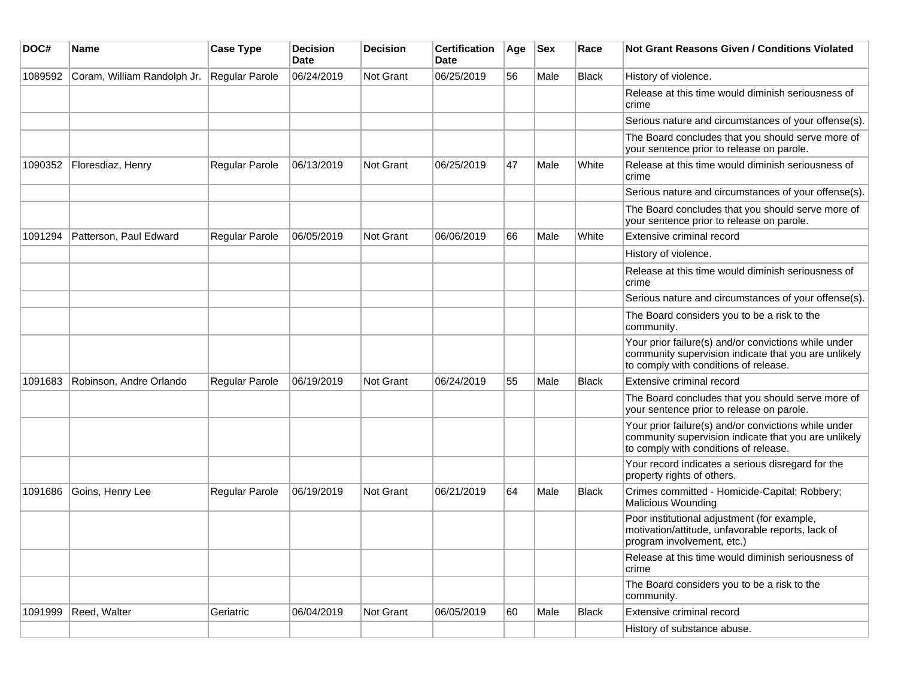| DOC# | Name | Case Type | Decision Date | Decision | Certification Date | Age | Sex | Race | Not Grant Reasons Given / Conditions Violated |
|---|---|---|---|---|---|---|---|---|---|
| 1089592 | Coram, William Randolph Jr. | Regular Parole | 06/24/2019 | Not Grant | 06/25/2019 | 56 | Male | Black | History of violence. |
| | | | | | | | | | Release at this time would diminish seriousness of crime |
| | | | | | | | | | Serious nature and circumstances of your offense(s). |
| | | | | | | | | | The Board concludes that you should serve more of your sentence prior to release on parole. |
| 1090352 | Floresdiaz, Henry | Regular Parole | 06/13/2019 | Not Grant | 06/25/2019 | 47 | Male | White | Release at this time would diminish seriousness of crime |
| | | | | | | | | | Serious nature and circumstances of your offense(s). |
| | | | | | | | | | The Board concludes that you should serve more of your sentence prior to release on parole. |
| 1091294 | Patterson, Paul Edward | Regular Parole | 06/05/2019 | Not Grant | 06/06/2019 | 66 | Male | White | Extensive criminal record |
| | | | | | | | | | History of violence. |
| | | | | | | | | | Release at this time would diminish seriousness of crime |
| | | | | | | | | | Serious nature and circumstances of your offense(s). |
| | | | | | | | | | The Board considers you to be a risk to the community. |
| | | | | | | | | | Your prior failure(s) and/or convictions while under community supervision indicate that you are unlikely to comply with conditions of release. |
| 1091683 | Robinson, Andre Orlando | Regular Parole | 06/19/2019 | Not Grant | 06/24/2019 | 55 | Male | Black | Extensive criminal record |
| | | | | | | | | | The Board concludes that you should serve more of your sentence prior to release on parole. |
| | | | | | | | | | Your prior failure(s) and/or convictions while under community supervision indicate that you are unlikely to comply with conditions of release. |
| | | | | | | | | | Your record indicates a serious disregard for the property rights of others. |
| 1091686 | Goins, Henry Lee | Regular Parole | 06/19/2019 | Not Grant | 06/21/2019 | 64 | Male | Black | Crimes committed - Homicide-Capital; Robbery; Malicious Wounding |
| | | | | | | | | | Poor institutional adjustment (for example, motivation/attitude, unfavorable reports, lack of program involvement, etc.) |
| | | | | | | | | | Release at this time would diminish seriousness of crime |
| | | | | | | | | | The Board considers you to be a risk to the community. |
| 1091999 | Reed, Walter | Geriatric | 06/04/2019 | Not Grant | 06/05/2019 | 60 | Male | Black | Extensive criminal record |
| | | | | | | | | | History of substance abuse. |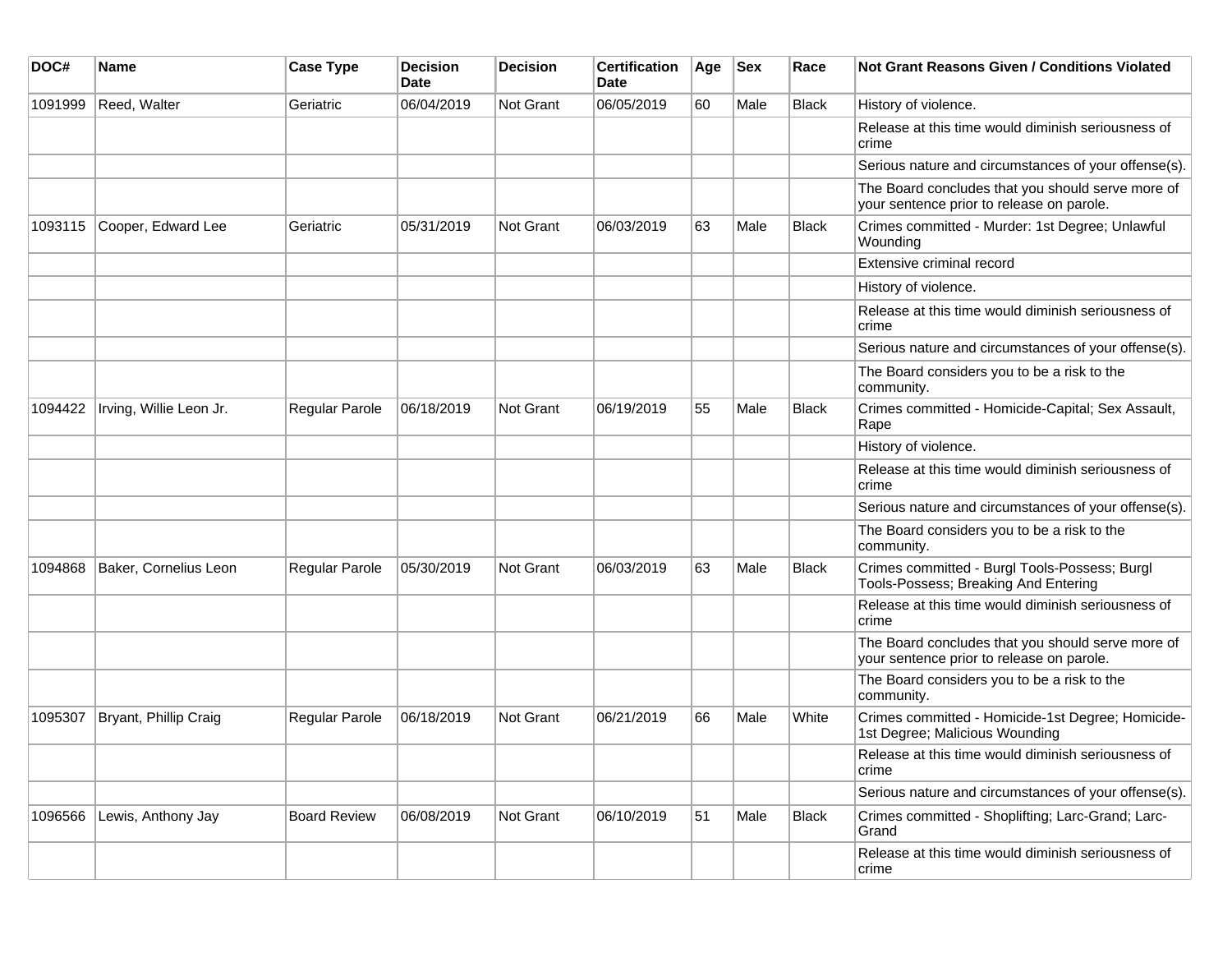| DOC# | Name | Case Type | Decision Date | Decision | Certification Date | Age | Sex | Race | Not Grant Reasons Given / Conditions Violated |
|---|---|---|---|---|---|---|---|---|---|
| 1091999 | Reed, Walter | Geriatric | 06/04/2019 | Not Grant | 06/05/2019 | 60 | Male | Black | History of violence. |
| | | | | | | | | | Release at this time would diminish seriousness of crime |
| | | | | | | | | | Serious nature and circumstances of your offense(s). |
| | | | | | | | | | The Board concludes that you should serve more of your sentence prior to release on parole. |
| 1093115 | Cooper, Edward Lee | Geriatric | 05/31/2019 | Not Grant | 06/03/2019 | 63 | Male | Black | Crimes committed - Murder: 1st Degree; Unlawful Wounding |
| | | | | | | | | | Extensive criminal record |
| | | | | | | | | | History of violence. |
| | | | | | | | | | Release at this time would diminish seriousness of crime |
| | | | | | | | | | Serious nature and circumstances of your offense(s). |
| | | | | | | | | | The Board considers you to be a risk to the community. |
| 1094422 | Irving, Willie Leon Jr. | Regular Parole | 06/18/2019 | Not Grant | 06/19/2019 | 55 | Male | Black | Crimes committed - Homicide-Capital; Sex Assault, Rape |
| | | | | | | | | | History of violence. |
| | | | | | | | | | Release at this time would diminish seriousness of crime |
| | | | | | | | | | Serious nature and circumstances of your offense(s). |
| | | | | | | | | | The Board considers you to be a risk to the community. |
| 1094868 | Baker, Cornelius Leon | Regular Parole | 05/30/2019 | Not Grant | 06/03/2019 | 63 | Male | Black | Crimes committed - Burgl Tools-Possess; Burgl Tools-Possess; Breaking And Entering |
| | | | | | | | | | Release at this time would diminish seriousness of crime |
| | | | | | | | | | The Board concludes that you should serve more of your sentence prior to release on parole. |
| | | | | | | | | | The Board considers you to be a risk to the community. |
| 1095307 | Bryant, Phillip Craig | Regular Parole | 06/18/2019 | Not Grant | 06/21/2019 | 66 | Male | White | Crimes committed - Homicide-1st Degree; Homicide-1st Degree; Malicious Wounding |
| | | | | | | | | | Release at this time would diminish seriousness of crime |
| | | | | | | | | | Serious nature and circumstances of your offense(s). |
| 1096566 | Lewis, Anthony Jay | Board Review | 06/08/2019 | Not Grant | 06/10/2019 | 51 | Male | Black | Crimes committed - Shoplifting; Larc-Grand; Larc-Grand |
| | | | | | | | | | Release at this time would diminish seriousness of crime |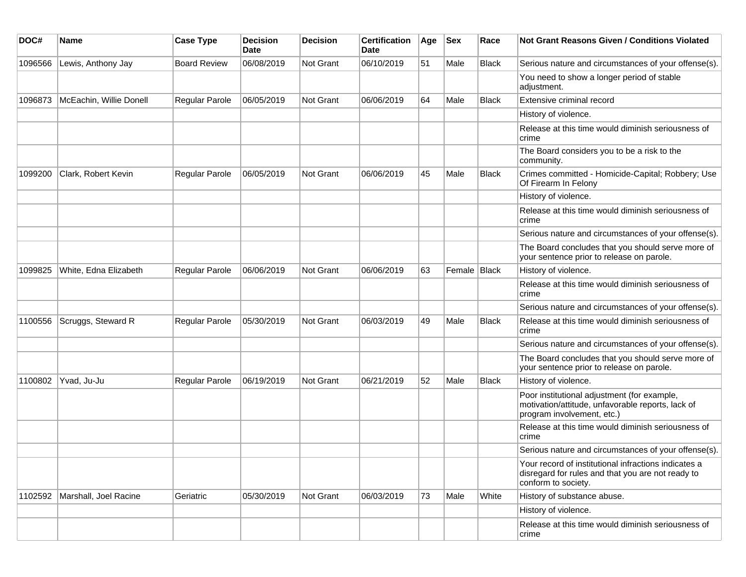| DOC# | Name | Case Type | Decision Date | Decision | Certification Date | Age | Sex | Race | Not Grant Reasons Given / Conditions Violated |
|---|---|---|---|---|---|---|---|---|---|
| 1096566 | Lewis, Anthony Jay | Board Review | 06/08/2019 | Not Grant | 06/10/2019 | 51 | Male | Black | Serious nature and circumstances of your offense(s). |
| | | | | | | | | | You need to show a longer period of stable adjustment. |
| 1096873 | McEachin, Willie Donell | Regular Parole | 06/05/2019 | Not Grant | 06/06/2019 | 64 | Male | Black | Extensive criminal record |
| | | | | | | | | | History of violence. |
| | | | | | | | | | Release at this time would diminish seriousness of crime |
| | | | | | | | | | The Board considers you to be a risk to the community. |
| 1099200 | Clark, Robert Kevin | Regular Parole | 06/05/2019 | Not Grant | 06/06/2019 | 45 | Male | Black | Crimes committed - Homicide-Capital; Robbery; Use Of Firearm In Felony |
| | | | | | | | | | History of violence. |
| | | | | | | | | | Release at this time would diminish seriousness of crime |
| | | | | | | | | | Serious nature and circumstances of your offense(s). |
| | | | | | | | | | The Board concludes that you should serve more of your sentence prior to release on parole. |
| 1099825 | White, Edna Elizabeth | Regular Parole | 06/06/2019 | Not Grant | 06/06/2019 | 63 | Female | Black | History of violence. |
| | | | | | | | | | Release at this time would diminish seriousness of crime |
| | | | | | | | | | Serious nature and circumstances of your offense(s). |
| 1100556 | Scruggs, Steward R | Regular Parole | 05/30/2019 | Not Grant | 06/03/2019 | 49 | Male | Black | Release at this time would diminish seriousness of crime |
| | | | | | | | | | Serious nature and circumstances of your offense(s). |
| | | | | | | | | | The Board concludes that you should serve more of your sentence prior to release on parole. |
| 1100802 | Yvad, Ju-Ju | Regular Parole | 06/19/2019 | Not Grant | 06/21/2019 | 52 | Male | Black | History of violence. |
| | | | | | | | | | Poor institutional adjustment (for example, motivation/attitude, unfavorable reports, lack of program involvement, etc.) |
| | | | | | | | | | Release at this time would diminish seriousness of crime |
| | | | | | | | | | Serious nature and circumstances of your offense(s). |
| | | | | | | | | | Your record of institutional infractions indicates a disregard for rules and that you are not ready to conform to society. |
| 1102592 | Marshall, Joel Racine | Geriatric | 05/30/2019 | Not Grant | 06/03/2019 | 73 | Male | White | History of substance abuse. |
| | | | | | | | | | History of violence. |
| | | | | | | | | | Release at this time would diminish seriousness of crime |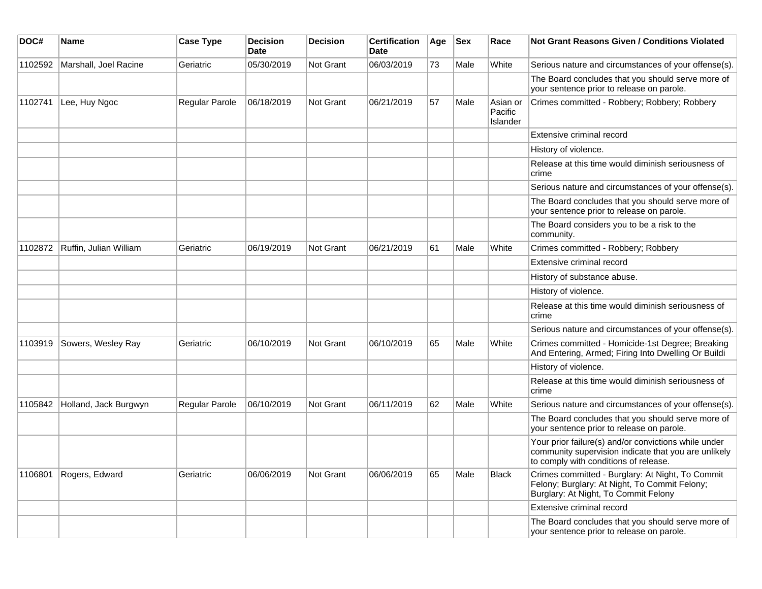| DOC# | Name | Case Type | Decision Date | Decision | Certification Date | Age | Sex | Race | Not Grant Reasons Given / Conditions Violated |
|---|---|---|---|---|---|---|---|---|---|
| 1102592 | Marshall, Joel Racine | Geriatric | 05/30/2019 | Not Grant | 06/03/2019 | 73 | Male | White | Serious nature and circumstances of your offense(s). |
| | | | | | | | | | The Board concludes that you should serve more of your sentence prior to release on parole. |
| 1102741 | Lee, Huy Ngoc | Regular Parole | 06/18/2019 | Not Grant | 06/21/2019 | 57 | Male | Asian or Pacific Islander | Crimes committed - Robbery; Robbery; Robbery |
| | | | | | | | | | Extensive criminal record |
| | | | | | | | | | History of violence. |
| | | | | | | | | | Release at this time would diminish seriousness of crime |
| | | | | | | | | | Serious nature and circumstances of your offense(s). |
| | | | | | | | | | The Board concludes that you should serve more of your sentence prior to release on parole. |
| | | | | | | | | | The Board considers you to be a risk to the community. |
| 1102872 | Ruffin, Julian William | Geriatric | 06/19/2019 | Not Grant | 06/21/2019 | 61 | Male | White | Crimes committed - Robbery; Robbery |
| | | | | | | | | | Extensive criminal record |
| | | | | | | | | | History of substance abuse. |
| | | | | | | | | | History of violence. |
| | | | | | | | | | Release at this time would diminish seriousness of crime |
| | | | | | | | | | Serious nature and circumstances of your offense(s). |
| 1103919 | Sowers, Wesley Ray | Geriatric | 06/10/2019 | Not Grant | 06/10/2019 | 65 | Male | White | Crimes committed - Homicide-1st Degree; Breaking And Entering, Armed; Firing Into Dwelling Or Buildi |
| | | | | | | | | | History of violence. |
| | | | | | | | | | Release at this time would diminish seriousness of crime |
| 1105842 | Holland, Jack Burgwyn | Regular Parole | 06/10/2019 | Not Grant | 06/11/2019 | 62 | Male | White | Serious nature and circumstances of your offense(s). |
| | | | | | | | | | The Board concludes that you should serve more of your sentence prior to release on parole. |
| | | | | | | | | | Your prior failure(s) and/or convictions while under community supervision indicate that you are unlikely to comply with conditions of release. |
| 1106801 | Rogers, Edward | Geriatric | 06/06/2019 | Not Grant | 06/06/2019 | 65 | Male | Black | Crimes committed - Burglary: At Night, To Commit Felony; Burglary: At Night, To Commit Felony; Burglary: At Night, To Commit Felony |
| | | | | | | | | | Extensive criminal record |
| | | | | | | | | | The Board concludes that you should serve more of your sentence prior to release on parole. |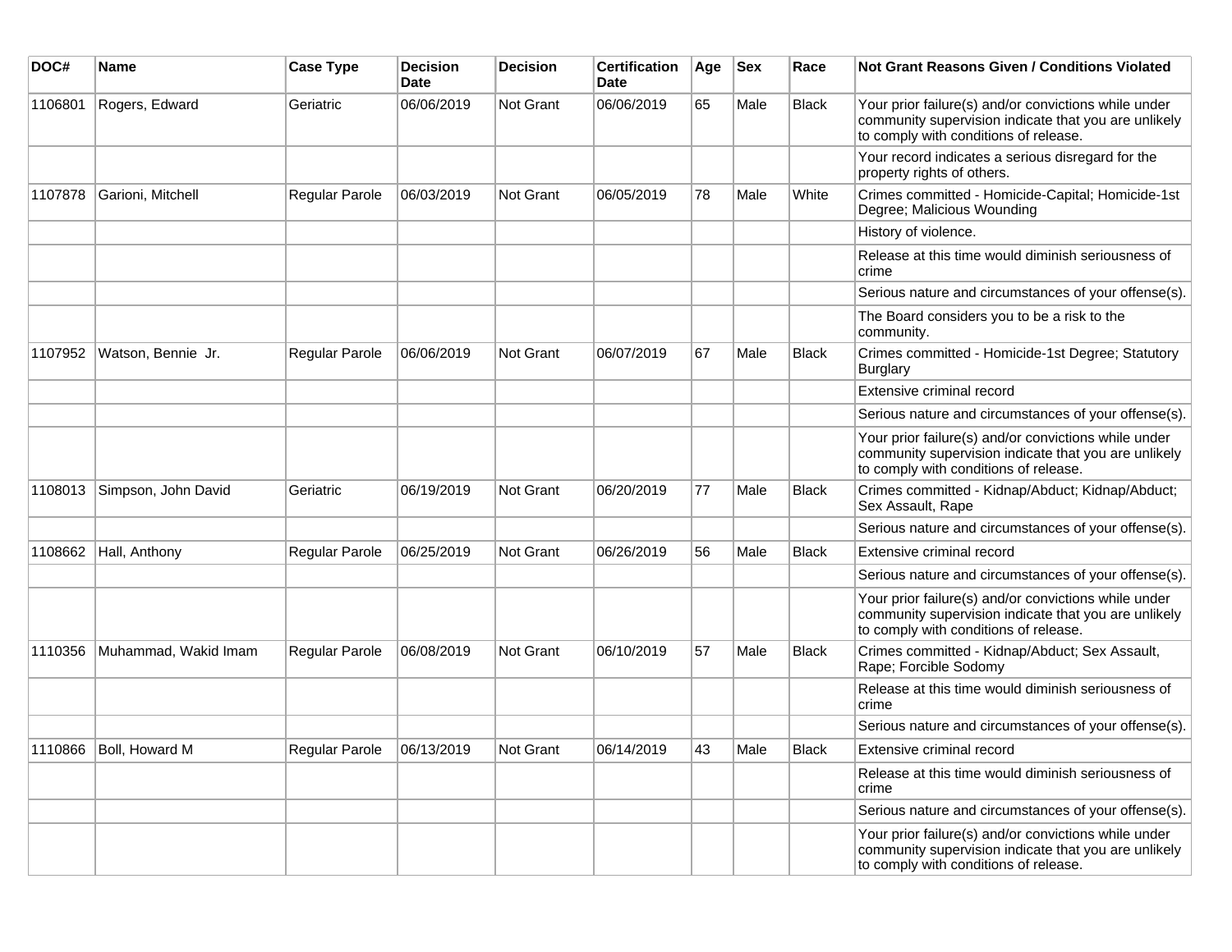| DOC# | Name | Case Type | Decision Date | Decision | Certification Date | Age | Sex | Race | Not Grant Reasons Given / Conditions Violated |
|---|---|---|---|---|---|---|---|---|---|
| 1106801 | Rogers, Edward | Geriatric | 06/06/2019 | Not Grant | 06/06/2019 | 65 | Male | Black | Your prior failure(s) and/or convictions while under community supervision indicate that you are unlikely to comply with conditions of release. |
| | | | | | | | | | Your record indicates a serious disregard for the property rights of others. |
| 1107878 | Garioni, Mitchell | Regular Parole | 06/03/2019 | Not Grant | 06/05/2019 | 78 | Male | White | Crimes committed - Homicide-Capital; Homicide-1st Degree; Malicious Wounding |
| | | | | | | | | | History of violence. |
| | | | | | | | | | Release at this time would diminish seriousness of crime |
| | | | | | | | | | Serious nature and circumstances of your offense(s). |
| | | | | | | | | | The Board considers you to be a risk to the community. |
| 1107952 | Watson, Bennie Jr. | Regular Parole | 06/06/2019 | Not Grant | 06/07/2019 | 67 | Male | Black | Crimes committed - Homicide-1st Degree; Statutory Burglary |
| | | | | | | | | | Extensive criminal record |
| | | | | | | | | | Serious nature and circumstances of your offense(s). |
| | | | | | | | | | Your prior failure(s) and/or convictions while under community supervision indicate that you are unlikely to comply with conditions of release. |
| 1108013 | Simpson, John David | Geriatric | 06/19/2019 | Not Grant | 06/20/2019 | 77 | Male | Black | Crimes committed - Kidnap/Abduct; Kidnap/Abduct; Sex Assault, Rape |
| | | | | | | | | | Serious nature and circumstances of your offense(s). |
| 1108662 | Hall, Anthony | Regular Parole | 06/25/2019 | Not Grant | 06/26/2019 | 56 | Male | Black | Extensive criminal record |
| | | | | | | | | | Serious nature and circumstances of your offense(s). |
| | | | | | | | | | Your prior failure(s) and/or convictions while under community supervision indicate that you are unlikely to comply with conditions of release. |
| 1110356 | Muhammad, Wakid Imam | Regular Parole | 06/08/2019 | Not Grant | 06/10/2019 | 57 | Male | Black | Crimes committed - Kidnap/Abduct; Sex Assault, Rape; Forcible Sodomy |
| | | | | | | | | | Release at this time would diminish seriousness of crime |
| | | | | | | | | | Serious nature and circumstances of your offense(s). |
| 1110866 | Boll, Howard M | Regular Parole | 06/13/2019 | Not Grant | 06/14/2019 | 43 | Male | Black | Extensive criminal record |
| | | | | | | | | | Release at this time would diminish seriousness of crime |
| | | | | | | | | | Serious nature and circumstances of your offense(s). |
| | | | | | | | | | Your prior failure(s) and/or convictions while under community supervision indicate that you are unlikely to comply with conditions of release. |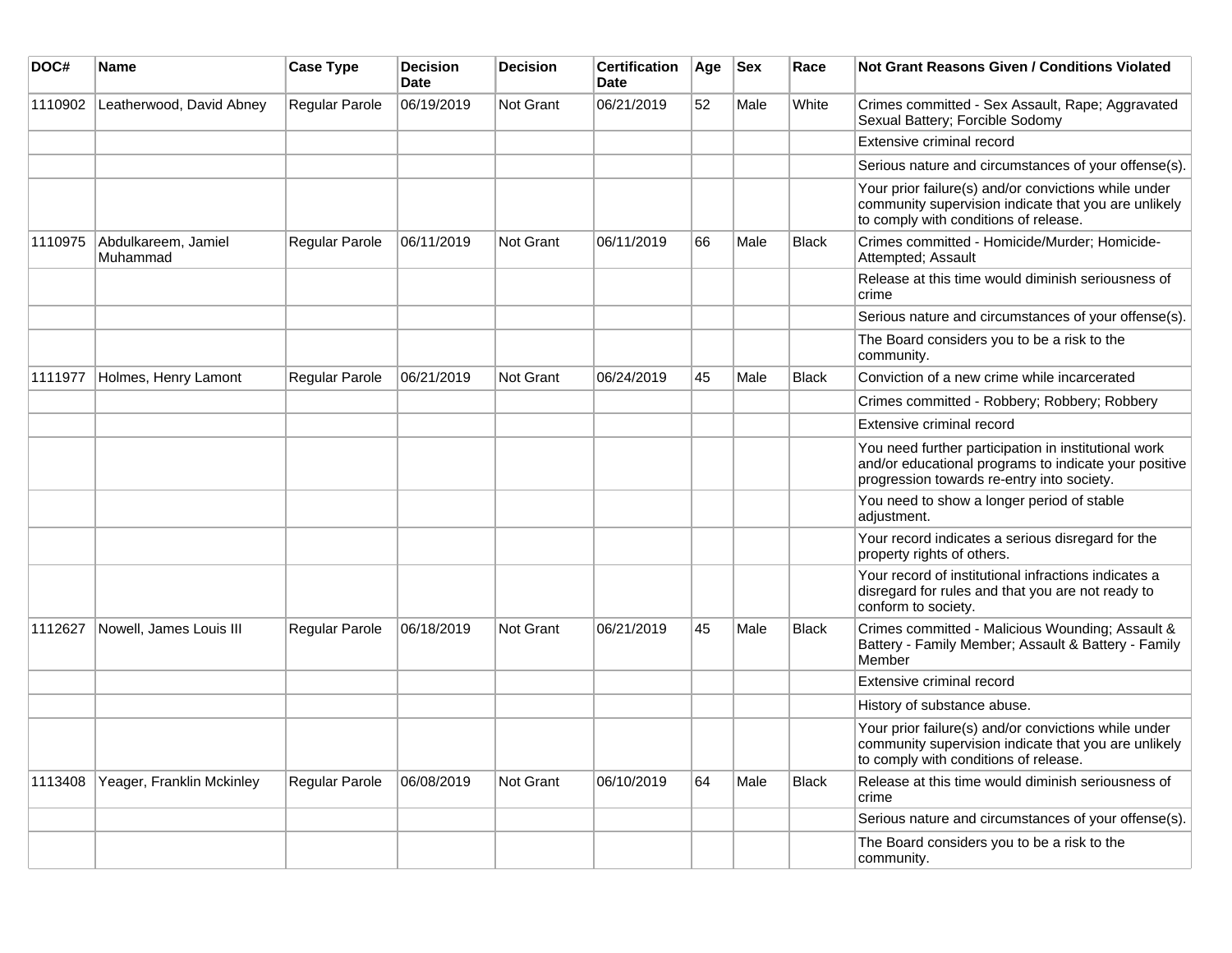| DOC# | Name | Case Type | Decision Date | Decision | Certification Date | Age | Sex | Race | Not Grant Reasons Given / Conditions Violated |
|---|---|---|---|---|---|---|---|---|---|
| 1110902 | Leatherwood, David Abney | Regular Parole | 06/19/2019 | Not Grant | 06/21/2019 | 52 | Male | White | Crimes committed - Sex Assault, Rape; Aggravated Sexual Battery; Forcible Sodomy |
| | | | | | | | | | Extensive criminal record |
| | | | | | | | | | Serious nature and circumstances of your offense(s). |
| | | | | | | | | | Your prior failure(s) and/or convictions while under community supervision indicate that you are unlikely to comply with conditions of release. |
| 1110975 | Abdulkareem, Jamiel Muhammad | Regular Parole | 06/11/2019 | Not Grant | 06/11/2019 | 66 | Male | Black | Crimes committed - Homicide/Murder; Homicide-Attempted; Assault |
| | | | | | | | | | Release at this time would diminish seriousness of crime |
| | | | | | | | | | Serious nature and circumstances of your offense(s). |
| | | | | | | | | | The Board considers you to be a risk to the community. |
| 1111977 | Holmes, Henry Lamont | Regular Parole | 06/21/2019 | Not Grant | 06/24/2019 | 45 | Male | Black | Conviction of a new crime while incarcerated |
| | | | | | | | | | Crimes committed - Robbery; Robbery; Robbery |
| | | | | | | | | | Extensive criminal record |
| | | | | | | | | | You need further participation in institutional work and/or educational programs to indicate your positive progression towards re-entry into society. |
| | | | | | | | | | You need to show a longer period of stable adjustment. |
| | | | | | | | | | Your record indicates a serious disregard for the property rights of others. |
| | | | | | | | | | Your record of institutional infractions indicates a disregard for rules and that you are not ready to conform to society. |
| 1112627 | Nowell, James Louis III | Regular Parole | 06/18/2019 | Not Grant | 06/21/2019 | 45 | Male | Black | Crimes committed - Malicious Wounding; Assault & Battery - Family Member; Assault & Battery - Family Member |
| | | | | | | | | | Extensive criminal record |
| | | | | | | | | | History of substance abuse. |
| | | | | | | | | | Your prior failure(s) and/or convictions while under community supervision indicate that you are unlikely to comply with conditions of release. |
| 1113408 | Yeager, Franklin Mckinley | Regular Parole | 06/08/2019 | Not Grant | 06/10/2019 | 64 | Male | Black | Release at this time would diminish seriousness of crime |
| | | | | | | | | | Serious nature and circumstances of your offense(s). |
| | | | | | | | | | The Board considers you to be a risk to the community. |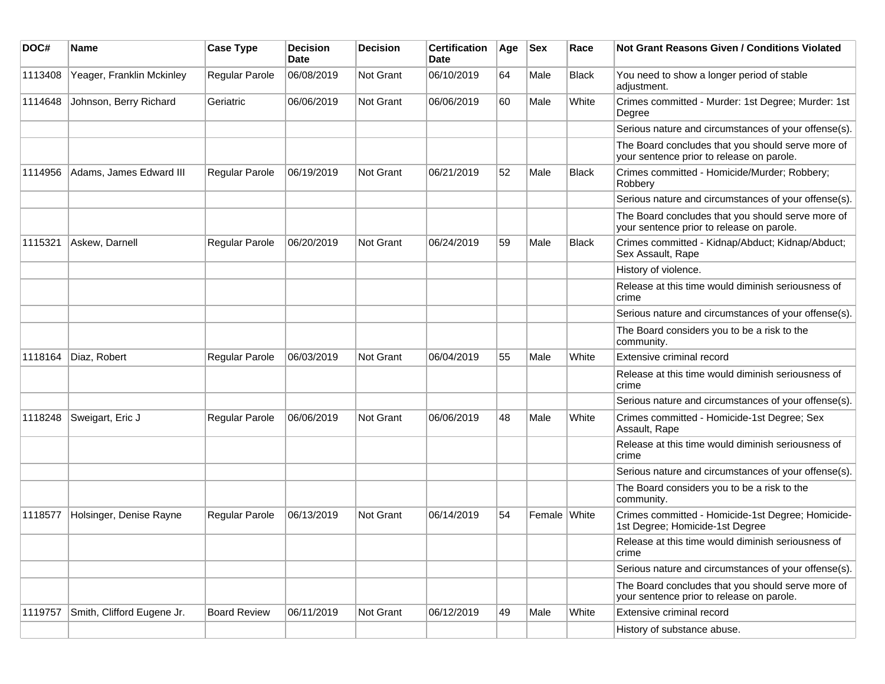| DOC# | Name | Case Type | Decision Date | Decision | Certification Date | Age | Sex | Race | Not Grant Reasons Given / Conditions Violated |
|---|---|---|---|---|---|---|---|---|---|
| 1113408 | Yeager, Franklin Mckinley | Regular Parole | 06/08/2019 | Not Grant | 06/10/2019 | 64 | Male | Black | You need to show a longer period of stable adjustment. |
| 1114648 | Johnson, Berry Richard | Geriatric | 06/06/2019 | Not Grant | 06/06/2019 | 60 | Male | White | Crimes committed - Murder: 1st Degree; Murder: 1st Degree |
| | | | | | | | | | Serious nature and circumstances of your offense(s). |
| | | | | | | | | | The Board concludes that you should serve more of your sentence prior to release on parole. |
| 1114956 | Adams, James Edward III | Regular Parole | 06/19/2019 | Not Grant | 06/21/2019 | 52 | Male | Black | Crimes committed - Homicide/Murder; Robbery; Robbery |
| | | | | | | | | | Serious nature and circumstances of your offense(s). |
| | | | | | | | | | The Board concludes that you should serve more of your sentence prior to release on parole. |
| 1115321 | Askew, Darnell | Regular Parole | 06/20/2019 | Not Grant | 06/24/2019 | 59 | Male | Black | Crimes committed - Kidnap/Abduct; Kidnap/Abduct; Sex Assault, Rape |
| | | | | | | | | | History of violence. |
| | | | | | | | | | Release at this time would diminish seriousness of crime |
| | | | | | | | | | Serious nature and circumstances of your offense(s). |
| | | | | | | | | | The Board considers you to be a risk to the community. |
| 1118164 | Diaz, Robert | Regular Parole | 06/03/2019 | Not Grant | 06/04/2019 | 55 | Male | White | Extensive criminal record |
| | | | | | | | | | Release at this time would diminish seriousness of crime |
| | | | | | | | | | Serious nature and circumstances of your offense(s). |
| 1118248 | Sweigart, Eric J | Regular Parole | 06/06/2019 | Not Grant | 06/06/2019 | 48 | Male | White | Crimes committed - Homicide-1st Degree; Sex Assault, Rape |
| | | | | | | | | | Release at this time would diminish seriousness of crime |
| | | | | | | | | | Serious nature and circumstances of your offense(s). |
| | | | | | | | | | The Board considers you to be a risk to the community. |
| 1118577 | Holsinger, Denise Rayne | Regular Parole | 06/13/2019 | Not Grant | 06/14/2019 | 54 | Female | White | Crimes committed - Homicide-1st Degree; Homicide-1st Degree; Homicide-1st Degree |
| | | | | | | | | | Release at this time would diminish seriousness of crime |
| | | | | | | | | | Serious nature and circumstances of your offense(s). |
| | | | | | | | | | The Board concludes that you should serve more of your sentence prior to release on parole. |
| 1119757 | Smith, Clifford Eugene Jr. | Board Review | 06/11/2019 | Not Grant | 06/12/2019 | 49 | Male | White | Extensive criminal record |
| | | | | | | | | | History of substance abuse. |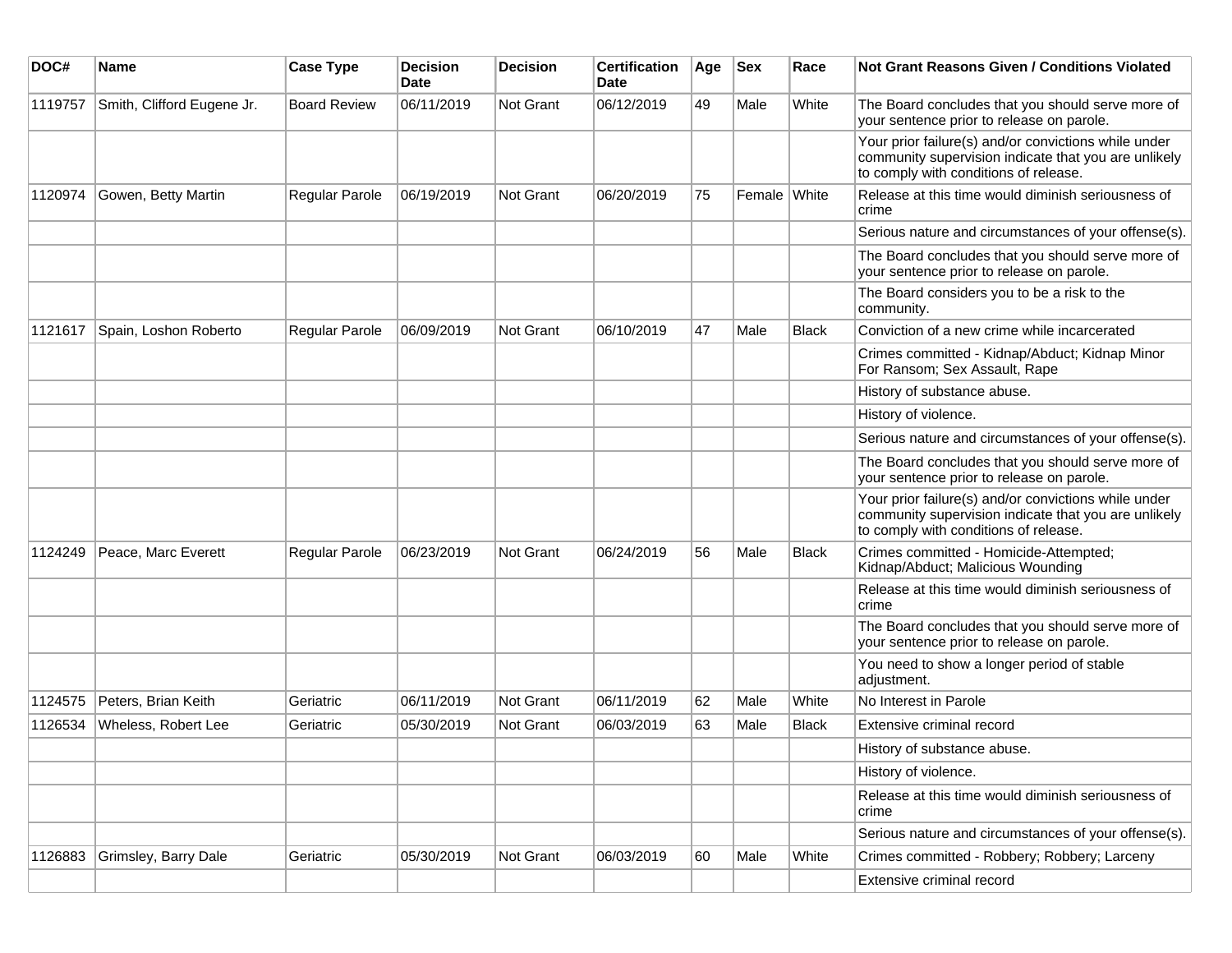| DOC# | Name | Case Type | Decision Date | Decision | Certification Date | Age | Sex | Race | Not Grant Reasons Given / Conditions Violated |
|---|---|---|---|---|---|---|---|---|---|
| 1119757 | Smith, Clifford Eugene Jr. | Board Review | 06/11/2019 | Not Grant | 06/12/2019 | 49 | Male | White | The Board concludes that you should serve more of your sentence prior to release on parole. |
| | | | | | | | | | Your prior failure(s) and/or convictions while under community supervision indicate that you are unlikely to comply with conditions of release. |
| 1120974 | Gowen, Betty Martin | Regular Parole | 06/19/2019 | Not Grant | 06/20/2019 | 75 | Female | White | Release at this time would diminish seriousness of crime |
| | | | | | | | | | Serious nature and circumstances of your offense(s). |
| | | | | | | | | | The Board concludes that you should serve more of your sentence prior to release on parole. |
| | | | | | | | | | The Board considers you to be a risk to the community. |
| 1121617 | Spain, Loshon Roberto | Regular Parole | 06/09/2019 | Not Grant | 06/10/2019 | 47 | Male | Black | Conviction of a new crime while incarcerated |
| | | | | | | | | | Crimes committed - Kidnap/Abduct; Kidnap Minor For Ransom; Sex Assault, Rape |
| | | | | | | | | | History of substance abuse. |
| | | | | | | | | | History of violence. |
| | | | | | | | | | Serious nature and circumstances of your offense(s). |
| | | | | | | | | | The Board concludes that you should serve more of your sentence prior to release on parole. |
| | | | | | | | | | Your prior failure(s) and/or convictions while under community supervision indicate that you are unlikely to comply with conditions of release. |
| 1124249 | Peace, Marc Everett | Regular Parole | 06/23/2019 | Not Grant | 06/24/2019 | 56 | Male | Black | Crimes committed - Homicide-Attempted; Kidnap/Abduct; Malicious Wounding |
| | | | | | | | | | Release at this time would diminish seriousness of crime |
| | | | | | | | | | The Board concludes that you should serve more of your sentence prior to release on parole. |
| | | | | | | | | | You need to show a longer period of stable adjustment. |
| 1124575 | Peters, Brian Keith | Geriatric | 06/11/2019 | Not Grant | 06/11/2019 | 62 | Male | White | No Interest in Parole |
| 1126534 | Wheless, Robert Lee | Geriatric | 05/30/2019 | Not Grant | 06/03/2019 | 63 | Male | Black | Extensive criminal record |
| | | | | | | | | | History of substance abuse. |
| | | | | | | | | | History of violence. |
| | | | | | | | | | Release at this time would diminish seriousness of crime |
| | | | | | | | | | Serious nature and circumstances of your offense(s). |
| 1126883 | Grimsley, Barry Dale | Geriatric | 05/30/2019 | Not Grant | 06/03/2019 | 60 | Male | White | Crimes committed - Robbery; Robbery; Larceny |
| | | | | | | | | | Extensive criminal record |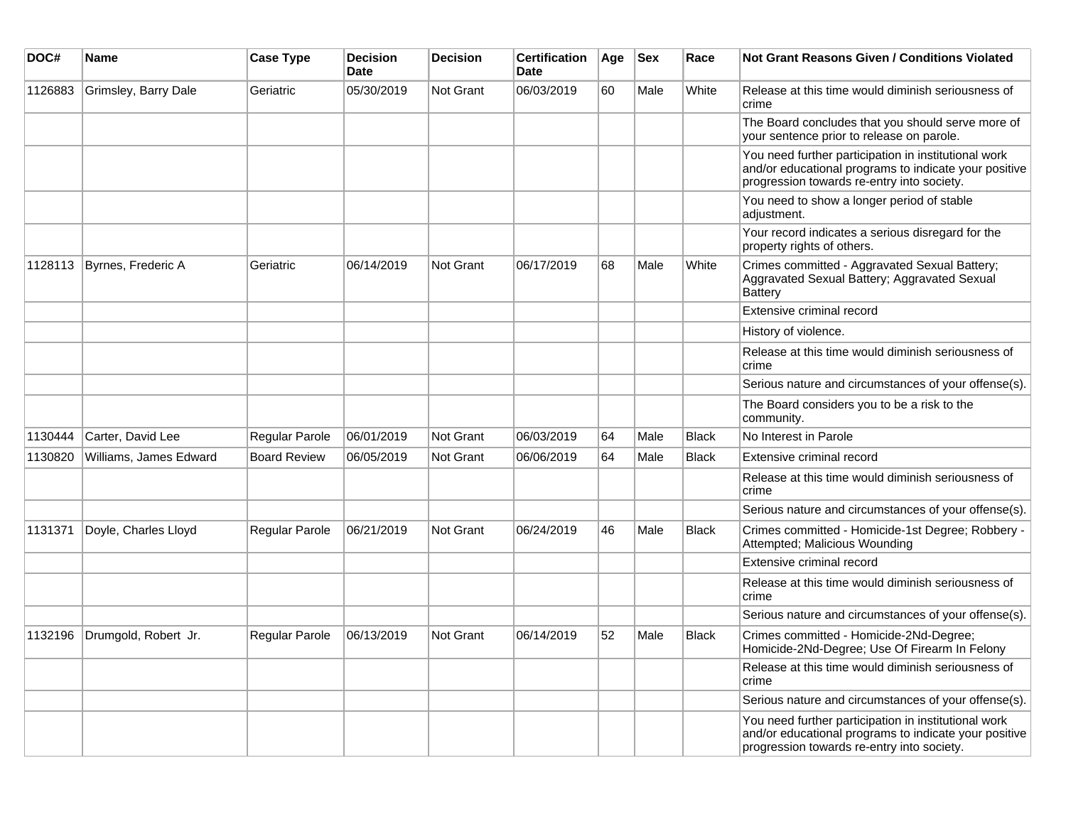| DOC# | Name | Case Type | Decision Date | Decision | Certification Date | Age | Sex | Race | Not Grant Reasons Given / Conditions Violated |
|---|---|---|---|---|---|---|---|---|---|
| 1126883 | Grimsley, Barry Dale | Geriatric | 05/30/2019 | Not Grant | 06/03/2019 | 60 | Male | White | Release at this time would diminish seriousness of crime |
| | | | | | | | | | The Board concludes that you should serve more of your sentence prior to release on parole. |
| | | | | | | | | | You need further participation in institutional work and/or educational programs to indicate your positive progression towards re-entry into society. |
| | | | | | | | | | You need to show a longer period of stable adjustment. |
| | | | | | | | | | Your record indicates a serious disregard for the property rights of others. |
| 1128113 | Byrnes, Frederic A | Geriatric | 06/14/2019 | Not Grant | 06/17/2019 | 68 | Male | White | Crimes committed - Aggravated Sexual Battery; Aggravated Sexual Battery; Aggravated Sexual Battery |
| | | | | | | | | | Extensive criminal record |
| | | | | | | | | | History of violence. |
| | | | | | | | | | Release at this time would diminish seriousness of crime |
| | | | | | | | | | Serious nature and circumstances of your offense(s). |
| | | | | | | | | | The Board considers you to be a risk to the community. |
| 1130444 | Carter, David Lee | Regular Parole | 06/01/2019 | Not Grant | 06/03/2019 | 64 | Male | Black | No Interest in Parole |
| 1130820 | Williams, James Edward | Board Review | 06/05/2019 | Not Grant | 06/06/2019 | 64 | Male | Black | Extensive criminal record |
| | | | | | | | | | Release at this time would diminish seriousness of crime |
| | | | | | | | | | Serious nature and circumstances of your offense(s). |
| 1131371 | Doyle, Charles Lloyd | Regular Parole | 06/21/2019 | Not Grant | 06/24/2019 | 46 | Male | Black | Crimes committed - Homicide-1st Degree; Robbery - Attempted; Malicious Wounding |
| | | | | | | | | | Extensive criminal record |
| | | | | | | | | | Release at this time would diminish seriousness of crime |
| | | | | | | | | | Serious nature and circumstances of your offense(s). |
| 1132196 | Drumgold, Robert Jr. | Regular Parole | 06/13/2019 | Not Grant | 06/14/2019 | 52 | Male | Black | Crimes committed - Homicide-2Nd-Degree; Homicide-2Nd-Degree; Use Of Firearm In Felony |
| | | | | | | | | | Release at this time would diminish seriousness of crime |
| | | | | | | | | | Serious nature and circumstances of your offense(s). |
| | | | | | | | | | You need further participation in institutional work and/or educational programs to indicate your positive progression towards re-entry into society. |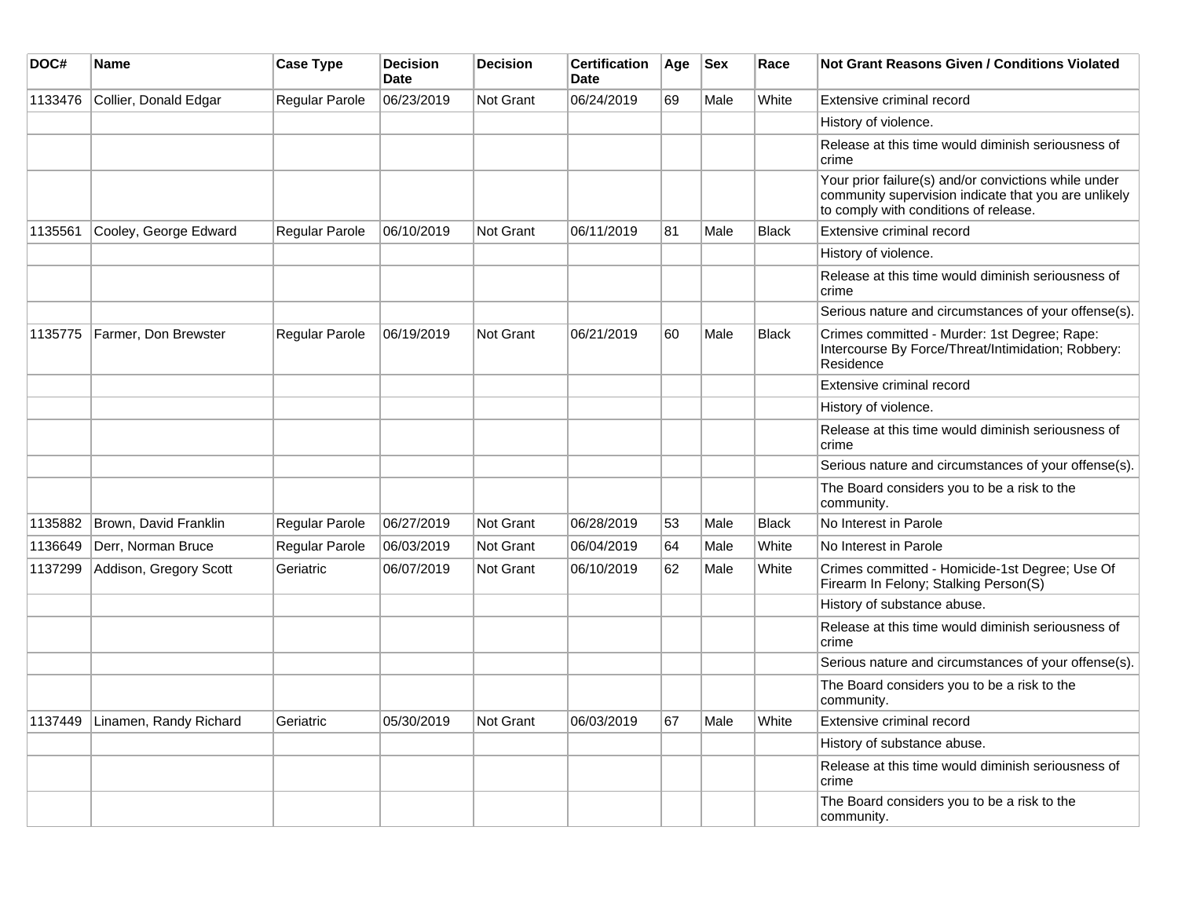| DOC# | Name | Case Type | Decision Date | Decision | Certification Date | Age | Sex | Race | Not Grant Reasons Given / Conditions Violated |
|---|---|---|---|---|---|---|---|---|---|
| 1133476 | Collier, Donald Edgar | Regular Parole | 06/23/2019 | Not Grant | 06/24/2019 | 69 | Male | White | Extensive criminal record |
| | | | | | | | | | History of violence. |
| | | | | | | | | | Release at this time would diminish seriousness of crime |
| | | | | | | | | | Your prior failure(s) and/or convictions while under community supervision indicate that you are unlikely to comply with conditions of release. |
| 1135561 | Cooley, George Edward | Regular Parole | 06/10/2019 | Not Grant | 06/11/2019 | 81 | Male | Black | Extensive criminal record |
| | | | | | | | | | History of violence. |
| | | | | | | | | | Release at this time would diminish seriousness of crime |
| | | | | | | | | | Serious nature and circumstances of your offense(s). |
| 1135775 | Farmer, Don Brewster | Regular Parole | 06/19/2019 | Not Grant | 06/21/2019 | 60 | Male | Black | Crimes committed - Murder: 1st Degree; Rape: Intercourse By Force/Threat/Intimidation; Robbery: Residence |
| | | | | | | | | | Extensive criminal record |
| | | | | | | | | | History of violence. |
| | | | | | | | | | Release at this time would diminish seriousness of crime |
| | | | | | | | | | Serious nature and circumstances of your offense(s). |
| | | | | | | | | | The Board considers you to be a risk to the community. |
| 1135882 | Brown, David Franklin | Regular Parole | 06/27/2019 | Not Grant | 06/28/2019 | 53 | Male | Black | No Interest in Parole |
| 1136649 | Derr, Norman Bruce | Regular Parole | 06/03/2019 | Not Grant | 06/04/2019 | 64 | Male | White | No Interest in Parole |
| 1137299 | Addison, Gregory Scott | Geriatric | 06/07/2019 | Not Grant | 06/10/2019 | 62 | Male | White | Crimes committed - Homicide-1st Degree; Use Of Firearm In Felony; Stalking Person(S) |
| | | | | | | | | | History of substance abuse. |
| | | | | | | | | | Release at this time would diminish seriousness of crime |
| | | | | | | | | | Serious nature and circumstances of your offense(s). |
| | | | | | | | | | The Board considers you to be a risk to the community. |
| 1137449 | Linamen, Randy Richard | Geriatric | 05/30/2019 | Not Grant | 06/03/2019 | 67 | Male | White | Extensive criminal record |
| | | | | | | | | | History of substance abuse. |
| | | | | | | | | | Release at this time would diminish seriousness of crime |
| | | | | | | | | | The Board considers you to be a risk to the community. |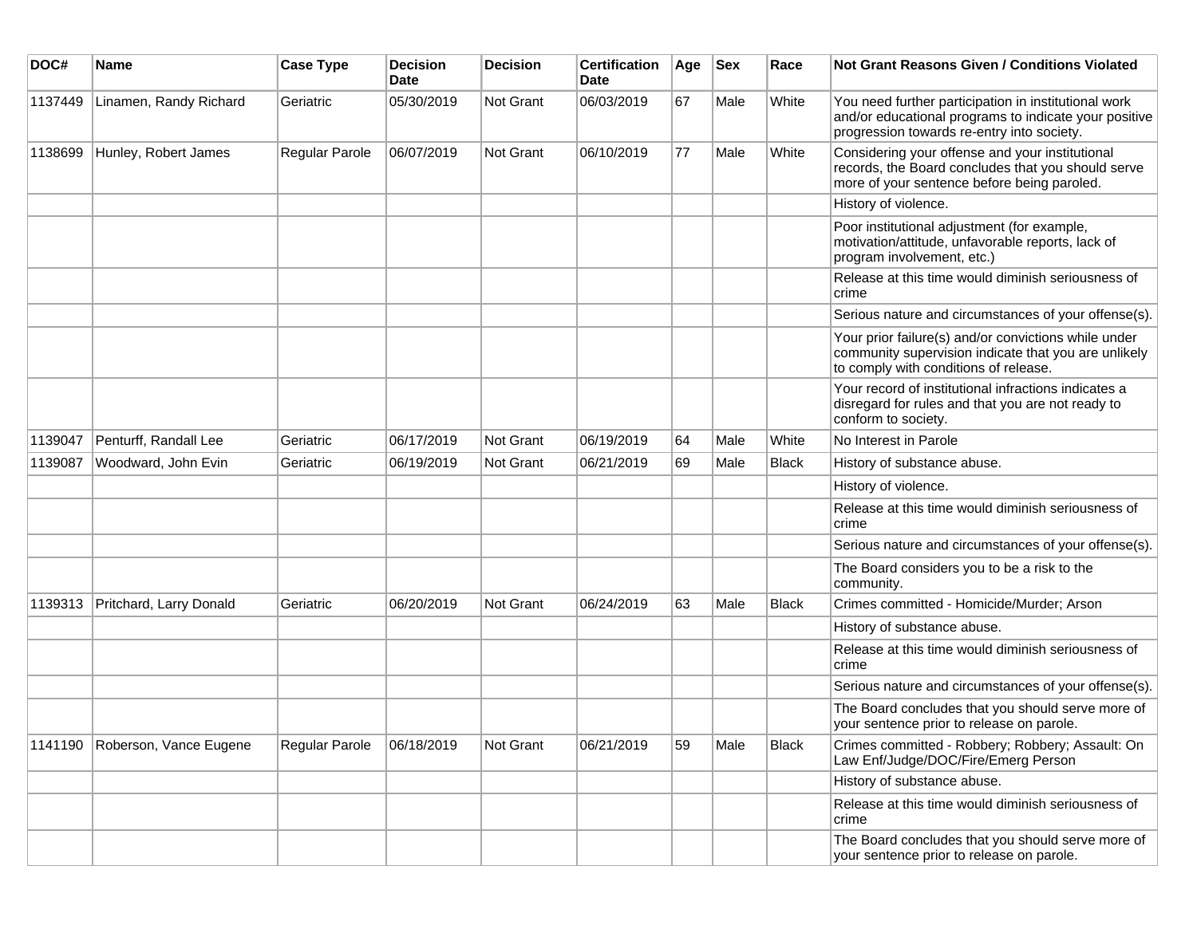| DOC# | Name | Case Type | Decision Date | Decision | Certification Date | Age | Sex | Race | Not Grant Reasons Given / Conditions Violated |
|---|---|---|---|---|---|---|---|---|---|
| 1137449 | Linamen, Randy Richard | Geriatric | 05/30/2019 | Not Grant | 06/03/2019 | 67 | Male | White | You need further participation in institutional work and/or educational programs to indicate your positive progression towards re-entry into society. |
| 1138699 | Hunley, Robert James | Regular Parole | 06/07/2019 | Not Grant | 06/10/2019 | 77 | Male | White | Considering your offense and your institutional records, the Board concludes that you should serve more of your sentence before being paroled. |
| | | | | | | | | | History of violence. |
| | | | | | | | | | Poor institutional adjustment (for example, motivation/attitude, unfavorable reports, lack of program involvement, etc.) |
| | | | | | | | | | Release at this time would diminish seriousness of crime |
| | | | | | | | | | Serious nature and circumstances of your offense(s). |
| | | | | | | | | | Your prior failure(s) and/or convictions while under community supervision indicate that you are unlikely to comply with conditions of release. |
| | | | | | | | | | Your record of institutional infractions indicates a disregard for rules and that you are not ready to conform to society. |
| 1139047 | Penturff, Randall Lee | Geriatric | 06/17/2019 | Not Grant | 06/19/2019 | 64 | Male | White | No Interest in Parole |
| 1139087 | Woodward, John Evin | Geriatric | 06/19/2019 | Not Grant | 06/21/2019 | 69 | Male | Black | History of substance abuse. |
| | | | | | | | | | History of violence. |
| | | | | | | | | | Release at this time would diminish seriousness of crime |
| | | | | | | | | | Serious nature and circumstances of your offense(s). |
| | | | | | | | | | The Board considers you to be a risk to the community. |
| 1139313 | Pritchard, Larry Donald | Geriatric | 06/20/2019 | Not Grant | 06/24/2019 | 63 | Male | Black | Crimes committed - Homicide/Murder; Arson |
| | | | | | | | | | History of substance abuse. |
| | | | | | | | | | Release at this time would diminish seriousness of crime |
| | | | | | | | | | Serious nature and circumstances of your offense(s). |
| | | | | | | | | | The Board concludes that you should serve more of your sentence prior to release on parole. |
| 1141190 | Roberson, Vance Eugene | Regular Parole | 06/18/2019 | Not Grant | 06/21/2019 | 59 | Male | Black | Crimes committed - Robbery; Robbery; Assault: On Law Enf/Judge/DOC/Fire/Emerg Person |
| | | | | | | | | | History of substance abuse. |
| | | | | | | | | | Release at this time would diminish seriousness of crime |
| | | | | | | | | | The Board concludes that you should serve more of your sentence prior to release on parole. |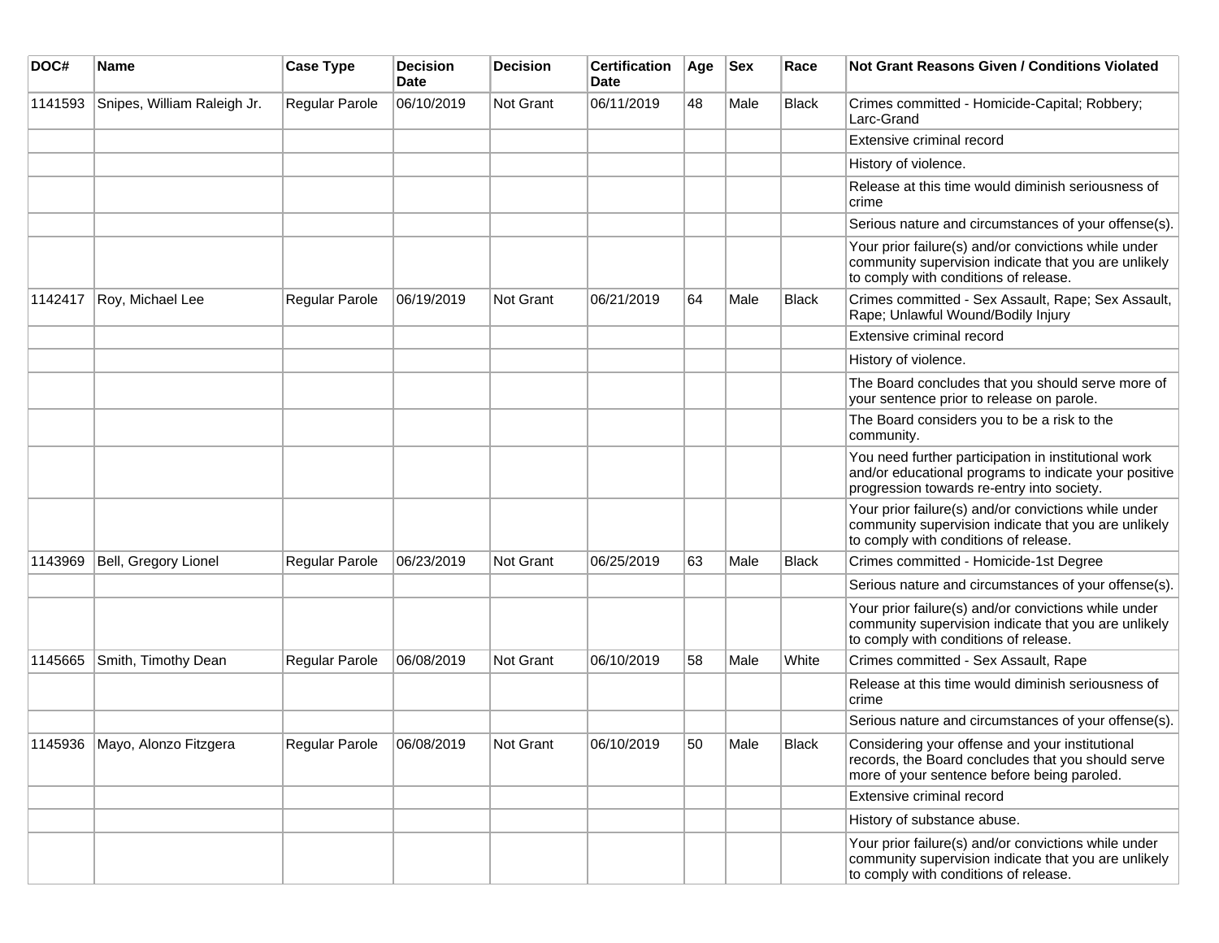| DOC# | Name | Case Type | Decision Date | Decision | Certification Date | Age | Sex | Race | Not Grant Reasons Given / Conditions Violated |
|---|---|---|---|---|---|---|---|---|---|
| 1141593 | Snipes, William Raleigh Jr. | Regular Parole | 06/10/2019 | Not Grant | 06/11/2019 | 48 | Male | Black | Crimes committed - Homicide-Capital; Robbery; Larc-Grand |
| | | | | | | | | | Extensive criminal record |
| | | | | | | | | | History of violence. |
| | | | | | | | | | Release at this time would diminish seriousness of crime |
| | | | | | | | | | Serious nature and circumstances of your offense(s). |
| | | | | | | | | | Your prior failure(s) and/or convictions while under community supervision indicate that you are unlikely to comply with conditions of release. |
| 1142417 | Roy, Michael Lee | Regular Parole | 06/19/2019 | Not Grant | 06/21/2019 | 64 | Male | Black | Crimes committed - Sex Assault, Rape; Sex Assault, Rape; Unlawful Wound/Bodily Injury |
| | | | | | | | | | Extensive criminal record |
| | | | | | | | | | History of violence. |
| | | | | | | | | | The Board concludes that you should serve more of your sentence prior to release on parole. |
| | | | | | | | | | The Board considers you to be a risk to the community. |
| | | | | | | | | | You need further participation in institutional work and/or educational programs to indicate your positive progression towards re-entry into society. |
| | | | | | | | | | Your prior failure(s) and/or convictions while under community supervision indicate that you are unlikely to comply with conditions of release. |
| 1143969 | Bell, Gregory Lionel | Regular Parole | 06/23/2019 | Not Grant | 06/25/2019 | 63 | Male | Black | Crimes committed - Homicide-1st Degree |
| | | | | | | | | | Serious nature and circumstances of your offense(s). |
| | | | | | | | | | Your prior failure(s) and/or convictions while under community supervision indicate that you are unlikely to comply with conditions of release. |
| 1145665 | Smith, Timothy Dean | Regular Parole | 06/08/2019 | Not Grant | 06/10/2019 | 58 | Male | White | Crimes committed - Sex Assault, Rape |
| | | | | | | | | | Release at this time would diminish seriousness of crime |
| | | | | | | | | | Serious nature and circumstances of your offense(s). |
| 1145936 | Mayo, Alonzo Fitzgera | Regular Parole | 06/08/2019 | Not Grant | 06/10/2019 | 50 | Male | Black | Considering your offense and your institutional records, the Board concludes that you should serve more of your sentence before being paroled. |
| | | | | | | | | | Extensive criminal record |
| | | | | | | | | | History of substance abuse. |
| | | | | | | | | | Your prior failure(s) and/or convictions while under community supervision indicate that you are unlikely to comply with conditions of release. |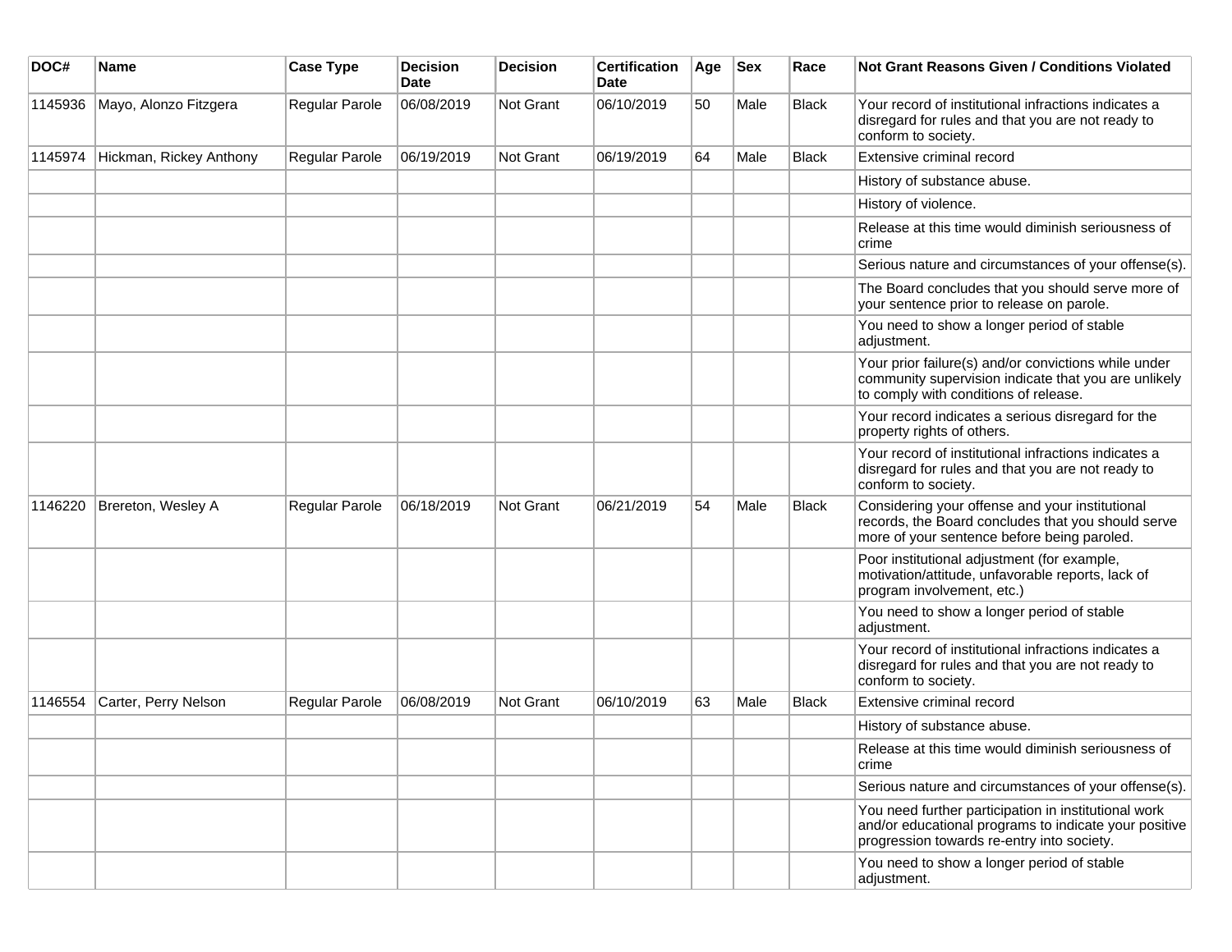| DOC# | Name | Case Type | Decision Date | Decision | Certification Date | Age | Sex | Race | Not Grant Reasons Given / Conditions Violated |
|---|---|---|---|---|---|---|---|---|---|
| 1145936 | Mayo, Alonzo Fitzgera | Regular Parole | 06/08/2019 | Not Grant | 06/10/2019 | 50 | Male | Black | Your record of institutional infractions indicates a disregard for rules and that you are not ready to conform to society. |
| 1145974 | Hickman, Rickey Anthony | Regular Parole | 06/19/2019 | Not Grant | 06/19/2019 | 64 | Male | Black | Extensive criminal record |
| | | | | | | | | | History of substance abuse. |
| | | | | | | | | | History of violence. |
| | | | | | | | | | Release at this time would diminish seriousness of crime |
| | | | | | | | | | Serious nature and circumstances of your offense(s). |
| | | | | | | | | | The Board concludes that you should serve more of your sentence prior to release on parole. |
| | | | | | | | | | You need to show a longer period of stable adjustment. |
| | | | | | | | | | Your prior failure(s) and/or convictions while under community supervision indicate that you are unlikely to comply with conditions of release. |
| | | | | | | | | | Your record indicates a serious disregard for the property rights of others. |
| | | | | | | | | | Your record of institutional infractions indicates a disregard for rules and that you are not ready to conform to society. |
| 1146220 | Brereton, Wesley A | Regular Parole | 06/18/2019 | Not Grant | 06/21/2019 | 54 | Male | Black | Considering your offense and your institutional records, the Board concludes that you should serve more of your sentence before being paroled. |
| | | | | | | | | | Poor institutional adjustment (for example, motivation/attitude, unfavorable reports, lack of program involvement, etc.) |
| | | | | | | | | | You need to show a longer period of stable adjustment. |
| | | | | | | | | | Your record of institutional infractions indicates a disregard for rules and that you are not ready to conform to society. |
| 1146554 | Carter, Perry Nelson | Regular Parole | 06/08/2019 | Not Grant | 06/10/2019 | 63 | Male | Black | Extensive criminal record |
| | | | | | | | | | History of substance abuse. |
| | | | | | | | | | Release at this time would diminish seriousness of crime |
| | | | | | | | | | Serious nature and circumstances of your offense(s). |
| | | | | | | | | | You need further participation in institutional work and/or educational programs to indicate your positive progression towards re-entry into society. |
| | | | | | | | | | You need to show a longer period of stable adjustment. |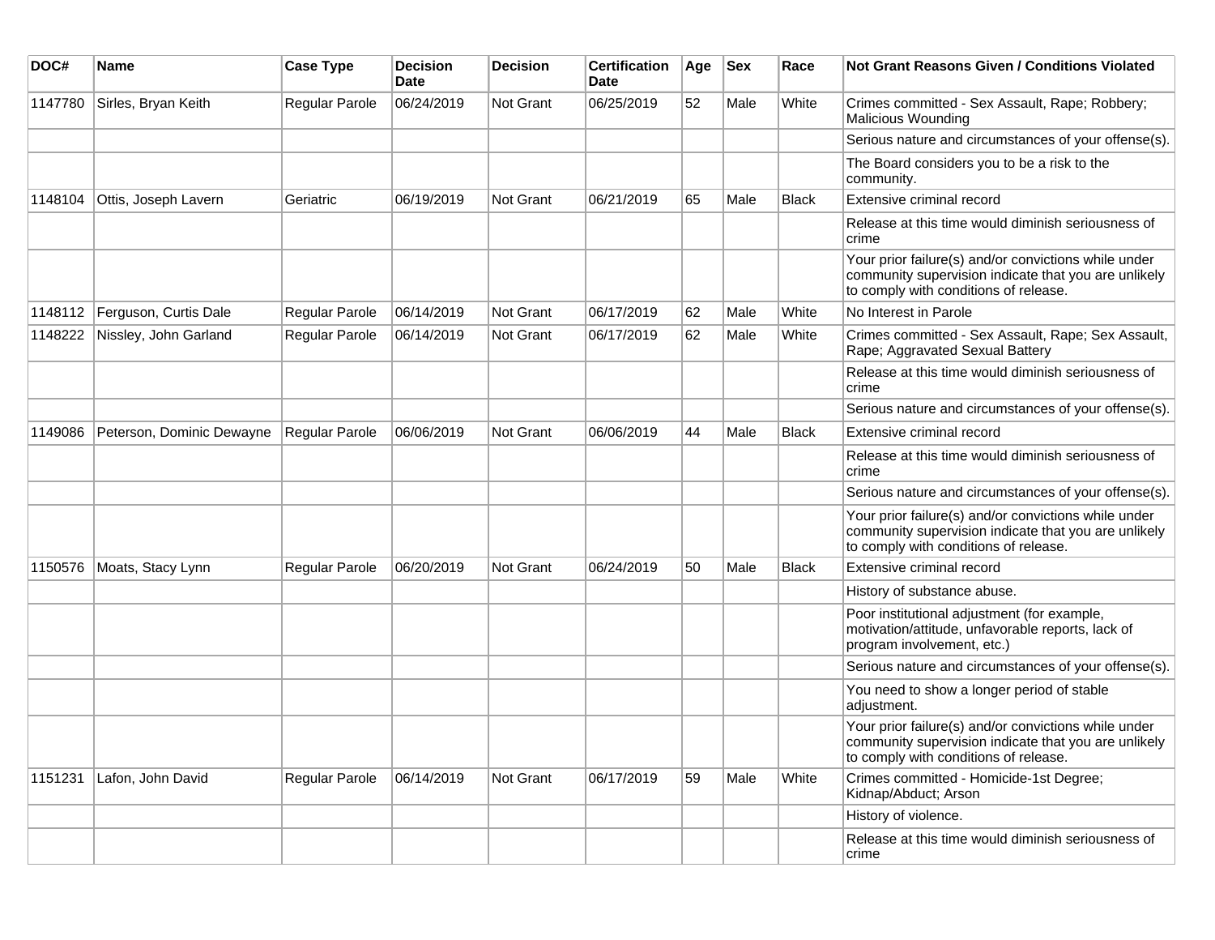| DOC# | Name | Case Type | Decision Date | Decision | Certification Date | Age | Sex | Race | Not Grant Reasons Given / Conditions Violated |
|---|---|---|---|---|---|---|---|---|---|
| 1147780 | Sirles, Bryan Keith | Regular Parole | 06/24/2019 | Not Grant | 06/25/2019 | 52 | Male | White | Crimes committed - Sex Assault, Rape; Robbery; Malicious Wounding |
| | | | | | | | | | Serious nature and circumstances of your offense(s). |
| | | | | | | | | | The Board considers you to be a risk to the community. |
| 1148104 | Ottis, Joseph Lavern | Geriatric | 06/19/2019 | Not Grant | 06/21/2019 | 65 | Male | Black | Extensive criminal record |
| | | | | | | | | | Release at this time would diminish seriousness of crime |
| | | | | | | | | | Your prior failure(s) and/or convictions while under community supervision indicate that you are unlikely to comply with conditions of release. |
| 1148112 | Ferguson, Curtis Dale | Regular Parole | 06/14/2019 | Not Grant | 06/17/2019 | 62 | Male | White | No Interest in Parole |
| 1148222 | Nissley, John Garland | Regular Parole | 06/14/2019 | Not Grant | 06/17/2019 | 62 | Male | White | Crimes committed - Sex Assault, Rape; Sex Assault, Rape; Aggravated Sexual Battery |
| | | | | | | | | | Release at this time would diminish seriousness of crime |
| | | | | | | | | | Serious nature and circumstances of your offense(s). |
| 1149086 | Peterson, Dominic Dewayne | Regular Parole | 06/06/2019 | Not Grant | 06/06/2019 | 44 | Male | Black | Extensive criminal record |
| | | | | | | | | | Release at this time would diminish seriousness of crime |
| | | | | | | | | | Serious nature and circumstances of your offense(s). |
| | | | | | | | | | Your prior failure(s) and/or convictions while under community supervision indicate that you are unlikely to comply with conditions of release. |
| 1150576 | Moats, Stacy Lynn | Regular Parole | 06/20/2019 | Not Grant | 06/24/2019 | 50 | Male | Black | Extensive criminal record |
| | | | | | | | | | History of substance abuse. |
| | | | | | | | | | Poor institutional adjustment (for example, motivation/attitude, unfavorable reports, lack of program involvement, etc.) |
| | | | | | | | | | Serious nature and circumstances of your offense(s). |
| | | | | | | | | | You need to show a longer period of stable adjustment. |
| | | | | | | | | | Your prior failure(s) and/or convictions while under community supervision indicate that you are unlikely to comply with conditions of release. |
| 1151231 | Lafon, John David | Regular Parole | 06/14/2019 | Not Grant | 06/17/2019 | 59 | Male | White | Crimes committed - Homicide-1st Degree; Kidnap/Abduct; Arson |
| | | | | | | | | | History of violence. |
| | | | | | | | | | Release at this time would diminish seriousness of crime |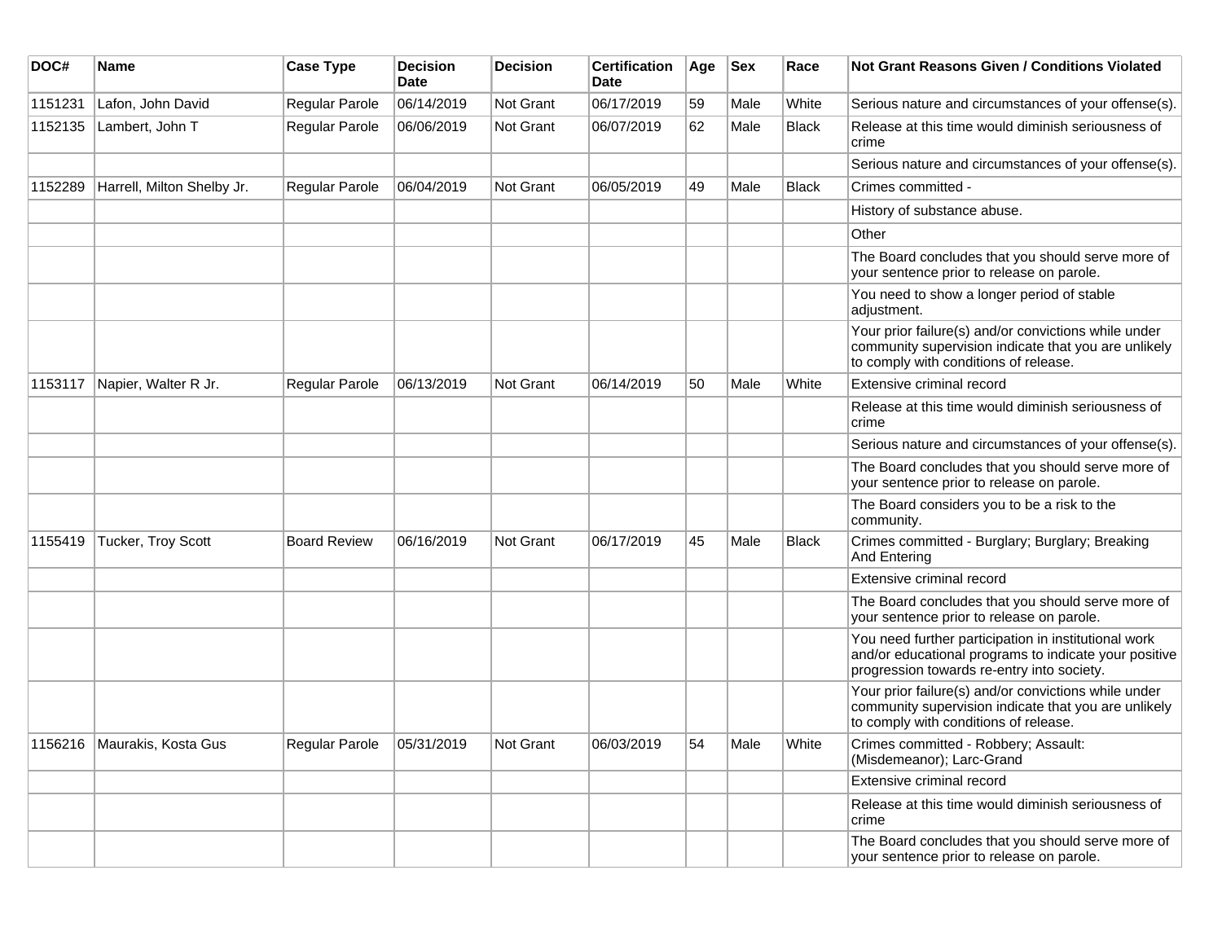| DOC# | Name | Case Type | Decision Date | Decision | Certification Date | Age | Sex | Race | Not Grant Reasons Given / Conditions Violated |
|---|---|---|---|---|---|---|---|---|---|
| 1151231 | Lafon, John David | Regular Parole | 06/14/2019 | Not Grant | 06/17/2019 | 59 | Male | White | Serious nature and circumstances of your offense(s). |
| 1152135 | Lambert, John T | Regular Parole | 06/06/2019 | Not Grant | 06/07/2019 | 62 | Male | Black | Release at this time would diminish seriousness of crime |
| | | | | | | | | | Serious nature and circumstances of your offense(s). |
| 1152289 | Harrell, Milton Shelby Jr. | Regular Parole | 06/04/2019 | Not Grant | 06/05/2019 | 49 | Male | Black | Crimes committed - |
| | | | | | | | | | History of substance abuse. |
| | | | | | | | | | Other |
| | | | | | | | | | The Board concludes that you should serve more of your sentence prior to release on parole. |
| | | | | | | | | | You need to show a longer period of stable adjustment. |
| | | | | | | | | | Your prior failure(s) and/or convictions while under community supervision indicate that you are unlikely to comply with conditions of release. |
| 1153117 | Napier, Walter R Jr. | Regular Parole | 06/13/2019 | Not Grant | 06/14/2019 | 50 | Male | White | Extensive criminal record |
| | | | | | | | | | Release at this time would diminish seriousness of crime |
| | | | | | | | | | Serious nature and circumstances of your offense(s). |
| | | | | | | | | | The Board concludes that you should serve more of your sentence prior to release on parole. |
| | | | | | | | | | The Board considers you to be a risk to the community. |
| 1155419 | Tucker, Troy Scott | Board Review | 06/16/2019 | Not Grant | 06/17/2019 | 45 | Male | Black | Crimes committed - Burglary; Burglary; Breaking And Entering |
| | | | | | | | | | Extensive criminal record |
| | | | | | | | | | The Board concludes that you should serve more of your sentence prior to release on parole. |
| | | | | | | | | | You need further participation in institutional work and/or educational programs to indicate your positive progression towards re-entry into society. |
| | | | | | | | | | Your prior failure(s) and/or convictions while under community supervision indicate that you are unlikely to comply with conditions of release. |
| 1156216 | Maurakis, Kosta Gus | Regular Parole | 05/31/2019 | Not Grant | 06/03/2019 | 54 | Male | White | Crimes committed - Robbery; Assault: (Misdemeanor); Larc-Grand |
| | | | | | | | | | Extensive criminal record |
| | | | | | | | | | Release at this time would diminish seriousness of crime |
| | | | | | | | | | The Board concludes that you should serve more of your sentence prior to release on parole. |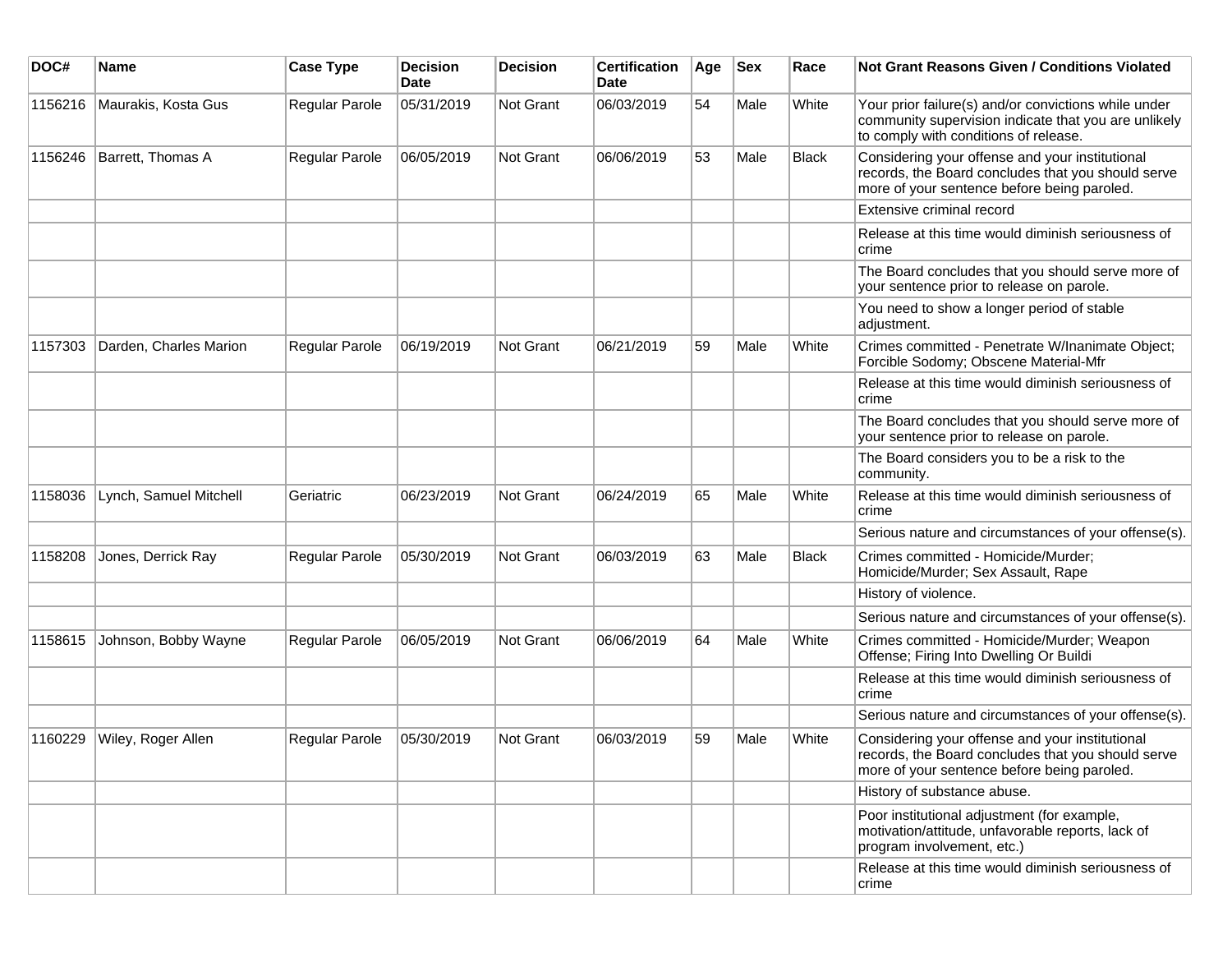| DOC# | Name | Case Type | Decision Date | Decision | Certification Date | Age | Sex | Race | Not Grant Reasons Given / Conditions Violated |
|---|---|---|---|---|---|---|---|---|---|
| 1156216 | Maurakis, Kosta Gus | Regular Parole | 05/31/2019 | Not Grant | 06/03/2019 | 54 | Male | White | Your prior failure(s) and/or convictions while under community supervision indicate that you are unlikely to comply with conditions of release. |
| 1156246 | Barrett, Thomas A | Regular Parole | 06/05/2019 | Not Grant | 06/06/2019 | 53 | Male | Black | Considering your offense and your institutional records, the Board concludes that you should serve more of your sentence before being paroled. |
| | | | | | | | | | Extensive criminal record |
| | | | | | | | | | Release at this time would diminish seriousness of crime |
| | | | | | | | | | The Board concludes that you should serve more of your sentence prior to release on parole. |
| | | | | | | | | | You need to show a longer period of stable adjustment. |
| 1157303 | Darden, Charles Marion | Regular Parole | 06/19/2019 | Not Grant | 06/21/2019 | 59 | Male | White | Crimes committed - Penetrate W/Inanimate Object; Forcible Sodomy; Obscene Material-Mfr |
| | | | | | | | | | Release at this time would diminish seriousness of crime |
| | | | | | | | | | The Board concludes that you should serve more of your sentence prior to release on parole. |
| | | | | | | | | | The Board considers you to be a risk to the community. |
| 1158036 | Lynch, Samuel Mitchell | Geriatric | 06/23/2019 | Not Grant | 06/24/2019 | 65 | Male | White | Release at this time would diminish seriousness of crime |
| | | | | | | | | | Serious nature and circumstances of your offense(s). |
| 1158208 | Jones, Derrick Ray | Regular Parole | 05/30/2019 | Not Grant | 06/03/2019 | 63 | Male | Black | Crimes committed - Homicide/Murder; Homicide/Murder; Sex Assault, Rape |
| | | | | | | | | | History of violence. |
| | | | | | | | | | Serious nature and circumstances of your offense(s). |
| 1158615 | Johnson, Bobby Wayne | Regular Parole | 06/05/2019 | Not Grant | 06/06/2019 | 64 | Male | White | Crimes committed - Homicide/Murder; Weapon Offense; Firing Into Dwelling Or Buildi |
| | | | | | | | | | Release at this time would diminish seriousness of crime |
| | | | | | | | | | Serious nature and circumstances of your offense(s). |
| 1160229 | Wiley, Roger Allen | Regular Parole | 05/30/2019 | Not Grant | 06/03/2019 | 59 | Male | White | Considering your offense and your institutional records, the Board concludes that you should serve more of your sentence before being paroled. |
| | | | | | | | | | History of substance abuse. |
| | | | | | | | | | Poor institutional adjustment (for example, motivation/attitude, unfavorable reports, lack of program involvement, etc.) |
| | | | | | | | | | Release at this time would diminish seriousness of crime |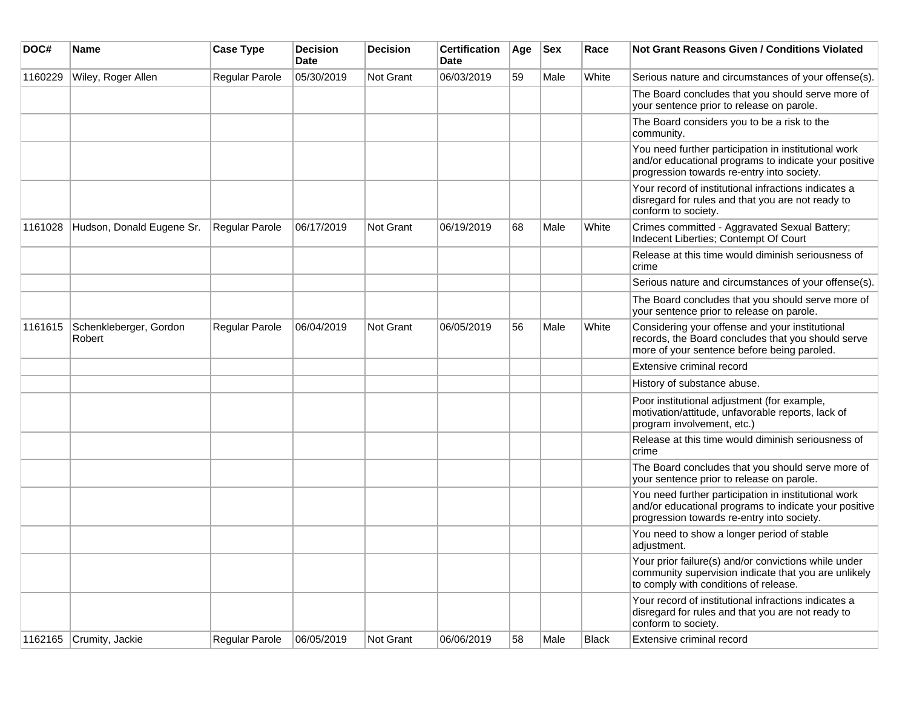| DOC# | Name | Case Type | Decision Date | Decision | Certification Date | Age | Sex | Race | Not Grant Reasons Given / Conditions Violated |
|---|---|---|---|---|---|---|---|---|---|
| 1160229 | Wiley, Roger Allen | Regular Parole | 05/30/2019 | Not Grant | 06/03/2019 | 59 | Male | White | Serious nature and circumstances of your offense(s). |
| | | | | | | | | | The Board concludes that you should serve more of your sentence prior to release on parole. |
| | | | | | | | | | The Board considers you to be a risk to the community. |
| | | | | | | | | | You need further participation in institutional work and/or educational programs to indicate your positive progression towards re-entry into society. |
| | | | | | | | | | Your record of institutional infractions indicates a disregard for rules and that you are not ready to conform to society. |
| 1161028 | Hudson, Donald Eugene Sr. | Regular Parole | 06/17/2019 | Not Grant | 06/19/2019 | 68 | Male | White | Crimes committed - Aggravated Sexual Battery; Indecent Liberties; Contempt Of Court |
| | | | | | | | | | Release at this time would diminish seriousness of crime |
| | | | | | | | | | Serious nature and circumstances of your offense(s). |
| | | | | | | | | | The Board concludes that you should serve more of your sentence prior to release on parole. |
| 1161615 | Schenkleberger, Gordon Robert | Regular Parole | 06/04/2019 | Not Grant | 06/05/2019 | 56 | Male | White | Considering your offense and your institutional records, the Board concludes that you should serve more of your sentence before being paroled. |
| | | | | | | | | | Extensive criminal record |
| | | | | | | | | | History of substance abuse. |
| | | | | | | | | | Poor institutional adjustment (for example, motivation/attitude, unfavorable reports, lack of program involvement, etc.) |
| | | | | | | | | | Release at this time would diminish seriousness of crime |
| | | | | | | | | | The Board concludes that you should serve more of your sentence prior to release on parole. |
| | | | | | | | | | You need further participation in institutional work and/or educational programs to indicate your positive progression towards re-entry into society. |
| | | | | | | | | | You need to show a longer period of stable adjustment. |
| | | | | | | | | | Your prior failure(s) and/or convictions while under community supervision indicate that you are unlikely to comply with conditions of release. |
| | | | | | | | | | Your record of institutional infractions indicates a disregard for rules and that you are not ready to conform to society. |
| 1162165 | Crumity, Jackie | Regular Parole | 06/05/2019 | Not Grant | 06/06/2019 | 58 | Male | Black | Extensive criminal record |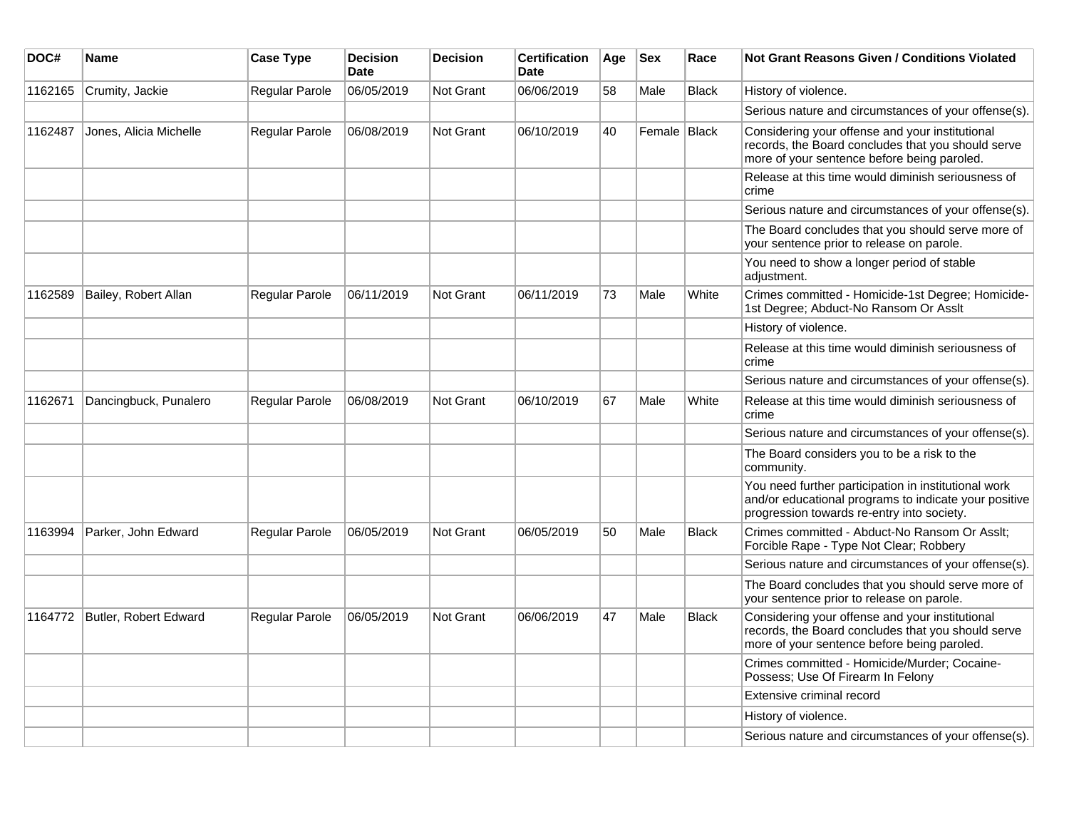| DOC# | Name | Case Type | Decision Date | Decision | Certification Date | Age | Sex | Race | Not Grant Reasons Given / Conditions Violated |
|---|---|---|---|---|---|---|---|---|---|
| 1162165 | Crumity, Jackie | Regular Parole | 06/05/2019 | Not Grant | 06/06/2019 | 58 | Male | Black | History of violence. |
| | | | | | | | | | Serious nature and circumstances of your offense(s). |
| 1162487 | Jones, Alicia Michelle | Regular Parole | 06/08/2019 | Not Grant | 06/10/2019 | 40 | Female | Black | Considering your offense and your institutional records, the Board concludes that you should serve more of your sentence before being paroled. |
| | | | | | | | | | Release at this time would diminish seriousness of crime |
| | | | | | | | | | Serious nature and circumstances of your offense(s). |
| | | | | | | | | | The Board concludes that you should serve more of your sentence prior to release on parole. |
| | | | | | | | | | You need to show a longer period of stable adjustment. |
| 1162589 | Bailey, Robert Allan | Regular Parole | 06/11/2019 | Not Grant | 06/11/2019 | 73 | Male | White | Crimes committed - Homicide-1st Degree; Homicide-1st Degree; Abduct-No Ransom Or Asslt |
| | | | | | | | | | History of violence. |
| | | | | | | | | | Release at this time would diminish seriousness of crime |
| | | | | | | | | | Serious nature and circumstances of your offense(s). |
| 1162671 | Dancingbuck, Punalero | Regular Parole | 06/08/2019 | Not Grant | 06/10/2019 | 67 | Male | White | Release at this time would diminish seriousness of crime |
| | | | | | | | | | Serious nature and circumstances of your offense(s). |
| | | | | | | | | | The Board considers you to be a risk to the community. |
| | | | | | | | | | You need further participation in institutional work and/or educational programs to indicate your positive progression towards re-entry into society. |
| 1163994 | Parker, John Edward | Regular Parole | 06/05/2019 | Not Grant | 06/05/2019 | 50 | Male | Black | Crimes committed - Abduct-No Ransom Or Asslt; Forcible Rape - Type Not Clear; Robbery |
| | | | | | | | | | Serious nature and circumstances of your offense(s). |
| | | | | | | | | | The Board concludes that you should serve more of your sentence prior to release on parole. |
| 1164772 | Butler, Robert Edward | Regular Parole | 06/05/2019 | Not Grant | 06/06/2019 | 47 | Male | Black | Considering your offense and your institutional records, the Board concludes that you should serve more of your sentence before being paroled. |
| | | | | | | | | | Crimes committed - Homicide/Murder; Cocaine-Possess; Use Of Firearm In Felony |
| | | | | | | | | | Extensive criminal record |
| | | | | | | | | | History of violence. |
| | | | | | | | | | Serious nature and circumstances of your offense(s). |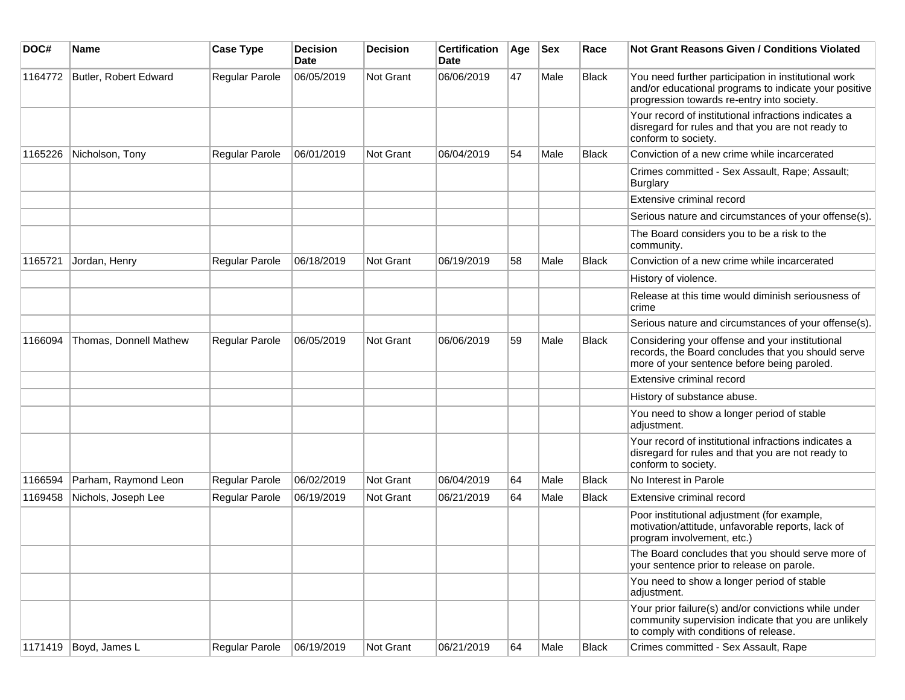| DOC# | Name | Case Type | Decision Date | Decision | Certification Date | Age | Sex | Race | Not Grant Reasons Given / Conditions Violated |
|---|---|---|---|---|---|---|---|---|---|
| 1164772 | Butler, Robert Edward | Regular Parole | 06/05/2019 | Not Grant | 06/06/2019 | 47 | Male | Black | You need further participation in institutional work and/or educational programs to indicate your positive progression towards re-entry into society. |
| | | | | | | | | | Your record of institutional infractions indicates a disregard for rules and that you are not ready to conform to society. |
| 1165226 | Nicholson, Tony | Regular Parole | 06/01/2019 | Not Grant | 06/04/2019 | 54 | Male | Black | Conviction of a new crime while incarcerated |
| | | | | | | | | | Crimes committed - Sex Assault, Rape; Assault; Burglary |
| | | | | | | | | | Extensive criminal record |
| | | | | | | | | | Serious nature and circumstances of your offense(s). |
| | | | | | | | | | The Board considers you to be a risk to the community. |
| 1165721 | Jordan, Henry | Regular Parole | 06/18/2019 | Not Grant | 06/19/2019 | 58 | Male | Black | Conviction of a new crime while incarcerated |
| | | | | | | | | | History of violence. |
| | | | | | | | | | Release at this time would diminish seriousness of crime |
| | | | | | | | | | Serious nature and circumstances of your offense(s). |
| 1166094 | Thomas, Donnell Mathew | Regular Parole | 06/05/2019 | Not Grant | 06/06/2019 | 59 | Male | Black | Considering your offense and your institutional records, the Board concludes that you should serve more of your sentence before being paroled. |
| | | | | | | | | | Extensive criminal record |
| | | | | | | | | | History of substance abuse. |
| | | | | | | | | | You need to show a longer period of stable adjustment. |
| | | | | | | | | | Your record of institutional infractions indicates a disregard for rules and that you are not ready to conform to society. |
| 1166594 | Parham, Raymond Leon | Regular Parole | 06/02/2019 | Not Grant | 06/04/2019 | 64 | Male | Black | No Interest in Parole |
| 1169458 | Nichols, Joseph Lee | Regular Parole | 06/19/2019 | Not Grant | 06/21/2019 | 64 | Male | Black | Extensive criminal record |
| | | | | | | | | | Poor institutional adjustment (for example, motivation/attitude, unfavorable reports, lack of program involvement, etc.) |
| | | | | | | | | | The Board concludes that you should serve more of your sentence prior to release on parole. |
| | | | | | | | | | You need to show a longer period of stable adjustment. |
| | | | | | | | | | Your prior failure(s) and/or convictions while under community supervision indicate that you are unlikely to comply with conditions of release. |
| 1171419 | Boyd, James L | Regular Parole | 06/19/2019 | Not Grant | 06/21/2019 | 64 | Male | Black | Crimes committed - Sex Assault, Rape |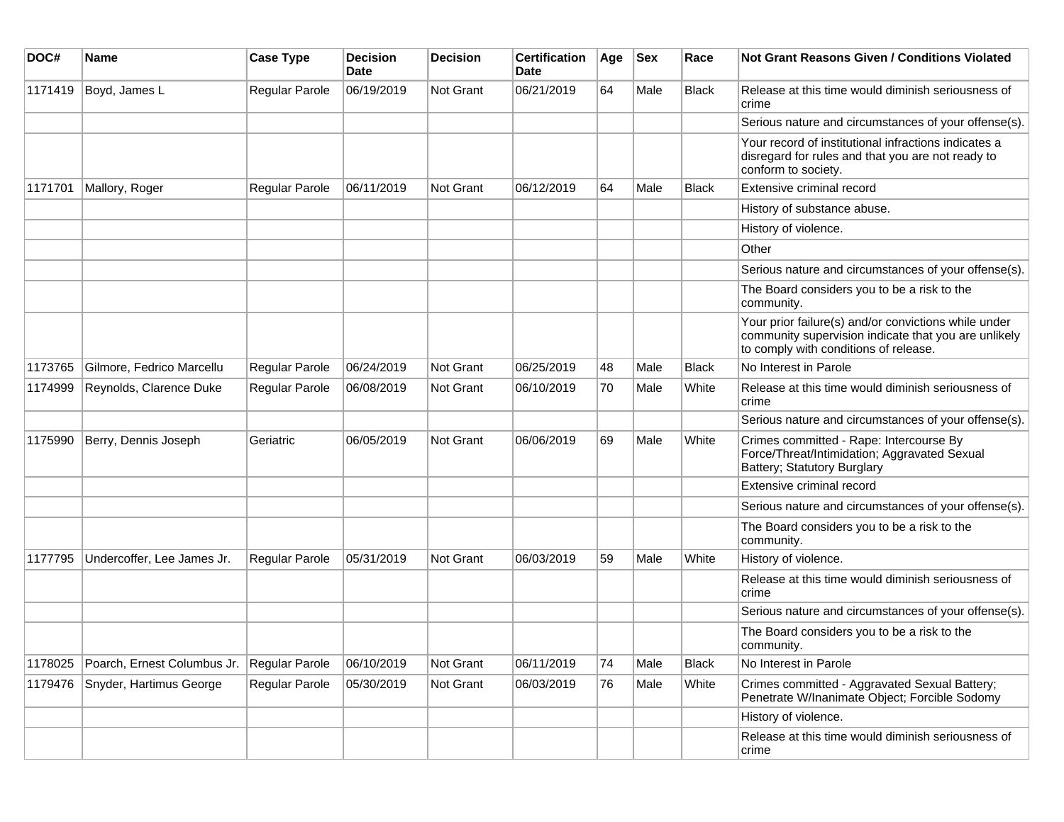| DOC# | Name | Case Type | Decision Date | Decision | Certification Date | Age | Sex | Race | Not Grant Reasons Given / Conditions Violated |
|---|---|---|---|---|---|---|---|---|---|
| 1171419 | Boyd, James L | Regular Parole | 06/19/2019 | Not Grant | 06/21/2019 | 64 | Male | Black | Release at this time would diminish seriousness of crime |
| | | | | | | | | | Serious nature and circumstances of your offense(s). |
| | | | | | | | | | Your record of institutional infractions indicates a disregard for rules and that you are not ready to conform to society. |
| 1171701 | Mallory, Roger | Regular Parole | 06/11/2019 | Not Grant | 06/12/2019 | 64 | Male | Black | Extensive criminal record |
| | | | | | | | | | History of substance abuse. |
| | | | | | | | | | History of violence. |
| | | | | | | | | | Other |
| | | | | | | | | | Serious nature and circumstances of your offense(s). |
| | | | | | | | | | The Board considers you to be a risk to the community. |
| | | | | | | | | | Your prior failure(s) and/or convictions while under community supervision indicate that you are unlikely to comply with conditions of release. |
| 1173765 | Gilmore, Fedrico Marcellu | Regular Parole | 06/24/2019 | Not Grant | 06/25/2019 | 48 | Male | Black | No Interest in Parole |
| 1174999 | Reynolds, Clarence Duke | Regular Parole | 06/08/2019 | Not Grant | 06/10/2019 | 70 | Male | White | Release at this time would diminish seriousness of crime |
| | | | | | | | | | Serious nature and circumstances of your offense(s). |
| 1175990 | Berry, Dennis Joseph | Geriatric | 06/05/2019 | Not Grant | 06/06/2019 | 69 | Male | White | Crimes committed - Rape: Intercourse By Force/Threat/Intimidation; Aggravated Sexual Battery; Statutory Burglary |
| | | | | | | | | | Extensive criminal record |
| | | | | | | | | | Serious nature and circumstances of your offense(s). |
| | | | | | | | | | The Board considers you to be a risk to the community. |
| 1177795 | Undercoffer, Lee James Jr. | Regular Parole | 05/31/2019 | Not Grant | 06/03/2019 | 59 | Male | White | History of violence. |
| | | | | | | | | | Release at this time would diminish seriousness of crime |
| | | | | | | | | | Serious nature and circumstances of your offense(s). |
| | | | | | | | | | The Board considers you to be a risk to the community. |
| 1178025 | Poarch, Ernest Columbus Jr. | Regular Parole | 06/10/2019 | Not Grant | 06/11/2019 | 74 | Male | Black | No Interest in Parole |
| 1179476 | Snyder, Hartimus George | Regular Parole | 05/30/2019 | Not Grant | 06/03/2019 | 76 | Male | White | Crimes committed - Aggravated Sexual Battery; Penetrate W/Inanimate Object; Forcible Sodomy |
| | | | | | | | | | History of violence. |
| | | | | | | | | | Release at this time would diminish seriousness of crime |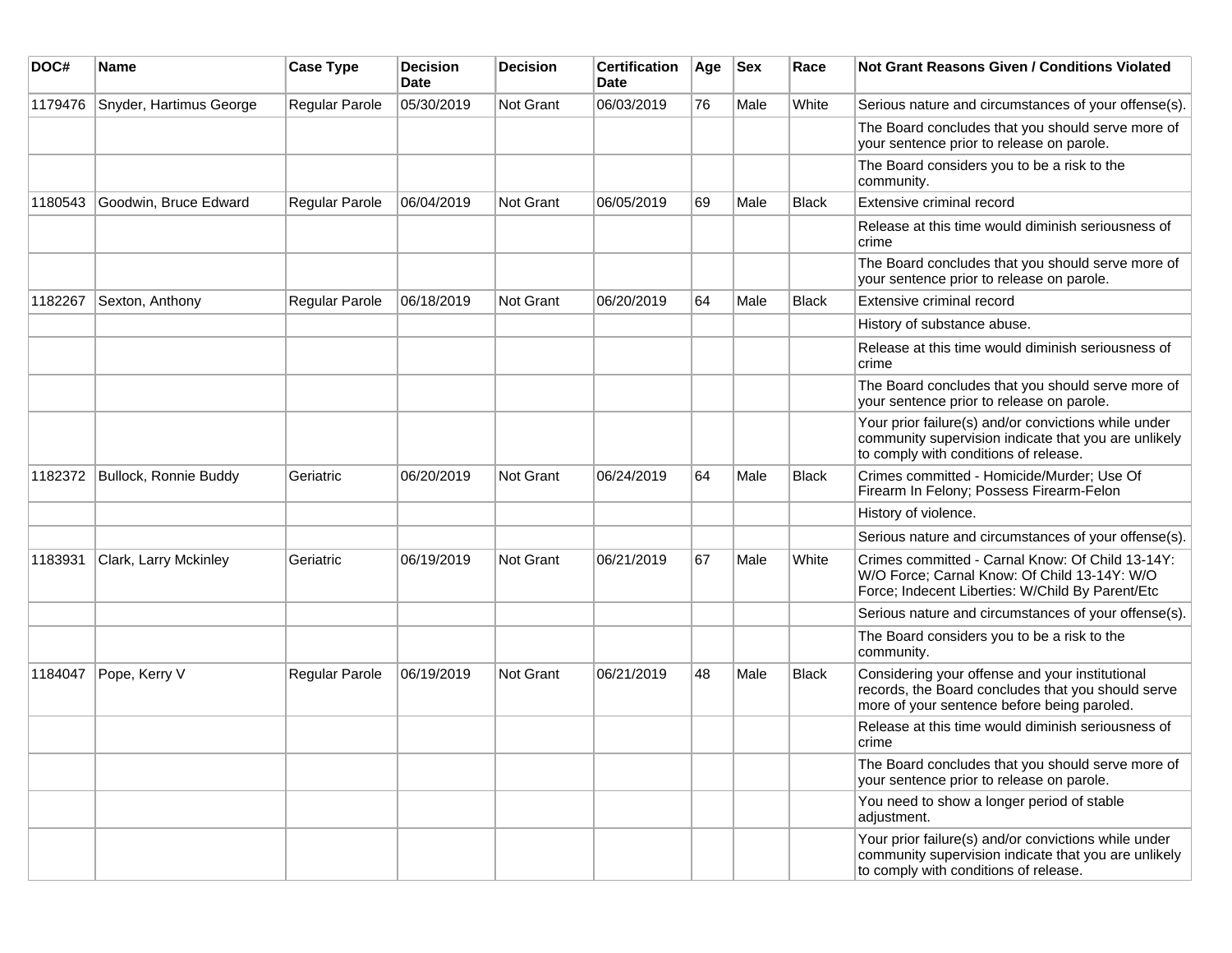| DOC# | Name | Case Type | Decision Date | Decision | Certification Date | Age | Sex | Race | Not Grant Reasons Given / Conditions Violated |
|---|---|---|---|---|---|---|---|---|---|
| 1179476 | Snyder, Hartimus George | Regular Parole | 05/30/2019 | Not Grant | 06/03/2019 | 76 | Male | White | Serious nature and circumstances of your offense(s). |
| | | | | | | | | | The Board concludes that you should serve more of your sentence prior to release on parole. |
| | | | | | | | | | The Board considers you to be a risk to the community. |
| 1180543 | Goodwin, Bruce Edward | Regular Parole | 06/04/2019 | Not Grant | 06/05/2019 | 69 | Male | Black | Extensive criminal record |
| | | | | | | | | | Release at this time would diminish seriousness of crime |
| | | | | | | | | | The Board concludes that you should serve more of your sentence prior to release on parole. |
| 1182267 | Sexton, Anthony | Regular Parole | 06/18/2019 | Not Grant | 06/20/2019 | 64 | Male | Black | Extensive criminal record |
| | | | | | | | | | History of substance abuse. |
| | | | | | | | | | Release at this time would diminish seriousness of crime |
| | | | | | | | | | The Board concludes that you should serve more of your sentence prior to release on parole. |
| | | | | | | | | | Your prior failure(s) and/or convictions while under community supervision indicate that you are unlikely to comply with conditions of release. |
| 1182372 | Bullock, Ronnie Buddy | Geriatric | 06/20/2019 | Not Grant | 06/24/2019 | 64 | Male | Black | Crimes committed - Homicide/Murder; Use Of Firearm In Felony; Possess Firearm-Felon |
| | | | | | | | | | History of violence. |
| | | | | | | | | | Serious nature and circumstances of your offense(s). |
| 1183931 | Clark, Larry Mckinley | Geriatric | 06/19/2019 | Not Grant | 06/21/2019 | 67 | Male | White | Crimes committed - Carnal Know: Of Child 13-14Y: W/O Force; Carnal Know: Of Child 13-14Y: W/O Force; Indecent Liberties: W/Child By Parent/Etc |
| | | | | | | | | | Serious nature and circumstances of your offense(s). |
| | | | | | | | | | The Board considers you to be a risk to the community. |
| 1184047 | Pope, Kerry V | Regular Parole | 06/19/2019 | Not Grant | 06/21/2019 | 48 | Male | Black | Considering your offense and your institutional records, the Board concludes that you should serve more of your sentence before being paroled. |
| | | | | | | | | | Release at this time would diminish seriousness of crime |
| | | | | | | | | | The Board concludes that you should serve more of your sentence prior to release on parole. |
| | | | | | | | | | You need to show a longer period of stable adjustment. |
| | | | | | | | | | Your prior failure(s) and/or convictions while under community supervision indicate that you are unlikely to comply with conditions of release. |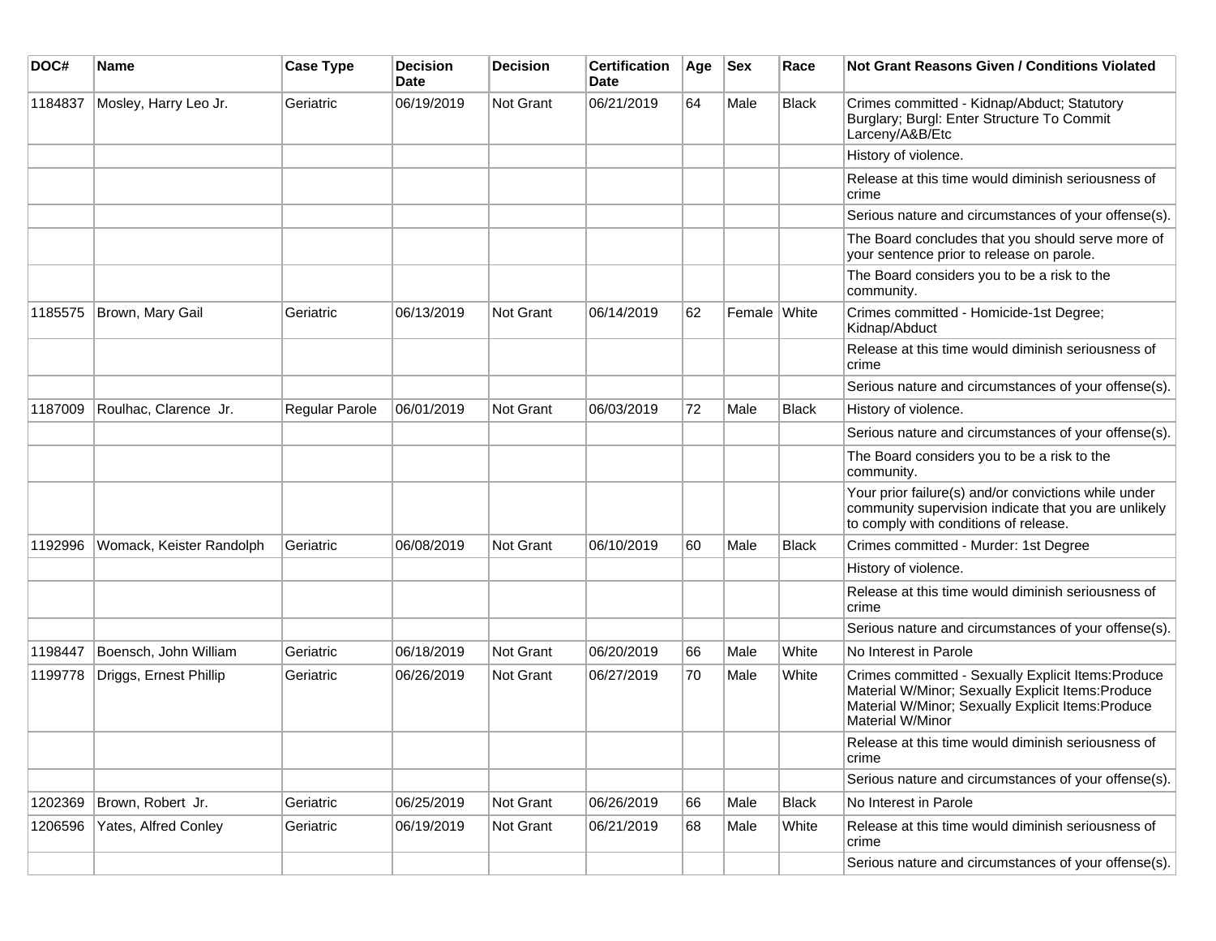| DOC# | Name | Case Type | Decision Date | Decision | Certification Date | Age | Sex | Race | Not Grant Reasons Given / Conditions Violated |
|---|---|---|---|---|---|---|---|---|---|
| 1184837 | Mosley, Harry Leo Jr. | Geriatric | 06/19/2019 | Not Grant | 06/21/2019 | 64 | Male | Black | Crimes committed - Kidnap/Abduct; Statutory Burglary; Burgl: Enter Structure To Commit Larceny/A&B/Etc |
| | | | | | | | | | History of violence. |
| | | | | | | | | | Release at this time would diminish seriousness of crime |
| | | | | | | | | | Serious nature and circumstances of your offense(s). |
| | | | | | | | | | The Board concludes that you should serve more of your sentence prior to release on parole. |
| | | | | | | | | | The Board considers you to be a risk to the community. |
| 1185575 | Brown, Mary Gail | Geriatric | 06/13/2019 | Not Grant | 06/14/2019 | 62 | Female | White | Crimes committed - Homicide-1st Degree; Kidnap/Abduct |
| | | | | | | | | | Release at this time would diminish seriousness of crime |
| | | | | | | | | | Serious nature and circumstances of your offense(s). |
| 1187009 | Roulhac, Clarence Jr. | Regular Parole | 06/01/2019 | Not Grant | 06/03/2019 | 72 | Male | Black | History of violence. |
| | | | | | | | | | Serious nature and circumstances of your offense(s). |
| | | | | | | | | | The Board considers you to be a risk to the community. |
| | | | | | | | | | Your prior failure(s) and/or convictions while under community supervision indicate that you are unlikely to comply with conditions of release. |
| 1192996 | Womack, Keister Randolph | Geriatric | 06/08/2019 | Not Grant | 06/10/2019 | 60 | Male | Black | Crimes committed - Murder: 1st Degree |
| | | | | | | | | | History of violence. |
| | | | | | | | | | Release at this time would diminish seriousness of crime |
| | | | | | | | | | Serious nature and circumstances of your offense(s). |
| 1198447 | Boensch, John William | Geriatric | 06/18/2019 | Not Grant | 06/20/2019 | 66 | Male | White | No Interest in Parole |
| 1199778 | Driggs, Ernest Phillip | Geriatric | 06/26/2019 | Not Grant | 06/27/2019 | 70 | Male | White | Crimes committed - Sexually Explicit Items:Produce Material W/Minor; Sexually Explicit Items:Produce Material W/Minor; Sexually Explicit Items:Produce Material W/Minor |
| | | | | | | | | | Release at this time would diminish seriousness of crime |
| | | | | | | | | | Serious nature and circumstances of your offense(s). |
| 1202369 | Brown, Robert Jr. | Geriatric | 06/25/2019 | Not Grant | 06/26/2019 | 66 | Male | Black | No Interest in Parole |
| 1206596 | Yates, Alfred Conley | Geriatric | 06/19/2019 | Not Grant | 06/21/2019 | 68 | Male | White | Release at this time would diminish seriousness of crime |
| | | | | | | | | | Serious nature and circumstances of your offense(s). |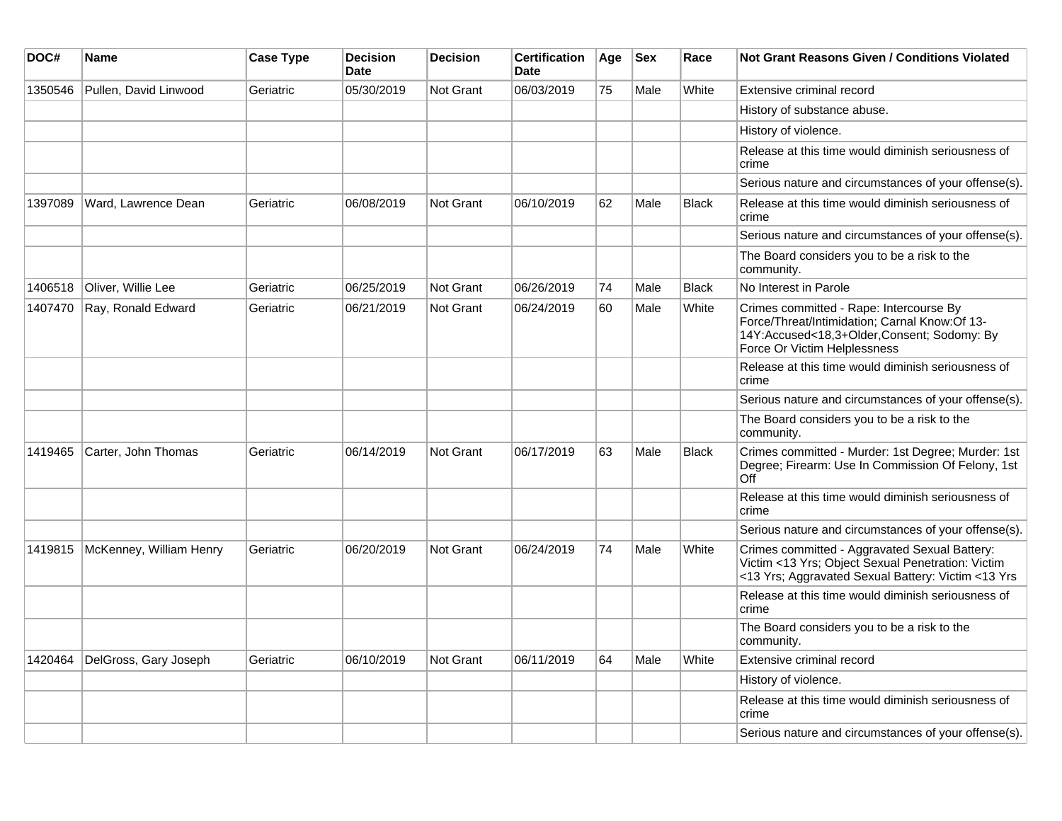| DOC# | Name | Case Type | Decision Date | Decision | Certification Date | Age | Sex | Race | Not Grant Reasons Given / Conditions Violated |
|---|---|---|---|---|---|---|---|---|---|
| 1350546 | Pullen, David Linwood | Geriatric | 05/30/2019 | Not Grant | 06/03/2019 | 75 | Male | White | Extensive criminal record |
| | | | | | | | | | History of substance abuse. |
| | | | | | | | | | History of violence. |
| | | | | | | | | | Release at this time would diminish seriousness of crime |
| | | | | | | | | | Serious nature and circumstances of your offense(s). |
| 1397089 | Ward, Lawrence Dean | Geriatric | 06/08/2019 | Not Grant | 06/10/2019 | 62 | Male | Black | Release at this time would diminish seriousness of crime |
| | | | | | | | | | Serious nature and circumstances of your offense(s). |
| | | | | | | | | | The Board considers you to be a risk to the community. |
| 1406518 | Oliver, Willie Lee | Geriatric | 06/25/2019 | Not Grant | 06/26/2019 | 74 | Male | Black | No Interest in Parole |
| 1407470 | Ray, Ronald Edward | Geriatric | 06/21/2019 | Not Grant | 06/24/2019 | 60 | Male | White | Crimes committed - Rape: Intercourse By Force/Threat/Intimidation; Carnal Know:Of 13-14Y:Accused<18,3+Older,Consent; Sodomy: By Force Or Victim Helplessness |
| | | | | | | | | | Release at this time would diminish seriousness of crime |
| | | | | | | | | | Serious nature and circumstances of your offense(s). |
| | | | | | | | | | The Board considers you to be a risk to the community. |
| 1419465 | Carter, John Thomas | Geriatric | 06/14/2019 | Not Grant | 06/17/2019 | 63 | Male | Black | Crimes committed - Murder: 1st Degree; Murder: 1st Degree; Firearm: Use In Commission Of Felony, 1st Off |
| | | | | | | | | | Release at this time would diminish seriousness of crime |
| | | | | | | | | | Serious nature and circumstances of your offense(s). |
| 1419815 | McKenney, William Henry | Geriatric | 06/20/2019 | Not Grant | 06/24/2019 | 74 | Male | White | Crimes committed - Aggravated Sexual Battery: Victim <13 Yrs; Object Sexual Penetration: Victim <13 Yrs; Aggravated Sexual Battery: Victim <13 Yrs |
| | | | | | | | | | Release at this time would diminish seriousness of crime |
| | | | | | | | | | The Board considers you to be a risk to the community. |
| 1420464 | DelGross, Gary Joseph | Geriatric | 06/10/2019 | Not Grant | 06/11/2019 | 64 | Male | White | Extensive criminal record |
| | | | | | | | | | History of violence. |
| | | | | | | | | | Release at this time would diminish seriousness of crime |
| | | | | | | | | | Serious nature and circumstances of your offense(s). |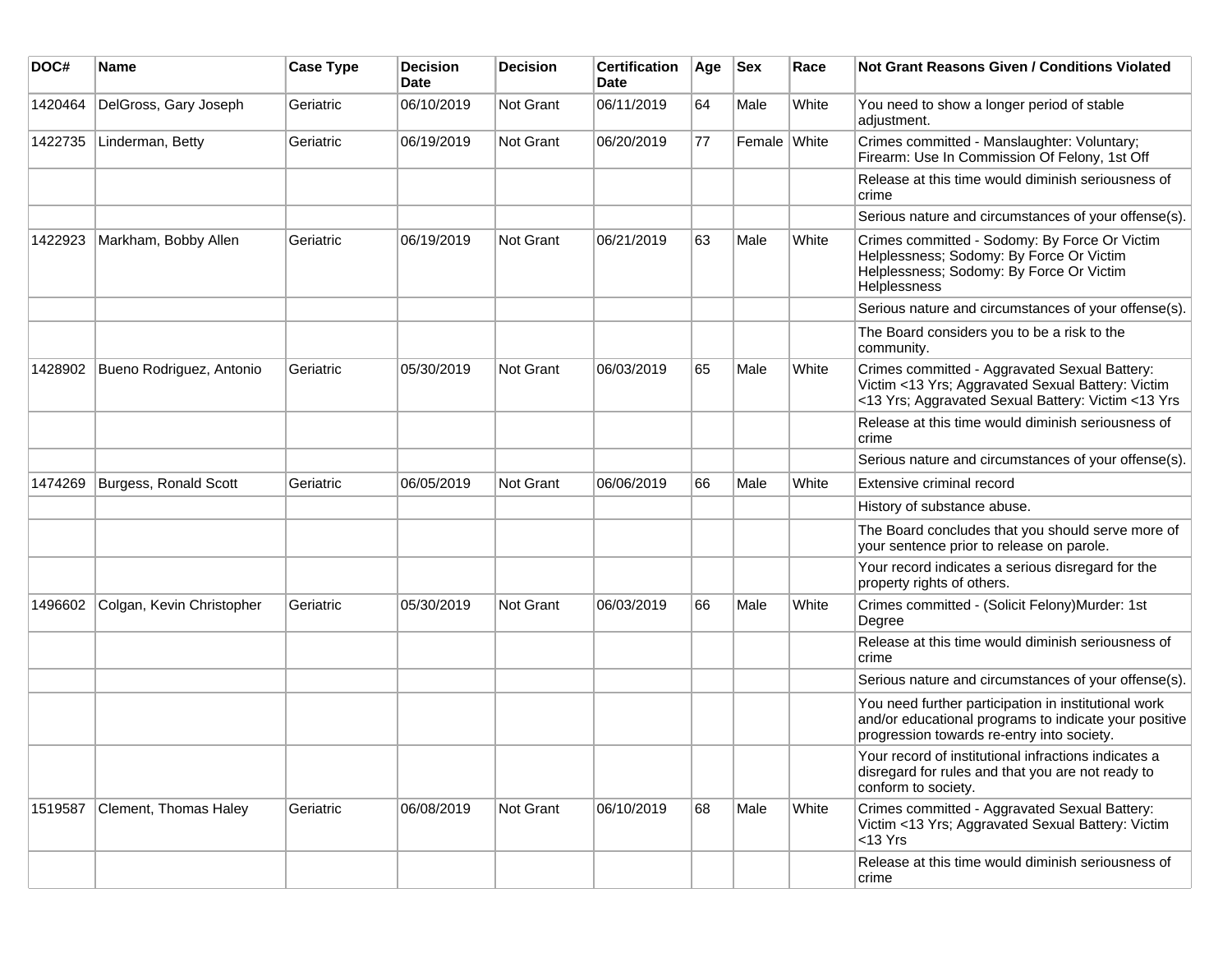| DOC# | Name | Case Type | Decision Date | Decision | Certification Date | Age | Sex | Race | Not Grant Reasons Given / Conditions Violated |
|---|---|---|---|---|---|---|---|---|---|
| 1420464 | DelGross, Gary Joseph | Geriatric | 06/10/2019 | Not Grant | 06/11/2019 | 64 | Male | White | You need to show a longer period of stable adjustment. |
| 1422735 | Linderman, Betty | Geriatric | 06/19/2019 | Not Grant | 06/20/2019 | 77 | Female | White | Crimes committed - Manslaughter: Voluntary; Firearm: Use In Commission Of Felony, 1st Off |
| | | | | | | | | | Release at this time would diminish seriousness of crime |
| | | | | | | | | | Serious nature and circumstances of your offense(s). |
| 1422923 | Markham, Bobby Allen | Geriatric | 06/19/2019 | Not Grant | 06/21/2019 | 63 | Male | White | Crimes committed - Sodomy: By Force Or Victim Helplessness; Sodomy: By Force Or Victim Helplessness; Sodomy: By Force Or Victim Helplessness |
| | | | | | | | | | Serious nature and circumstances of your offense(s). |
| | | | | | | | | | The Board considers you to be a risk to the community. |
| 1428902 | Bueno Rodriguez, Antonio | Geriatric | 05/30/2019 | Not Grant | 06/03/2019 | 65 | Male | White | Crimes committed - Aggravated Sexual Battery: Victim <13 Yrs; Aggravated Sexual Battery: Victim <13 Yrs; Aggravated Sexual Battery: Victim <13 Yrs |
| | | | | | | | | | Release at this time would diminish seriousness of crime |
| | | | | | | | | | Serious nature and circumstances of your offense(s). |
| 1474269 | Burgess, Ronald Scott | Geriatric | 06/05/2019 | Not Grant | 06/06/2019 | 66 | Male | White | Extensive criminal record |
| | | | | | | | | | History of substance abuse. |
| | | | | | | | | | The Board concludes that you should serve more of your sentence prior to release on parole. |
| | | | | | | | | | Your record indicates a serious disregard for the property rights of others. |
| 1496602 | Colgan, Kevin Christopher | Geriatric | 05/30/2019 | Not Grant | 06/03/2019 | 66 | Male | White | Crimes committed - (Solicit Felony)Murder: 1st Degree |
| | | | | | | | | | Release at this time would diminish seriousness of crime |
| | | | | | | | | | Serious nature and circumstances of your offense(s). |
| | | | | | | | | | You need further participation in institutional work and/or educational programs to indicate your positive progression towards re-entry into society. |
| | | | | | | | | | Your record of institutional infractions indicates a disregard for rules and that you are not ready to conform to society. |
| 1519587 | Clement, Thomas Haley | Geriatric | 06/08/2019 | Not Grant | 06/10/2019 | 68 | Male | White | Crimes committed - Aggravated Sexual Battery: Victim <13 Yrs; Aggravated Sexual Battery: Victim <13 Yrs |
| | | | | | | | | | Release at this time would diminish seriousness of crime |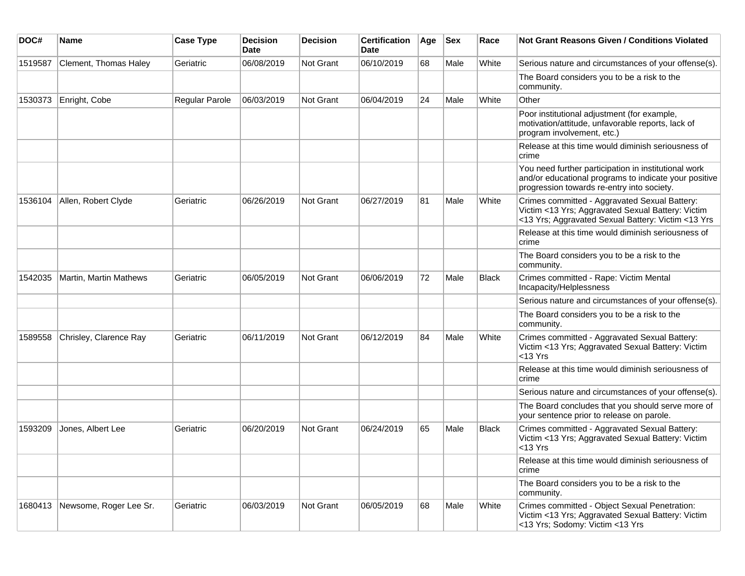| DOC# | Name | Case Type | Decision Date | Decision | Certification Date | Age | Sex | Race | Not Grant Reasons Given / Conditions Violated |
|---|---|---|---|---|---|---|---|---|---|
| 1519587 | Clement, Thomas Haley | Geriatric | 06/08/2019 | Not Grant | 06/10/2019 | 68 | Male | White | Serious nature and circumstances of your offense(s). |
| | | | | | | | | | The Board considers you to be a risk to the community. |
| 1530373 | Enright, Cobe | Regular Parole | 06/03/2019 | Not Grant | 06/04/2019 | 24 | Male | White | Other |
| | | | | | | | | | Poor institutional adjustment (for example, motivation/attitude, unfavorable reports, lack of program involvement, etc.) |
| | | | | | | | | | Release at this time would diminish seriousness of crime |
| | | | | | | | | | You need further participation in institutional work and/or educational programs to indicate your positive progression towards re-entry into society. |
| 1536104 | Allen, Robert Clyde | Geriatric | 06/26/2019 | Not Grant | 06/27/2019 | 81 | Male | White | Crimes committed - Aggravated Sexual Battery: Victim <13 Yrs; Aggravated Sexual Battery: Victim <13 Yrs; Aggravated Sexual Battery: Victim <13 Yrs |
| | | | | | | | | | Release at this time would diminish seriousness of crime |
| | | | | | | | | | The Board considers you to be a risk to the community. |
| 1542035 | Martin, Martin Mathews | Geriatric | 06/05/2019 | Not Grant | 06/06/2019 | 72 | Male | Black | Crimes committed - Rape: Victim Mental Incapacity/Helplessness |
| | | | | | | | | | Serious nature and circumstances of your offense(s). |
| | | | | | | | | | The Board considers you to be a risk to the community. |
| 1589558 | Chrisley, Clarence Ray | Geriatric | 06/11/2019 | Not Grant | 06/12/2019 | 84 | Male | White | Crimes committed - Aggravated Sexual Battery: Victim <13 Yrs; Aggravated Sexual Battery: Victim <13 Yrs |
| | | | | | | | | | Release at this time would diminish seriousness of crime |
| | | | | | | | | | Serious nature and circumstances of your offense(s). |
| | | | | | | | | | The Board concludes that you should serve more of your sentence prior to release on parole. |
| 1593209 | Jones, Albert Lee | Geriatric | 06/20/2019 | Not Grant | 06/24/2019 | 65 | Male | Black | Crimes committed - Aggravated Sexual Battery: Victim <13 Yrs; Aggravated Sexual Battery: Victim <13 Yrs |
| | | | | | | | | | Release at this time would diminish seriousness of crime |
| | | | | | | | | | The Board considers you to be a risk to the community. |
| 1680413 | Newsome, Roger Lee Sr. | Geriatric | 06/03/2019 | Not Grant | 06/05/2019 | 68 | Male | White | Crimes committed - Object Sexual Penetration: Victim <13 Yrs; Aggravated Sexual Battery: Victim <13 Yrs; Sodomy: Victim <13 Yrs |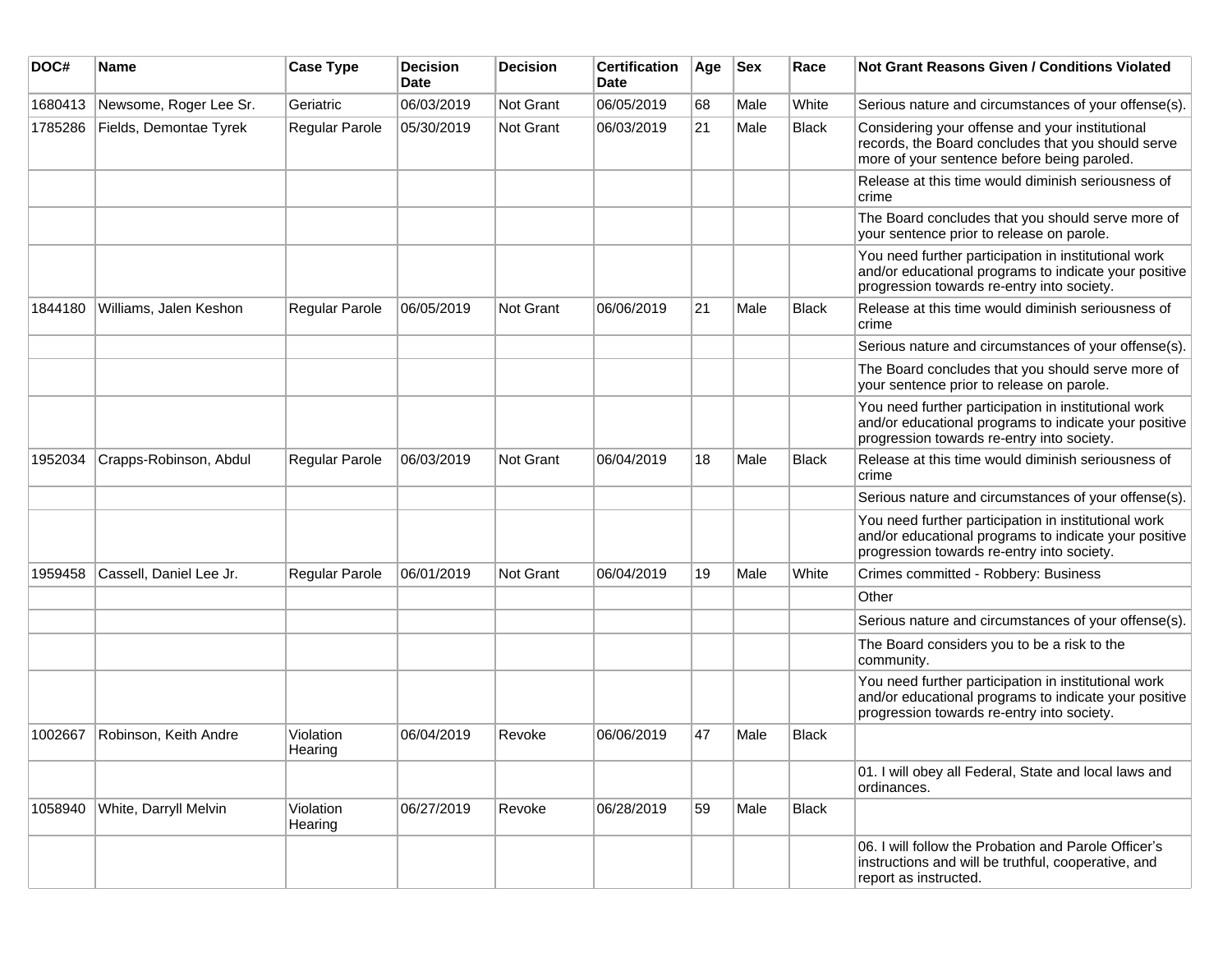| DOC# | Name | Case Type | Decision Date | Decision | Certification Date | Age | Sex | Race | Not Grant Reasons Given / Conditions Violated |
|---|---|---|---|---|---|---|---|---|---|
| 1680413 | Newsome, Roger Lee Sr. | Geriatric | 06/03/2019 | Not Grant | 06/05/2019 | 68 | Male | White | Serious nature and circumstances of your offense(s). |
| 1785286 | Fields, Demontae Tyrek | Regular Parole | 05/30/2019 | Not Grant | 06/03/2019 | 21 | Male | Black | Considering your offense and your institutional records, the Board concludes that you should serve more of your sentence before being paroled. |
| | | | | | | | | | Release at this time would diminish seriousness of crime |
| | | | | | | | | | The Board concludes that you should serve more of your sentence prior to release on parole. |
| | | | | | | | | | You need further participation in institutional work and/or educational programs to indicate your positive progression towards re-entry into society. |
| 1844180 | Williams, Jalen Keshon | Regular Parole | 06/05/2019 | Not Grant | 06/06/2019 | 21 | Male | Black | Release at this time would diminish seriousness of crime |
| | | | | | | | | | Serious nature and circumstances of your offense(s). |
| | | | | | | | | | The Board concludes that you should serve more of your sentence prior to release on parole. |
| | | | | | | | | | You need further participation in institutional work and/or educational programs to indicate your positive progression towards re-entry into society. |
| 1952034 | Crapps-Robinson, Abdul | Regular Parole | 06/03/2019 | Not Grant | 06/04/2019 | 18 | Male | Black | Release at this time would diminish seriousness of crime |
| | | | | | | | | | Serious nature and circumstances of your offense(s). |
| | | | | | | | | | You need further participation in institutional work and/or educational programs to indicate your positive progression towards re-entry into society. |
| 1959458 | Cassell, Daniel Lee Jr. | Regular Parole | 06/01/2019 | Not Grant | 06/04/2019 | 19 | Male | White | Crimes committed - Robbery: Business |
| | | | | | | | | | Other |
| | | | | | | | | | Serious nature and circumstances of your offense(s). |
| | | | | | | | | | The Board considers you to be a risk to the community. |
| | | | | | | | | | You need further participation in institutional work and/or educational programs to indicate your positive progression towards re-entry into society. |
| 1002667 | Robinson, Keith Andre | Violation Hearing | 06/04/2019 | Revoke | 06/06/2019 | 47 | Male | Black | |
| | | | | | | | | | 01. I will obey all Federal, State and local laws and ordinances. |
| 1058940 | White, Darryll Melvin | Violation Hearing | 06/27/2019 | Revoke | 06/28/2019 | 59 | Male | Black | |
| | | | | | | | | | 06. I will follow the Probation and Parole Officer's instructions and will be truthful, cooperative, and report as instructed. |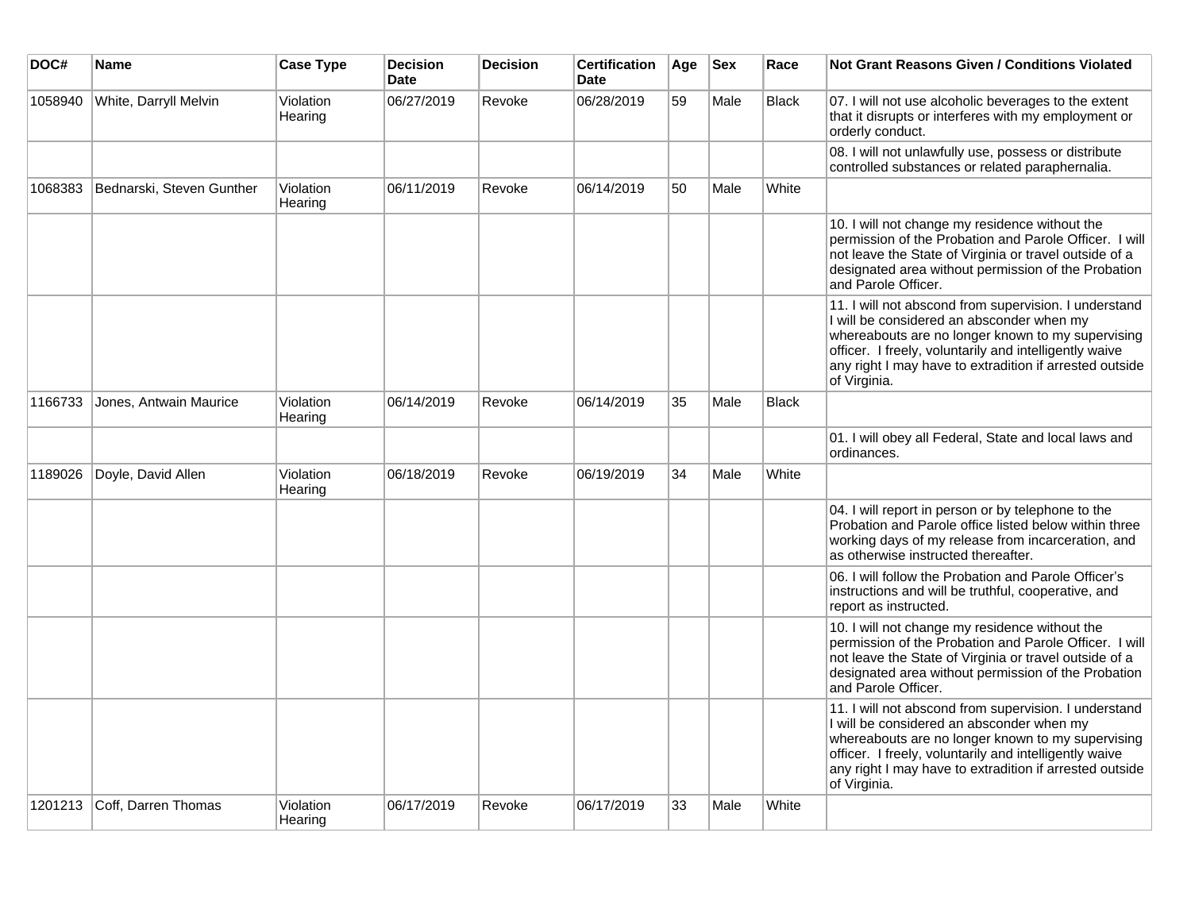| DOC# | Name | Case Type | Decision Date | Decision | Certification Date | Age | Sex | Race | Not Grant Reasons Given / Conditions Violated |
|---|---|---|---|---|---|---|---|---|---|
| 1058940 | White, Darryll Melvin | Violation Hearing | 06/27/2019 | Revoke | 06/28/2019 | 59 | Male | Black | 07. I will not use alcoholic beverages to the extent that it disrupts or interferes with my employment or orderly conduct. |
| | | | | | | | | | 08. I will not unlawfully use, possess or distribute controlled substances or related paraphernalia. |
| 1068383 | Bednarski, Steven Gunther | Violation Hearing | 06/11/2019 | Revoke | 06/14/2019 | 50 | Male | White | |
| | | | | | | | | | 10. I will not change my residence without the permission of the Probation and Parole Officer. I will not leave the State of Virginia or travel outside of a designated area without permission of the Probation and Parole Officer. |
| | | | | | | | | | 11. I will not abscond from supervision. I understand I will be considered an absconder when my whereabouts are no longer known to my supervising officer. I freely, voluntarily and intelligently waive any right I may have to extradition if arrested outside of Virginia. |
| 1166733 | Jones, Antwain Maurice | Violation Hearing | 06/14/2019 | Revoke | 06/14/2019 | 35 | Male | Black | |
| | | | | | | | | | 01. I will obey all Federal, State and local laws and ordinances. |
| 1189026 | Doyle, David Allen | Violation Hearing | 06/18/2019 | Revoke | 06/19/2019 | 34 | Male | White | |
| | | | | | | | | | 04. I will report in person or by telephone to the Probation and Parole office listed below within three working days of my release from incarceration, and as otherwise instructed thereafter. |
| | | | | | | | | | 06. I will follow the Probation and Parole Officer's instructions and will be truthful, cooperative, and report as instructed. |
| | | | | | | | | | 10. I will not change my residence without the permission of the Probation and Parole Officer. I will not leave the State of Virginia or travel outside of a designated area without permission of the Probation and Parole Officer. |
| | | | | | | | | | 11. I will not abscond from supervision. I understand I will be considered an absconder when my whereabouts are no longer known to my supervising officer. I freely, voluntarily and intelligently waive any right I may have to extradition if arrested outside of Virginia. |
| 1201213 | Coff, Darren Thomas | Violation Hearing | 06/17/2019 | Revoke | 06/17/2019 | 33 | Male | White | |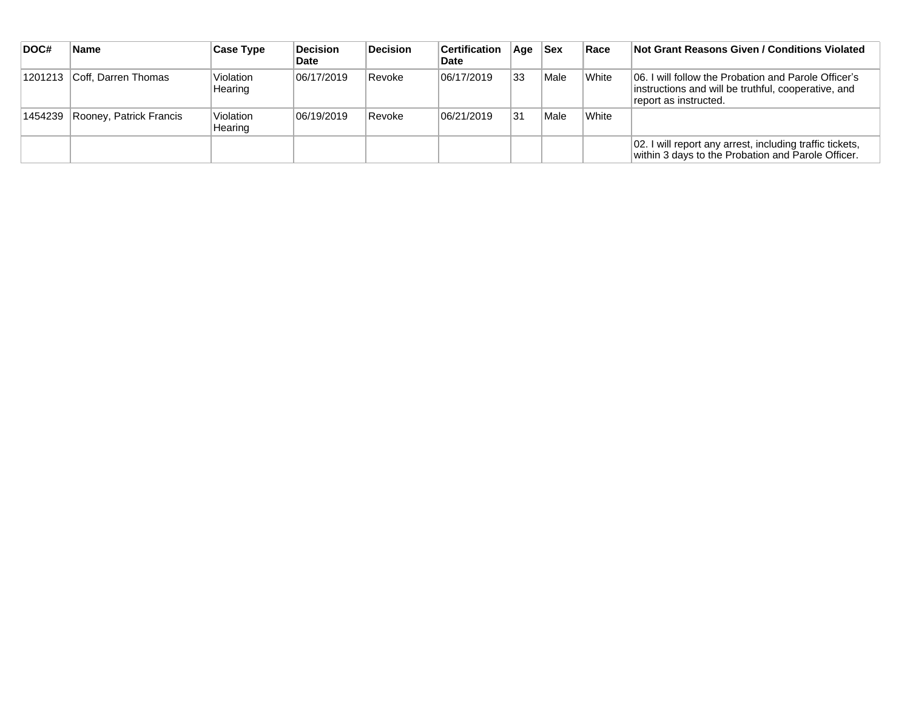| DOC# | Name | Case Type | Decision Date | Decision | Certification Date | Age | Sex | Race | Not Grant Reasons Given / Conditions Violated |
|---|---|---|---|---|---|---|---|---|---|
| 1201213 | Coff, Darren Thomas | Violation Hearing | 06/17/2019 | Revoke | 06/17/2019 | 33 | Male | White | 06. I will follow the Probation and Parole Officer's instructions and will be truthful, cooperative, and report as instructed. |
| 1454239 | Rooney, Patrick Francis | Violation Hearing | 06/19/2019 | Revoke | 06/21/2019 | 31 | Male | White | |
| | | | | | | | | | 02. I will report any arrest, including traffic tickets, within 3 days to the Probation and Parole Officer. |